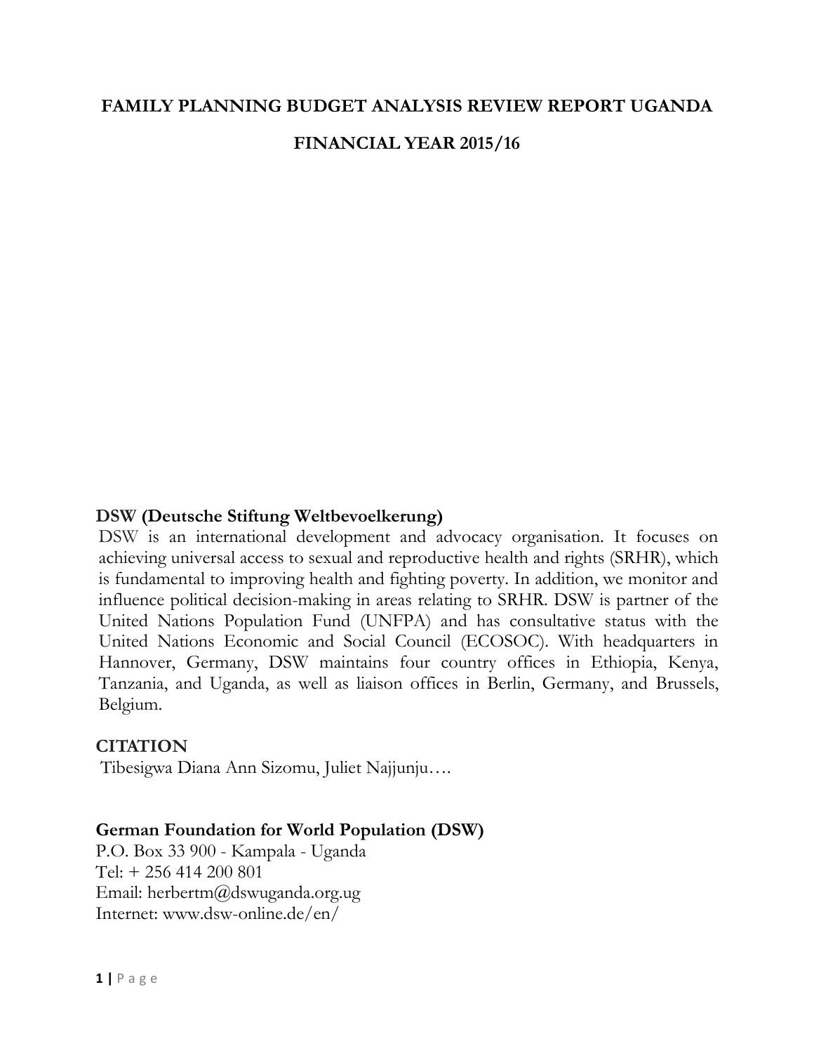# FAMILY PLANNING BUDGET ANALYSIS REVIEW REPORT UGANDA

# FINANCIAL YEAR 2015/16

**DSW (Deutsche Stiftung Weltbevoelkerung)**

DSW is an international development and advocacy organisation. It focuses on achieving universal access to sexual and reproductive health and rights (SRHR), which is fundamental to improving health and fighting poverty. In addition, we monitor and influence political decision-making in areas relating to SRHR. DSW is partner of the United Nations Population Fund (UNFPA) and has consultative status with the United Nations Economic and Social Council (ECOSOC). With headquarters in Hannover, Germany, DSW maintains four country offices in Ethiopia, Kenya, Tanzania, and Uganda, as well as liaison offices in Berlin, Germany, and Brussels, Belgium.

## CITATION

Tibesigwa Diana Ann Sizomu, Juliet Najjunju….

**German Foundation for World Population (DSW)**

P.O. Box 33 900 - Kampala - Uganda
Tel: + 256 414 200 801
Email: herbertm@dswuganda.org.ug
Internet: www.dsw-online.de/en/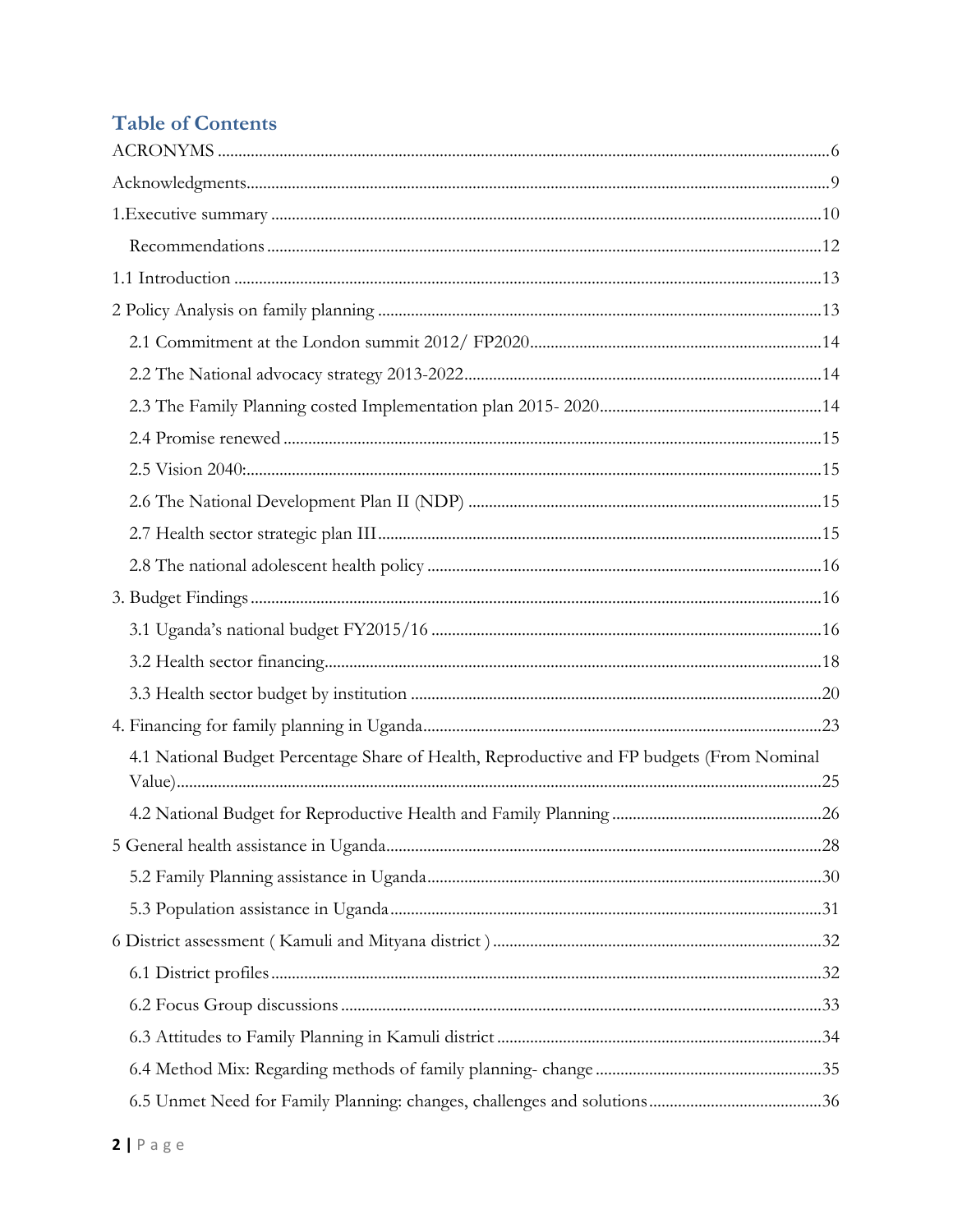## Table of Contents

ACRONYMS .......... 6

Acknowledgments .......... 9

1.Executive summary .......... 10

- Recommendations .......... 12

1.1 Introduction .......... 13

2 Policy Analysis on family planning .......... 13

- 2.1 Commitment at the London summit 2012/ FP2020 .......... 14
- 2.2 The National advocacy strategy 2013-2022 .......... 14
- 2.3 The Family Planning costed Implementation plan 2015- 2020 .......... 14
- 2.4 Promise renewed .......... 15
- 2.5 Vision 2040: .......... 15
- 2.6 The National Development Plan II (NDP) .......... 15
- 2.7 Health sector strategic plan III .......... 15
- 2.8 The national adolescent health policy .......... 16

3. Budget Findings .......... 16

- 3.1 Uganda's national budget FY2015/16 .......... 16
- 3.2 Health sector financing .......... 18
- 3.3 Health sector budget by institution .......... 20

4. Financing for family planning in Uganda .......... 23

- 4.1 National Budget Percentage Share of Health, Reproductive and FP budgets (From Nominal Value) .......... 25
- 4.2 National Budget for Reproductive Health and Family Planning .......... 26

5 General health assistance in Uganda .......... 28

- 5.2 Family Planning assistance in Uganda .......... 30
- 5.3 Population assistance in Uganda .......... 31

6 District assessment ( Kamuli and Mityana district ) .......... 32

- 6.1 District profiles .......... 32
- 6.2 Focus Group discussions .......... 33
- 6.3 Attitudes to Family Planning in Kamuli district .......... 34
- 6.4 Method Mix: Regarding methods of family planning- change .......... 35
- 6.5 Unmet Need for Family Planning: changes, challenges and solutions .......... 36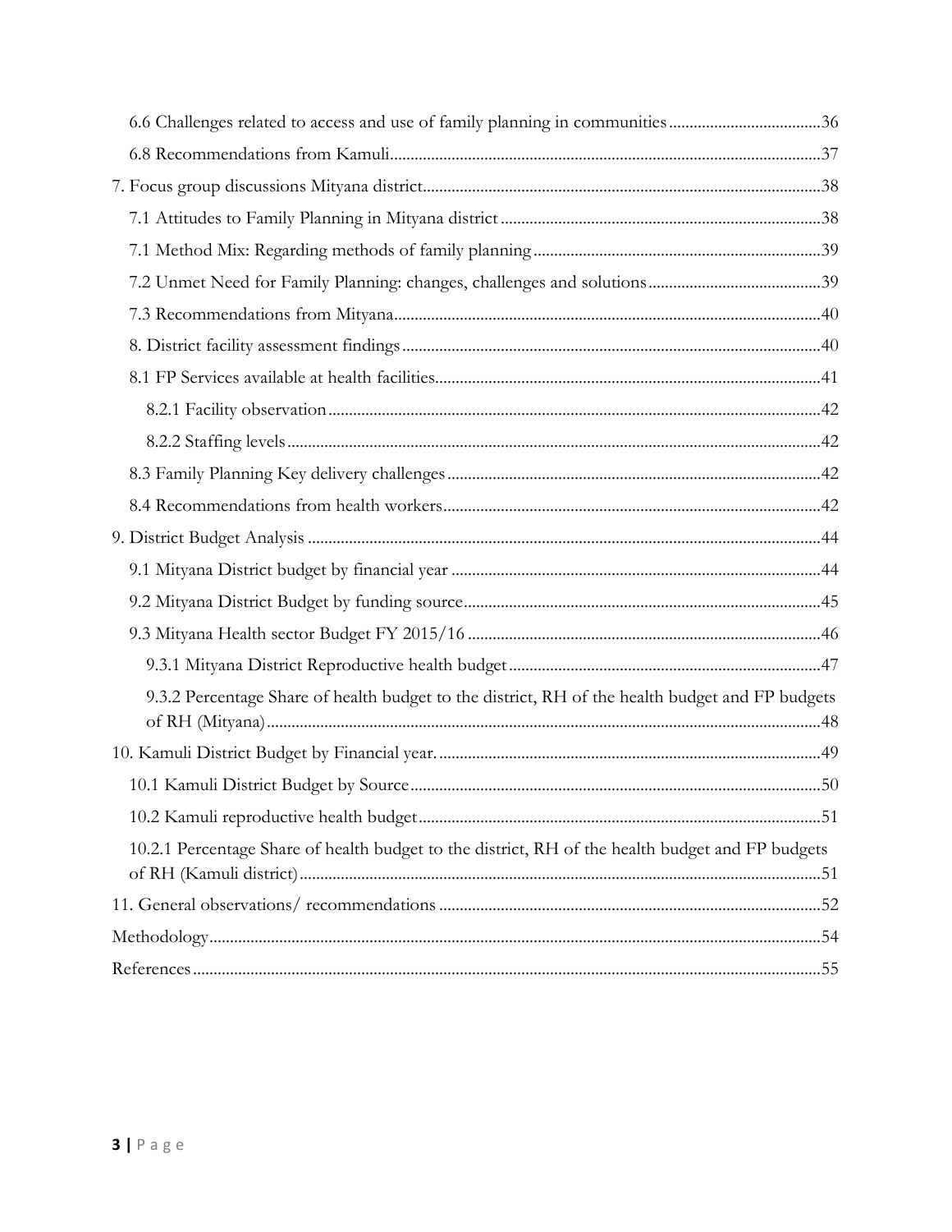6.6 Challenges related to access and use of family planning in communities.....36

6.8 Recommendations from Kamuli.....37

7. Focus group discussions Mityana district.....38

7.1 Attitudes to Family Planning in Mityana district.....38

7.1 Method Mix: Regarding methods of family planning.....39

7.2 Unmet Need for Family Planning: changes, challenges and solutions.....39

7.3 Recommendations from Mityana.....40

8. District facility assessment findings.....40

8.1 FP Services available at health facilities.....41

8.2.1 Facility observation.....42

8.2.2 Staffing levels.....42

8.3 Family Planning Key delivery challenges.....42

8.4 Recommendations from health workers.....42

9. District Budget Analysis.....44

9.1 Mityana District budget by financial year.....44

9.2 Mityana District Budget by funding source.....45

9.3 Mityana Health sector Budget FY 2015/16.....46

9.3.1 Mityana District Reproductive health budget.....47

9.3.2 Percentage Share of health budget to the district, RH of the health budget and FP budgets of RH (Mityana).....48

10. Kamuli District Budget by Financial year......49

10.1 Kamuli District Budget by Source.....50

10.2 Kamuli reproductive health budget.....51

10.2.1 Percentage Share of health budget to the district, RH of the health budget and FP budgets of RH (Kamuli district).....51

11. General observations/ recommendations.....52

Methodology.....54

References.....55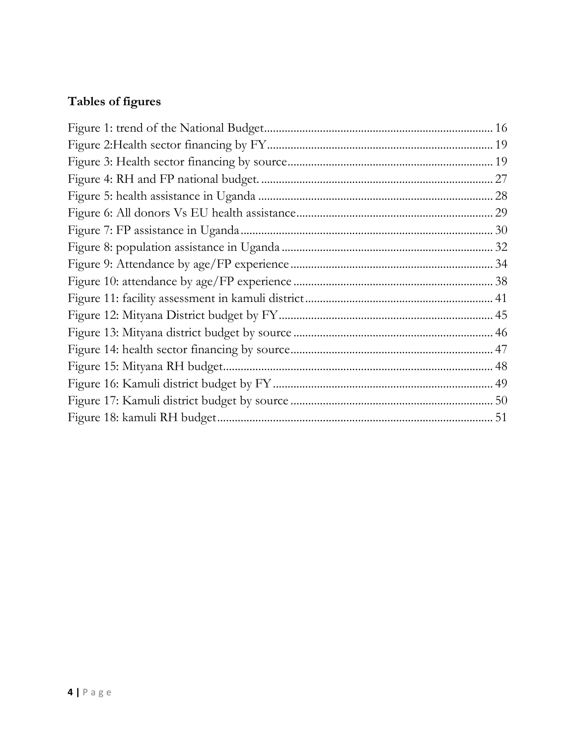## Tables of figures

Figure 1: trend of the National Budget ... 16
Figure 2:Health sector financing by FY ... 19
Figure 3: Health sector financing by source ... 19
Figure 4: RH and FP national budget. ... 27
Figure 5: health assistance in Uganda ... 28
Figure 6: All donors Vs EU health assistance ... 29
Figure 7: FP assistance in Uganda ... 30
Figure 8: population assistance in Uganda ... 32
Figure 9: Attendance by age/FP experience ... 34
Figure 10: attendance by age/FP experience ... 38
Figure 11: facility assessment in kamuli district ... 41
Figure 12: Mityana District budget by FY ... 45
Figure 13: Mityana district budget by source ... 46
Figure 14: health sector financing by source ... 47
Figure 15: Mityana RH budget ... 48
Figure 16: Kamuli district budget by FY ... 49
Figure 17: Kamuli district budget by source ... 50
Figure 18: kamuli RH budget ... 51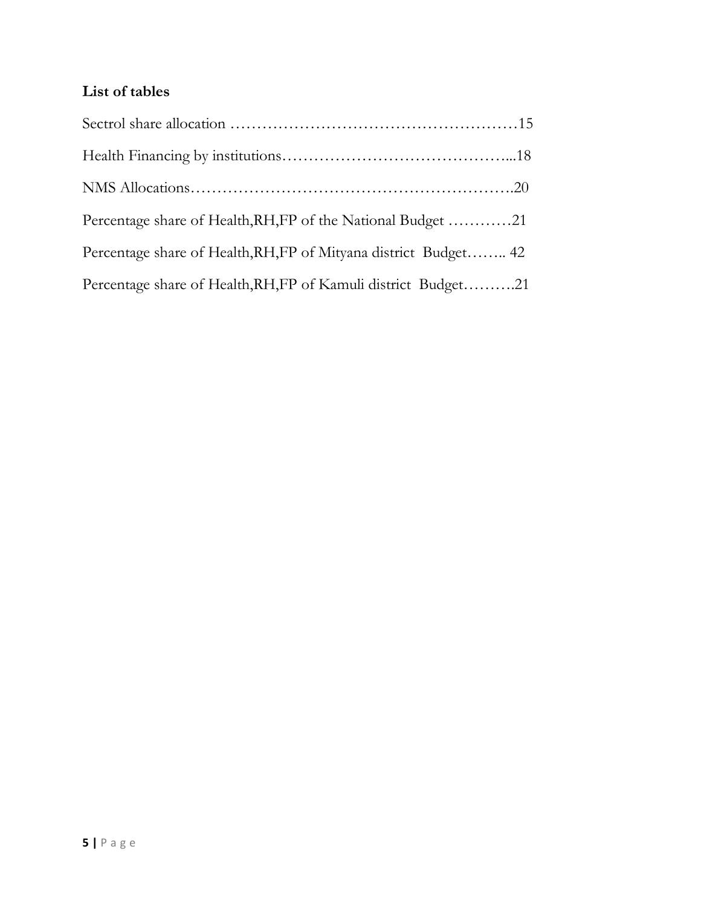## List of tables

Sectrol share allocation ……………………………………………………15

Health Financing by institutions……………………………………...18

NMS Allocations…………………………………………………….20

Percentage share of Health,RH,FP of the National Budget …………21

Percentage share of Health,RH,FP of Mityana district Budget…….. 42

Percentage share of Health,RH,FP of Kamuli district Budget……….21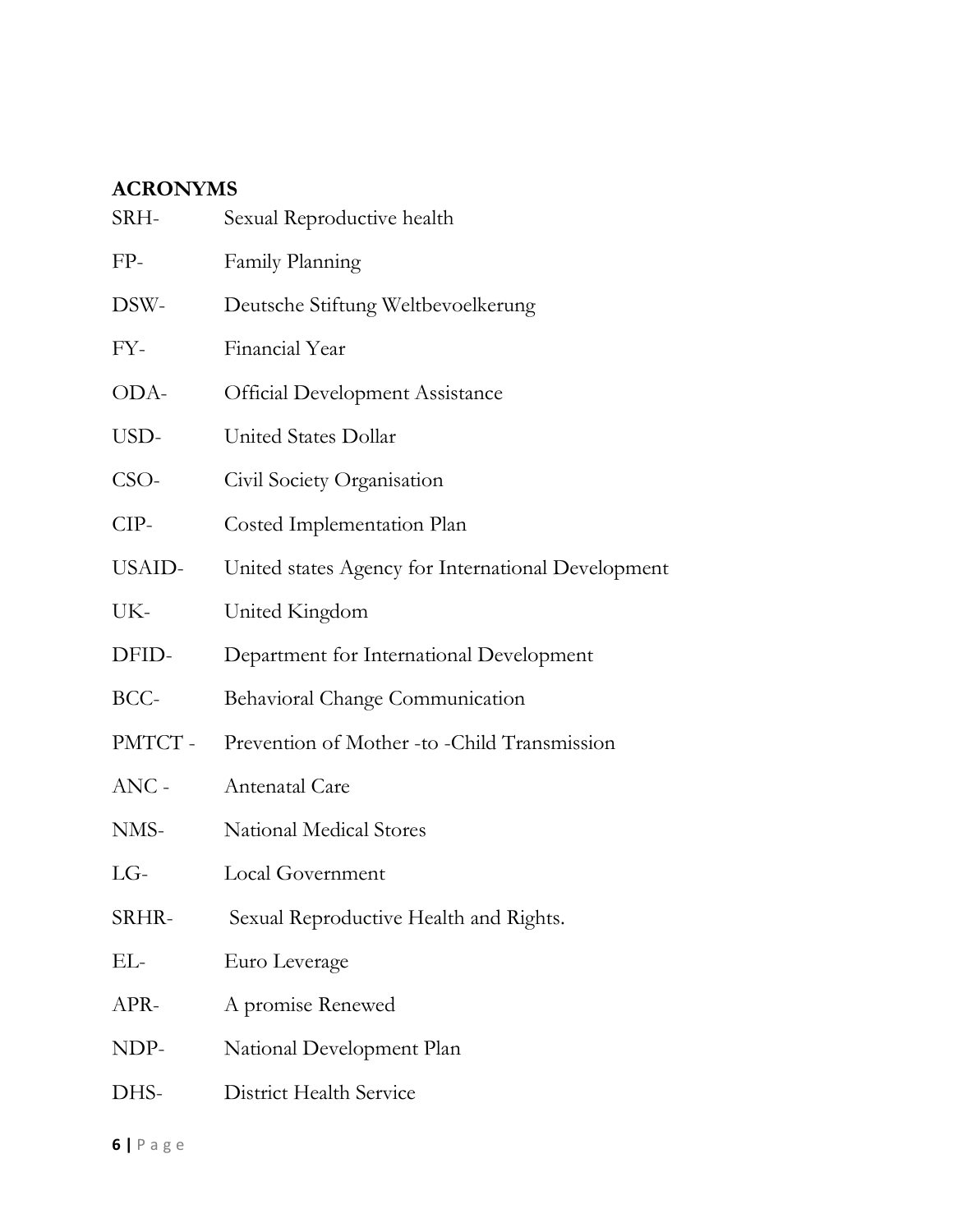## ACRONYMS

SRH- Sexual Reproductive health

FP- Family Planning

DSW- Deutsche Stiftung Weltbevoelkerung

FY- Financial Year

ODA- Official Development Assistance

USD- United States Dollar

CSO- Civil Society Organisation

CIP- Costed Implementation Plan

USAID- United states Agency for International Development

UK- United Kingdom

DFID- Department for International Development

BCC- Behavioral Change Communication

PMTCT - Prevention of Mother -to -Child Transmission

ANC - Antenatal Care

NMS- National Medical Stores

LG- Local Government

SRHR- Sexual Reproductive Health and Rights.

EL- Euro Leverage

APR- A promise Renewed

NDP- National Development Plan

DHS- District Health Service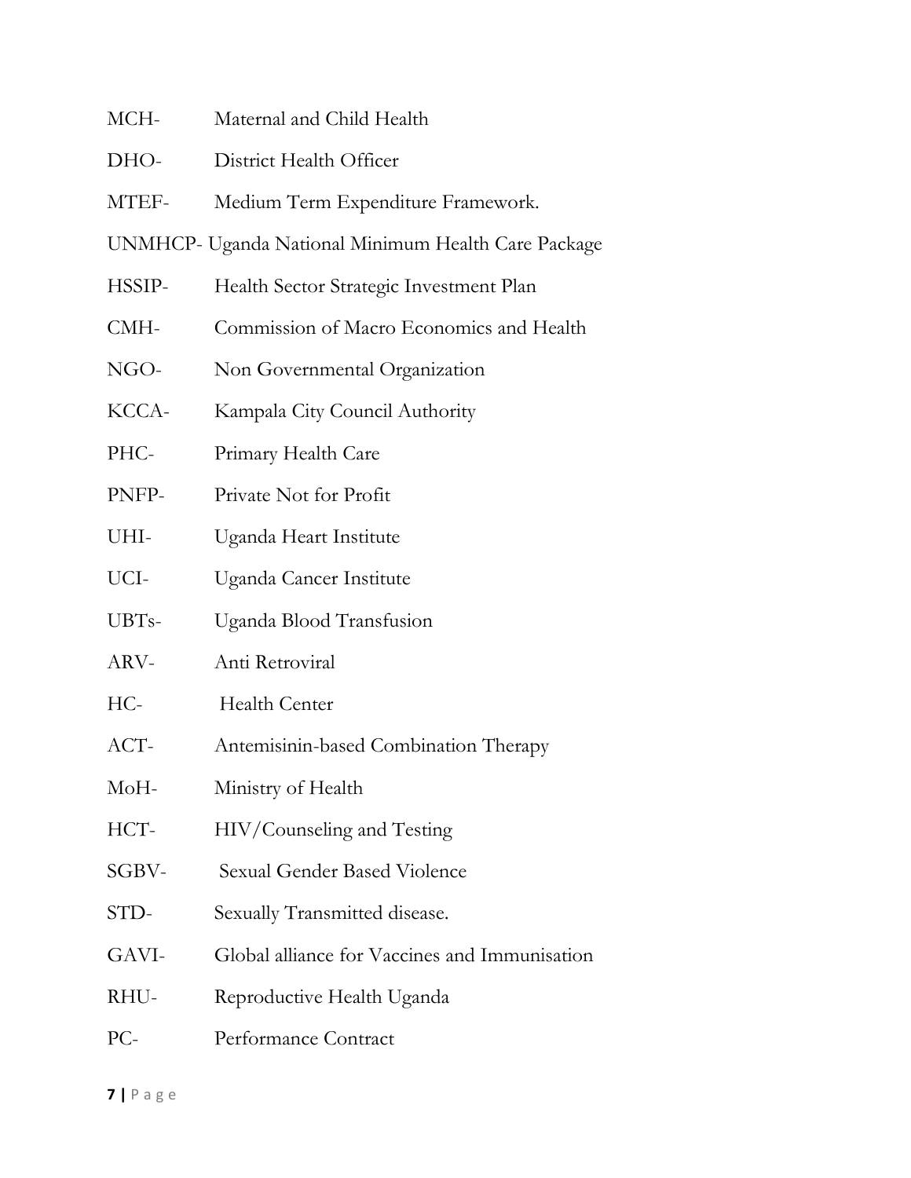MCH- Maternal and Child Health

DHO- District Health Officer

MTEF- Medium Term Expenditure Framework.

UNMHCP- Uganda National Minimum Health Care Package

HSSIP- Health Sector Strategic Investment Plan

CMH- Commission of Macro Economics and Health

NGO- Non Governmental Organization

KCCA- Kampala City Council Authority

PHC- Primary Health Care

PNFP- Private Not for Profit

UHI- Uganda Heart Institute

UCI- Uganda Cancer Institute

UBTs- Uganda Blood Transfusion

ARV- Anti Retroviral

HC- Health Center

ACT- Antemisinin-based Combination Therapy

MoH- Ministry of Health

HCT- HIV/Counseling and Testing

SGBV- Sexual Gender Based Violence

STD- Sexually Transmitted disease.

GAVI- Global alliance for Vaccines and Immunisation

RHU- Reproductive Health Uganda

PC- Performance Contract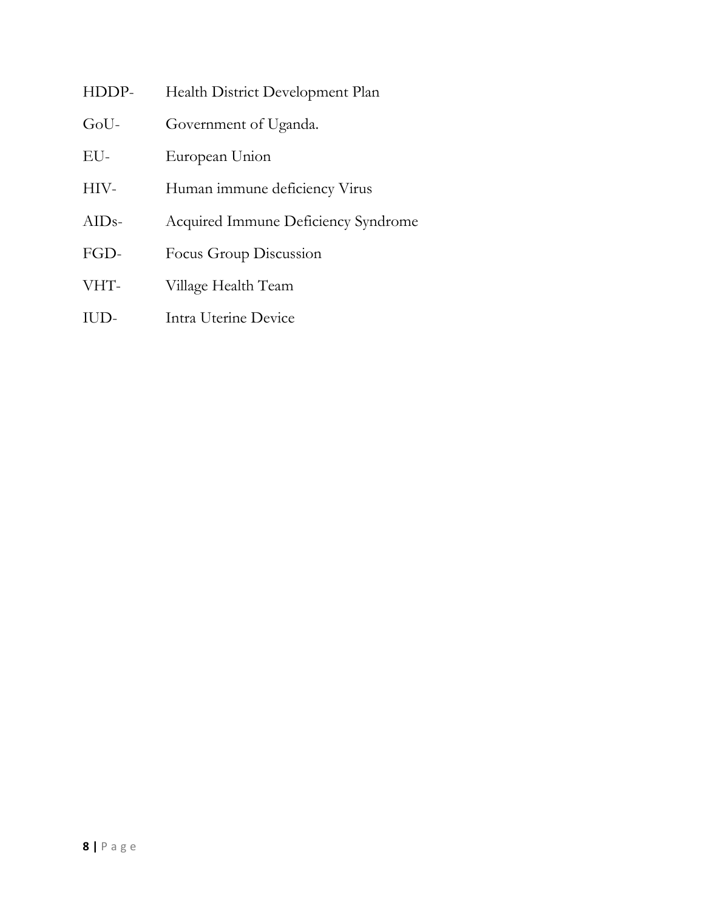HDDP- Health District Development Plan

GoU- Government of Uganda.

EU- European Union

HIV- Human immune deficiency Virus

AIDs- Acquired Immune Deficiency Syndrome

FGD- Focus Group Discussion

VHT- Village Health Team

IUD- Intra Uterine Device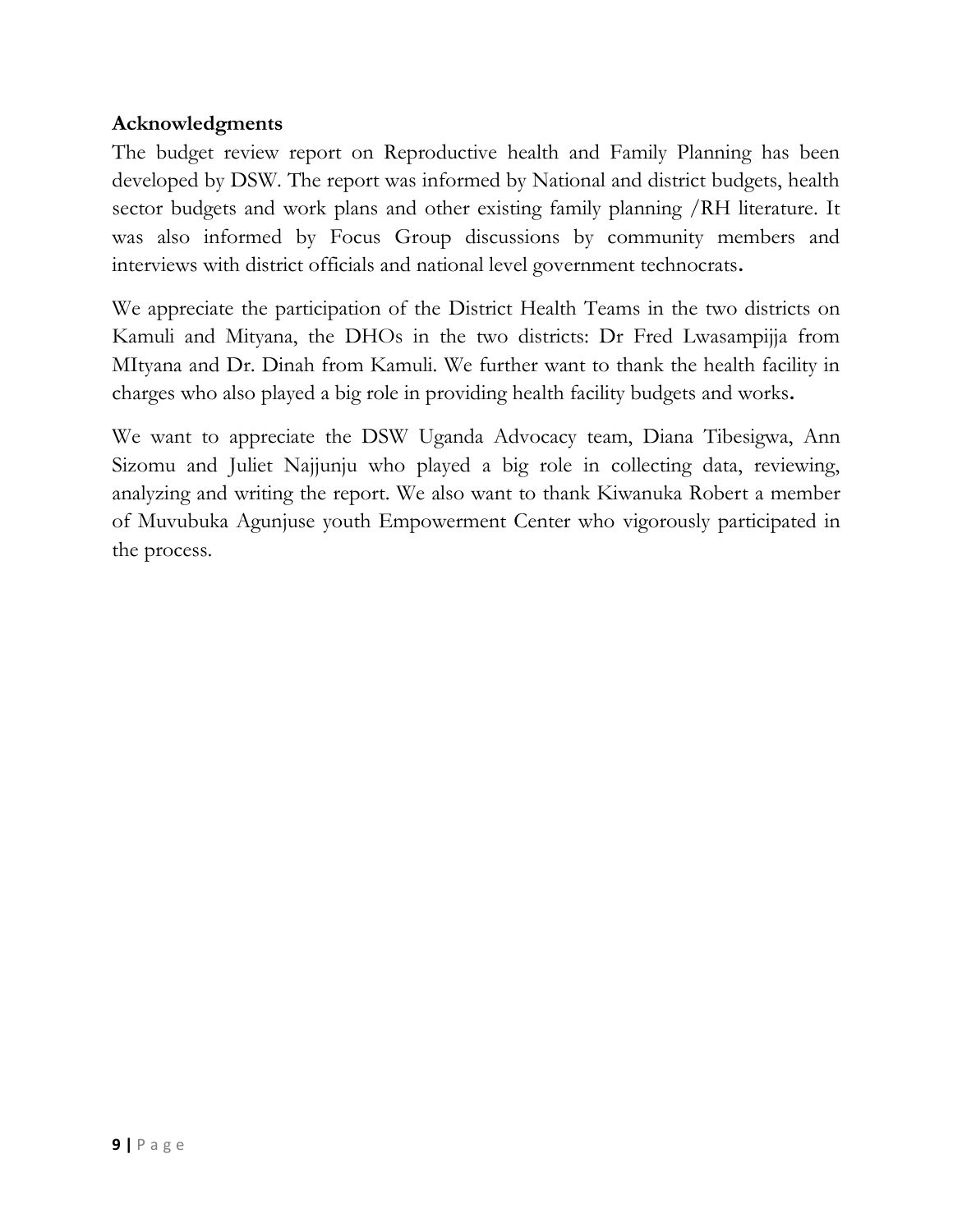## Acknowledgments

The budget review report on Reproductive health and Family Planning has been developed by DSW. The report was informed by National and district budgets, health sector budgets and work plans and other existing family planning /RH literature. It was also informed by Focus Group discussions by community members and interviews with district officials and national level government technocrats.

We appreciate the participation of the District Health Teams in the two districts on Kamuli and Mityana, the DHOs in the two districts: Dr Fred Lwasampijja from MItyana and Dr. Dinah from Kamuli. We further want to thank the health facility in charges who also played a big role in providing health facility budgets and works.

We want to appreciate the DSW Uganda Advocacy team, Diana Tibesigwa, Ann Sizomu and Juliet Najjunju who played a big role in collecting data, reviewing, analyzing and writing the report. We also want to thank Kiwanuka Robert a member of Muvubuka Agunjuse youth Empowerment Center who vigorously participated in the process.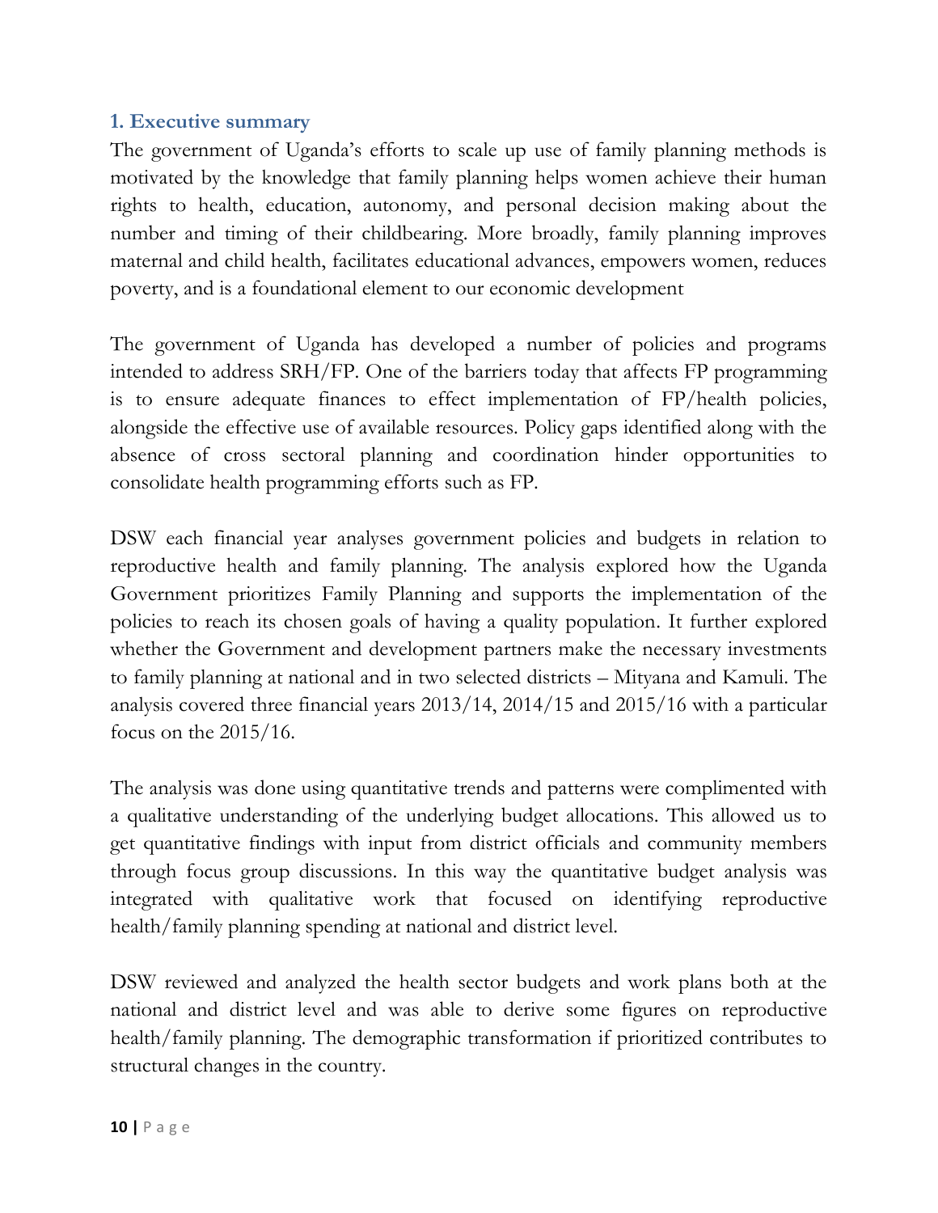## 1. Executive summary

The government of Uganda's efforts to scale up use of family planning methods is motivated by the knowledge that family planning helps women achieve their human rights to health, education, autonomy, and personal decision making about the number and timing of their childbearing. More broadly, family planning improves maternal and child health, facilitates educational advances, empowers women, reduces poverty, and is a foundational element to our economic development

The government of Uganda has developed a number of policies and programs intended to address SRH/FP. One of the barriers today that affects FP programming is to ensure adequate finances to effect implementation of FP/health policies, alongside the effective use of available resources. Policy gaps identified along with the absence of cross sectoral planning and coordination hinder opportunities to consolidate health programming efforts such as FP.

DSW each financial year analyses government policies and budgets in relation to reproductive health and family planning. The analysis explored how the Uganda Government prioritizes Family Planning and supports the implementation of the policies to reach its chosen goals of having a quality population. It further explored whether the Government and development partners make the necessary investments to family planning at national and in two selected districts – Mityana and Kamuli. The analysis covered three financial years 2013/14, 2014/15 and 2015/16 with a particular focus on the 2015/16.

The analysis was done using quantitative trends and patterns were complimented with a qualitative understanding of the underlying budget allocations. This allowed us to get quantitative findings with input from district officials and community members through focus group discussions. In this way the quantitative budget analysis was integrated with qualitative work that focused on identifying reproductive health/family planning spending at national and district level.

DSW reviewed and analyzed the health sector budgets and work plans both at the national and district level and was able to derive some figures on reproductive health/family planning. The demographic transformation if prioritized contributes to structural changes in the country.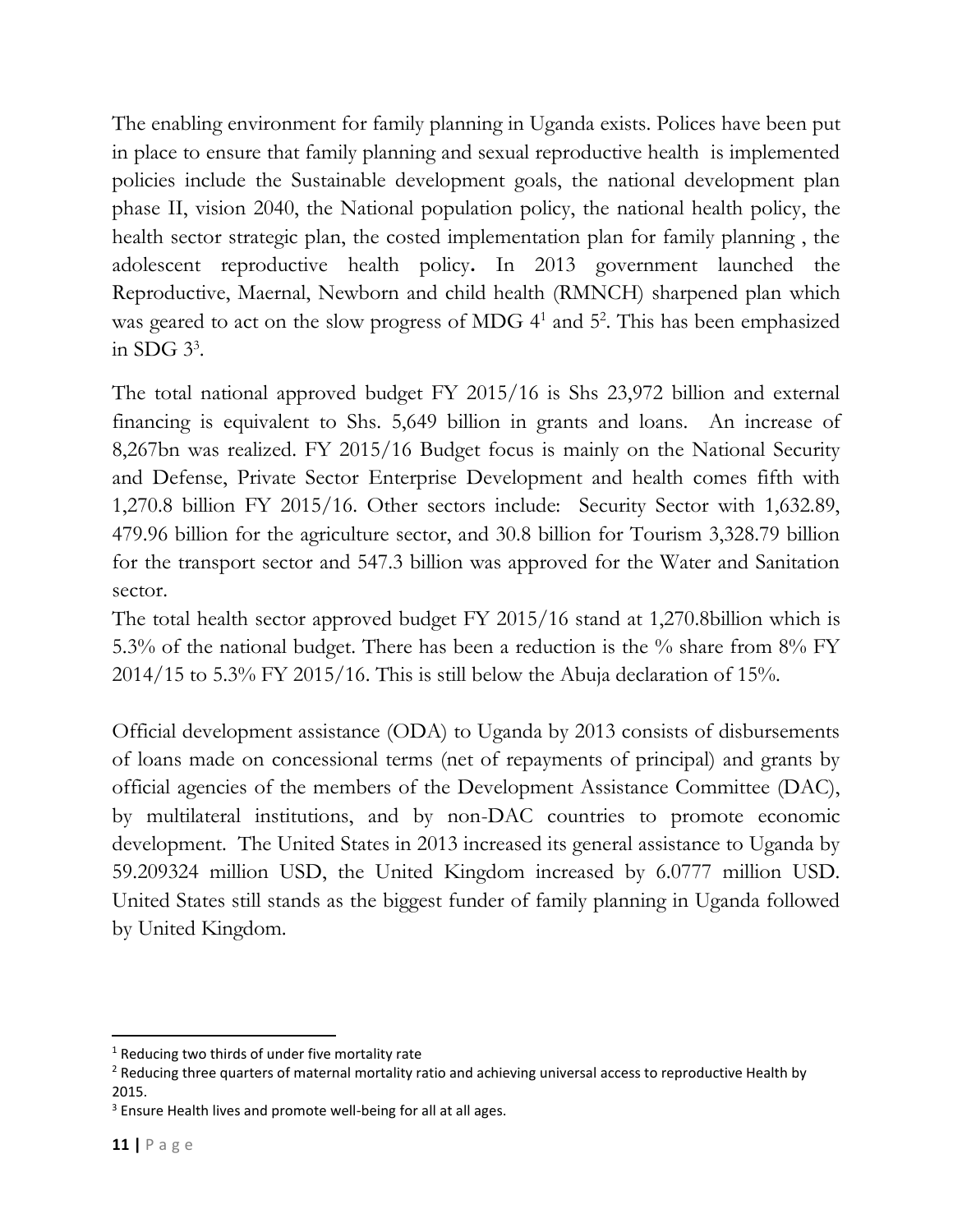The enabling environment for family planning in Uganda exists. Polices have been put in place to ensure that family planning and sexual reproductive health is implemented policies include the Sustainable development goals, the national development plan phase II, vision 2040, the National population policy, the national health policy, the health sector strategic plan, the costed implementation plan for family planning , the adolescent reproductive health policy**.** In 2013 government launched the Reproductive, Maernal, Newborn and child health (RMNCH) sharpened plan which was geared to act on the slow progress of MDG 4[1] and 5[2]. This has been emphasized in SDG 3[3].

The total national approved budget FY 2015/16 is Shs 23,972 billion and external financing is equivalent to Shs. 5,649 billion in grants and loans. An increase of 8,267bn was realized. FY 2015/16 Budget focus is mainly on the National Security and Defense, Private Sector Enterprise Development and health comes fifth with 1,270.8 billion FY 2015/16. Other sectors include: Security Sector with 1,632.89, 479.96 billion for the agriculture sector, and 30.8 billion for Tourism 3,328.79 billion for the transport sector and 547.3 billion was approved for the Water and Sanitation sector.

The total health sector approved budget FY 2015/16 stand at 1,270.8billion which is 5.3% of the national budget. There has been a reduction is the % share from 8% FY 2014/15 to 5.3% FY 2015/16. This is still below the Abuja declaration of 15%.

Official development assistance (ODA) to Uganda by 2013 consists of disbursements of loans made on concessional terms (net of repayments of principal) and grants by official agencies of the members of the Development Assistance Committee (DAC), by multilateral institutions, and by non-DAC countries to promote economic development. The United States in 2013 increased its general assistance to Uganda by 59.209324 million USD, the United Kingdom increased by 6.0777 million USD. United States still stands as the biggest funder of family planning in Uganda followed by United Kingdom.

---

[1] Reducing two thirds of under five mortality rate

[2] Reducing three quarters of maternal mortality ratio and achieving universal access to reproductive Health by 2015.

[3] Ensure Health lives and promote well-being for all at all ages.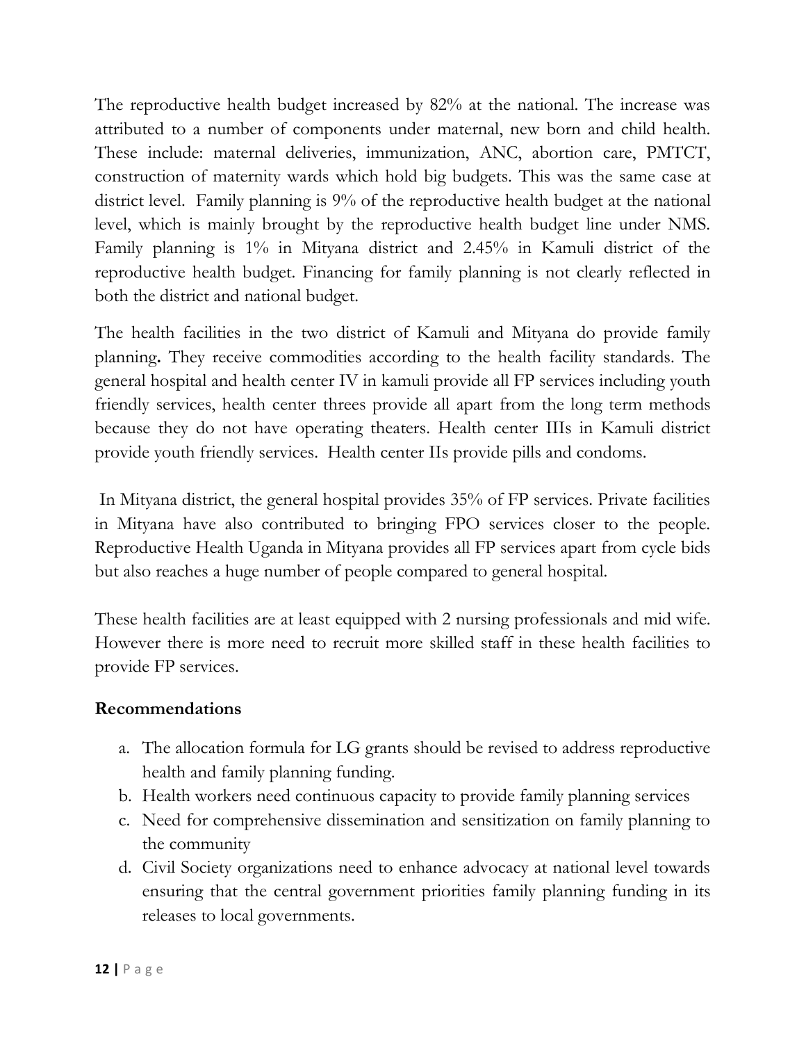The reproductive health budget increased by 82% at the national. The increase was attributed to a number of components under maternal, new born and child health. These include: maternal deliveries, immunization, ANC, abortion care, PMTCT, construction of maternity wards which hold big budgets. This was the same case at district level. Family planning is 9% of the reproductive health budget at the national level, which is mainly brought by the reproductive health budget line under NMS. Family planning is 1% in Mityana district and 2.45% in Kamuli district of the reproductive health budget. Financing for family planning is not clearly reflected in both the district and national budget.

The health facilities in the two district of Kamuli and Mityana do provide family planning**.** They receive commodities according to the health facility standards. The general hospital and health center IV in kamuli provide all FP services including youth friendly services, health center threes provide all apart from the long term methods because they do not have operating theaters. Health center IIIs in Kamuli district provide youth friendly services. Health center IIs provide pills and condoms.

In Mityana district, the general hospital provides 35% of FP services. Private facilities in Mityana have also contributed to bringing FPO services closer to the people. Reproductive Health Uganda in Mityana provides all FP services apart from cycle bids but also reaches a huge number of people compared to general hospital.

These health facilities are at least equipped with 2 nursing professionals and mid wife. However there is more need to recruit more skilled staff in these health facilities to provide FP services.

**Recommendations**

a. The allocation formula for LG grants should be revised to address reproductive health and family planning funding.
b. Health workers need continuous capacity to provide family planning services
c. Need for comprehensive dissemination and sensitization on family planning to the community
d. Civil Society organizations need to enhance advocacy at national level towards ensuring that the central government priorities family planning funding in its releases to local governments.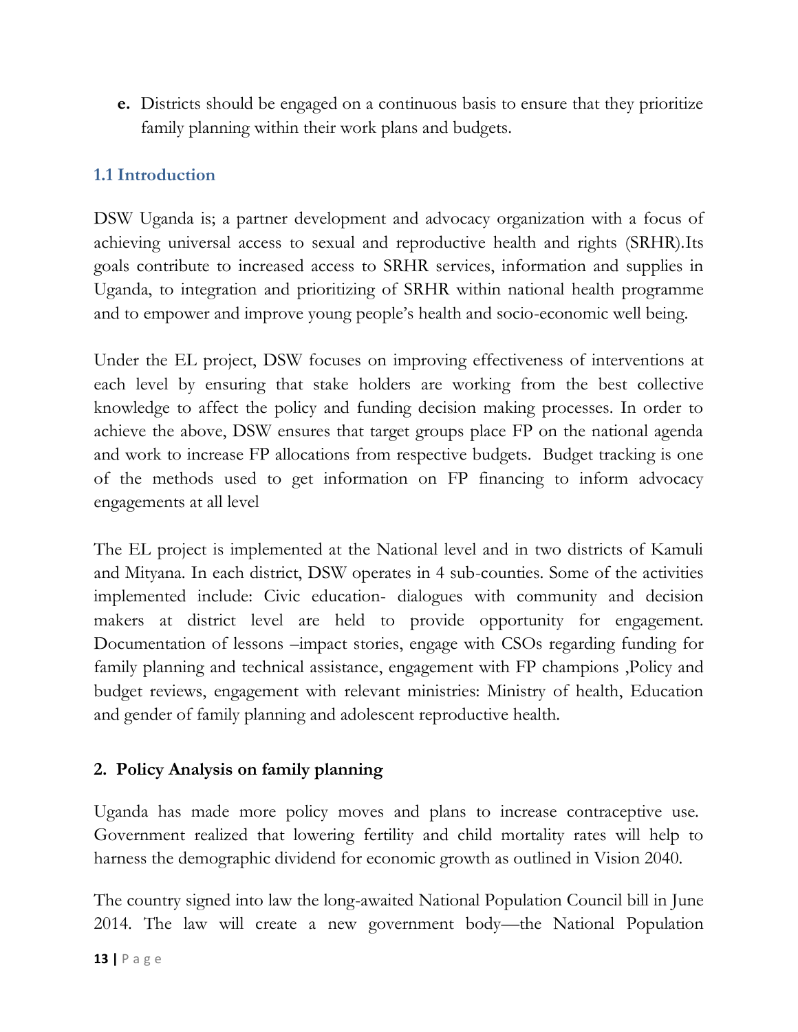**e.** Districts should be engaged on a continuous basis to ensure that they prioritize family planning within their work plans and budgets.

### 1.1 Introduction

DSW Uganda is; a partner development and advocacy organization with a focus of achieving universal access to sexual and reproductive health and rights (SRHR).Its goals contribute to increased access to SRHR services, information and supplies in Uganda, to integration and prioritizing of SRHR within national health programme and to empower and improve young people's health and socio-economic well being.

Under the EL project, DSW focuses on improving effectiveness of interventions at each level by ensuring that stake holders are working from the best collective knowledge to affect the policy and funding decision making processes. In order to achieve the above, DSW ensures that target groups place FP on the national agenda and work to increase FP allocations from respective budgets. Budget tracking is one of the methods used to get information on FP financing to inform advocacy engagements at all level

The EL project is implemented at the National level and in two districts of Kamuli and Mityana. In each district, DSW operates in 4 sub-counties. Some of the activities implemented include: Civic education- dialogues with community and decision makers at district level are held to provide opportunity for engagement. Documentation of lessons –impact stories, engage with CSOs regarding funding for family planning and technical assistance, engagement with FP champions ,Policy and budget reviews, engagement with relevant ministries: Ministry of health, Education and gender of family planning and adolescent reproductive health.

## 2. Policy Analysis on family planning

Uganda has made more policy moves and plans to increase contraceptive use. Government realized that lowering fertility and child mortality rates will help to harness the demographic dividend for economic growth as outlined in Vision 2040.

The country signed into law the long-awaited National Population Council bill in June 2014. The law will create a new government body—the National Population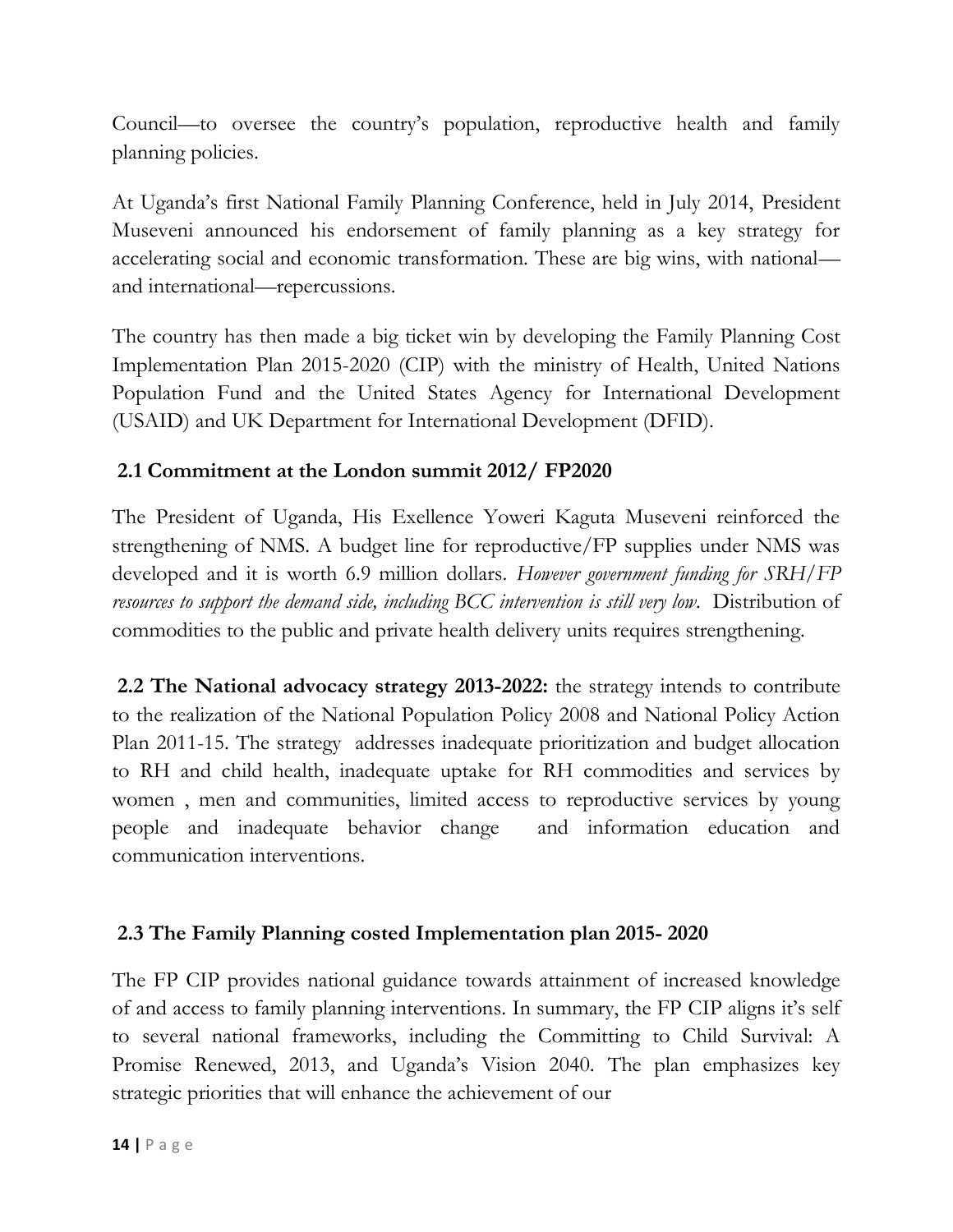Council—to oversee the country's population, reproductive health and family planning policies.

At Uganda's first National Family Planning Conference, held in July 2014, President Museveni announced his endorsement of family planning as a key strategy for accelerating social and economic transformation. These are big wins, with national—and international—repercussions.

The country has then made a big ticket win by developing the Family Planning Cost Implementation Plan 2015-2020 (CIP) with the ministry of Health, United Nations Population Fund and the United States Agency for International Development (USAID) and UK Department for International Development (DFID).

## 2.1 Commitment at the London summit 2012/ FP2020

The President of Uganda, His Exellence Yoweri Kaguta Museveni reinforced the strengthening of NMS. A budget line for reproductive/FP supplies under NMS was developed and it is worth 6.9 million dollars. *However government funding for SRH/FP resources to support the demand side, including BCC intervention is still very low.* Distribution of commodities to the public and private health delivery units requires strengthening.

**2.2 The National advocacy strategy 2013-2022:** the strategy intends to contribute to the realization of the National Population Policy 2008 and National Policy Action Plan 2011-15. The strategy addresses inadequate prioritization and budget allocation to RH and child health, inadequate uptake for RH commodities and services by women , men and communities, limited access to reproductive services by young people and inadequate behavior change and information education and communication interventions.

## 2.3 The Family Planning costed Implementation plan 2015- 2020

The FP CIP provides national guidance towards attainment of increased knowledge of and access to family planning interventions. In summary, the FP CIP aligns it's self to several national frameworks, including the Committing to Child Survival: A Promise Renewed, 2013, and Uganda's Vision 2040. The plan emphasizes key strategic priorities that will enhance the achievement of our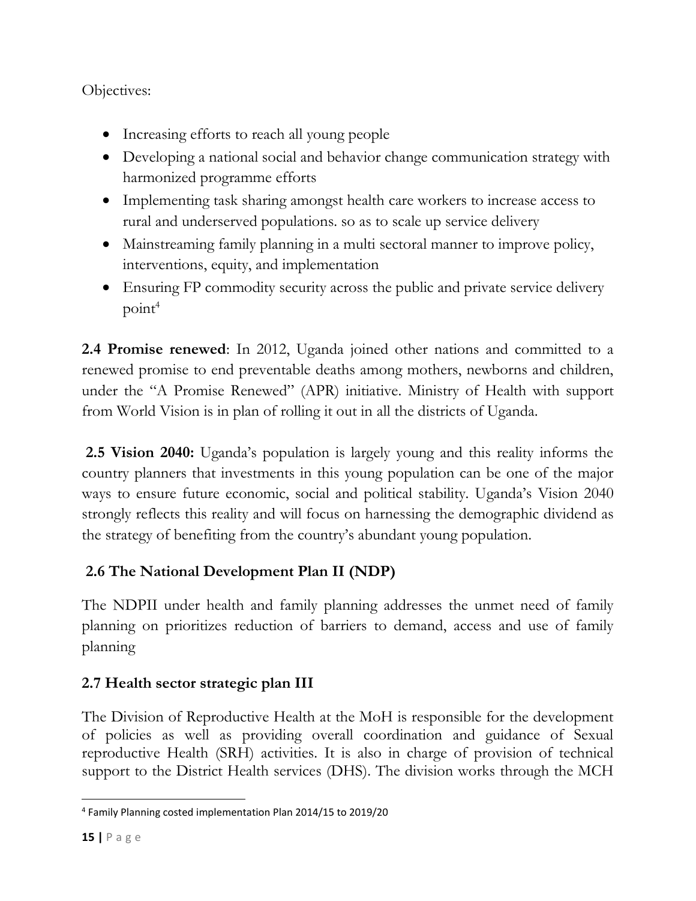Objectives:

- Increasing efforts to reach all young people
- Developing a national social and behavior change communication strategy with harmonized programme efforts
- Implementing task sharing amongst health care workers to increase access to rural and underserved populations. so as to scale up service delivery
- Mainstreaming family planning in a multi sectoral manner to improve policy, interventions, equity, and implementation
- Ensuring FP commodity security across the public and private service delivery point[4]

**2.4 Promise renewed**: In 2012, Uganda joined other nations and committed to a renewed promise to end preventable deaths among mothers, newborns and children, under the "A Promise Renewed" (APR) initiative. Ministry of Health with support from World Vision is in plan of rolling it out in all the districts of Uganda.

**2.5 Vision 2040:** Uganda's population is largely young and this reality informs the country planners that investments in this young population can be one of the major ways to ensure future economic, social and political stability. Uganda's Vision 2040 strongly reflects this reality and will focus on harnessing the demographic dividend as the strategy of benefiting from the country's abundant young population.

## 2.6 The National Development Plan II (NDP)

The NDPII under health and family planning addresses the unmet need of family planning on prioritizes reduction of barriers to demand, access and use of family planning

## 2.7 Health sector strategic plan III

The Division of Reproductive Health at the MoH is responsible for the development of policies as well as providing overall coordination and guidance of Sexual reproductive Health (SRH) activities. It is also in charge of provision of technical support to the District Health services (DHS). The division works through the MCH

[4] Family Planning costed implementation Plan 2014/15 to 2019/20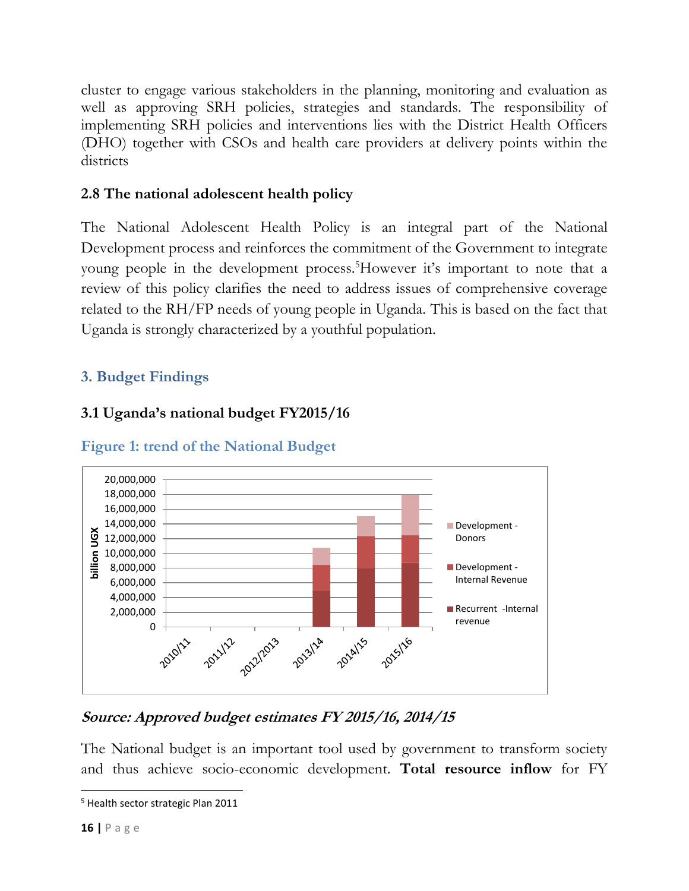cluster to engage various stakeholders in the planning, monitoring and evaluation as well as approving SRH policies, strategies and standards. The responsibility of implementing SRH policies and interventions lies with the District Health Officers (DHO) together with CSOs and health care providers at delivery points within the districts

### 2.8 The national adolescent health policy

The National Adolescent Health Policy is an integral part of the National Development process and reinforces the commitment of the Government to integrate young people in the development process.[5] However it's important to note that a review of this policy clarifies the need to address issues of comprehensive coverage related to the RH/FP needs of young people in Uganda. This is based on the fact that Uganda is strongly characterized by a youthful population.

## 3. Budget Findings

### 3.1 Uganda's national budget FY2015/16

**Figure 1: trend of the National Budget**

***Source: Approved budget estimates FY 2015/16, 2014/15***

The National budget is an important tool used by government to transform society and thus achieve socio-economic development. **Total resource inflow** for FY

[5] Health sector strategic Plan 2011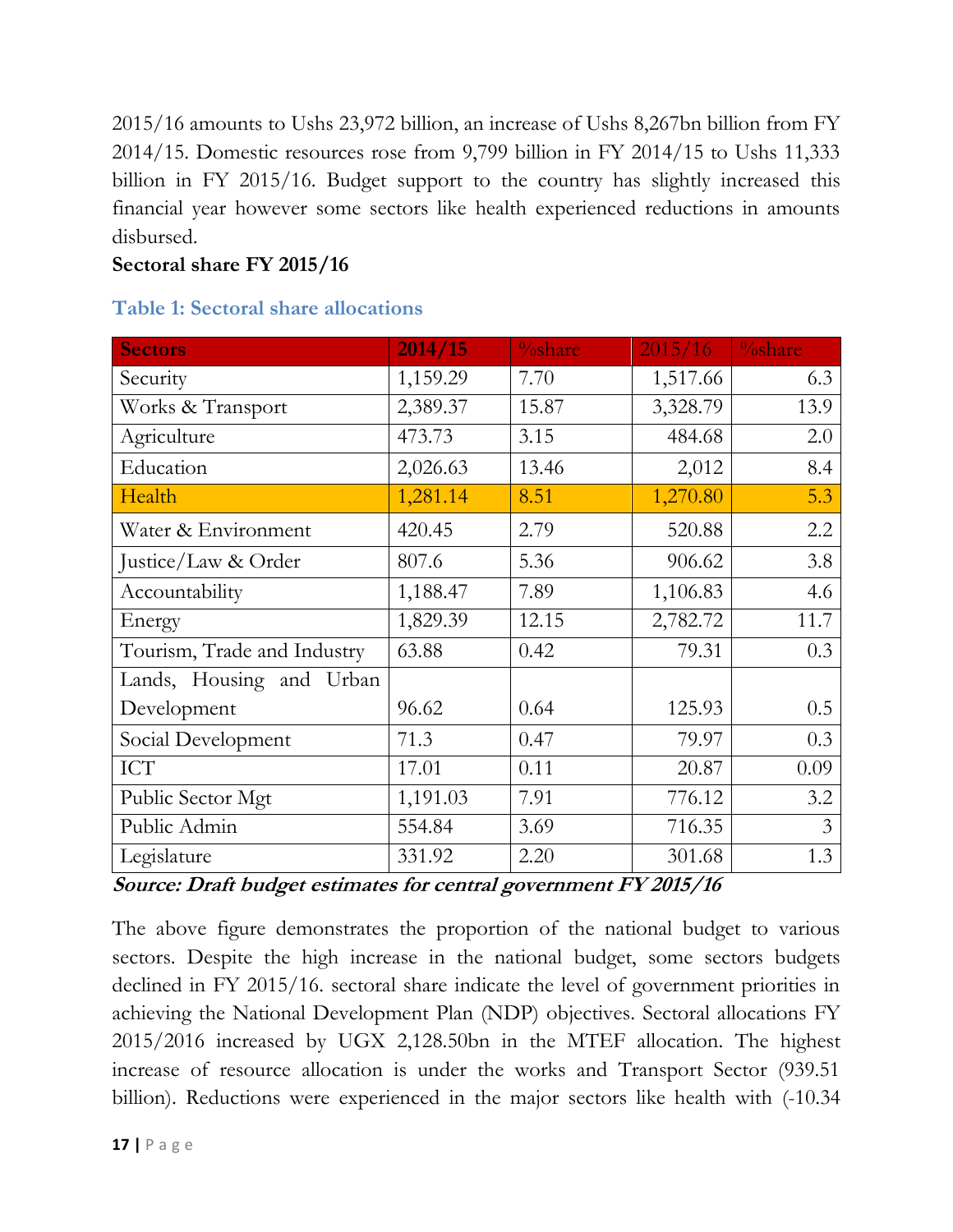2015/16 amounts to Ushs 23,972 billion, an increase of Ushs 8,267bn billion from FY 2014/15. Domestic resources rose from 9,799 billion in FY 2014/15 to Ushs 11,333 billion in FY 2015/16. Budget support to the country has slightly increased this financial year however some sectors like health experienced reductions in amounts disbursed.

**Sectoral share FY 2015/16**

### Table 1: Sectoral share allocations

| Sectors | 2014/15 | %share | 2015/16 | %share |
|---|---|---|---|---|
| Security | 1,159.29 | 7.70 | 1,517.66 | 6.3 |
| Works & Transport | 2,389.37 | 15.87 | 3,328.79 | 13.9 |
| Agriculture | 473.73 | 3.15 | 484.68 | 2.0 |
| Education | 2,026.63 | 13.46 | 2,012 | 8.4 |
| Health | 1,281.14 | 8.51 | 1,270.80 | 5.3 |
| Water & Environment | 420.45 | 2.79 | 520.88 | 2.2 |
| Justice/Law & Order | 807.6 | 5.36 | 906.62 | 3.8 |
| Accountability | 1,188.47 | 7.89 | 1,106.83 | 4.6 |
| Energy | 1,829.39 | 12.15 | 2,782.72 | 11.7 |
| Tourism, Trade and Industry | 63.88 | 0.42 | 79.31 | 0.3 |
| Lands, Housing and Urban Development | 96.62 | 0.64 | 125.93 | 0.5 |
| Social Development | 71.3 | 0.47 | 79.97 | 0.3 |
| ICT | 17.01 | 0.11 | 20.87 | 0.09 |
| Public Sector Mgt | 1,191.03 | 7.91 | 776.12 | 3.2 |
| Public Admin | 554.84 | 3.69 | 716.35 | 3 |
| Legislature | 331.92 | 2.20 | 301.68 | 1.3 |

***Source: Draft budget estimates for central government FY 2015/16***

The above figure demonstrates the proportion of the national budget to various sectors. Despite the high increase in the national budget, some sectors budgets declined in FY 2015/16. sectoral share indicate the level of government priorities in achieving the National Development Plan (NDP) objectives. Sectoral allocations FY 2015/2016 increased by UGX 2,128.50bn in the MTEF allocation. The highest increase of resource allocation is under the works and Transport Sector (939.51 billion). Reductions were experienced in the major sectors like health with (-10.34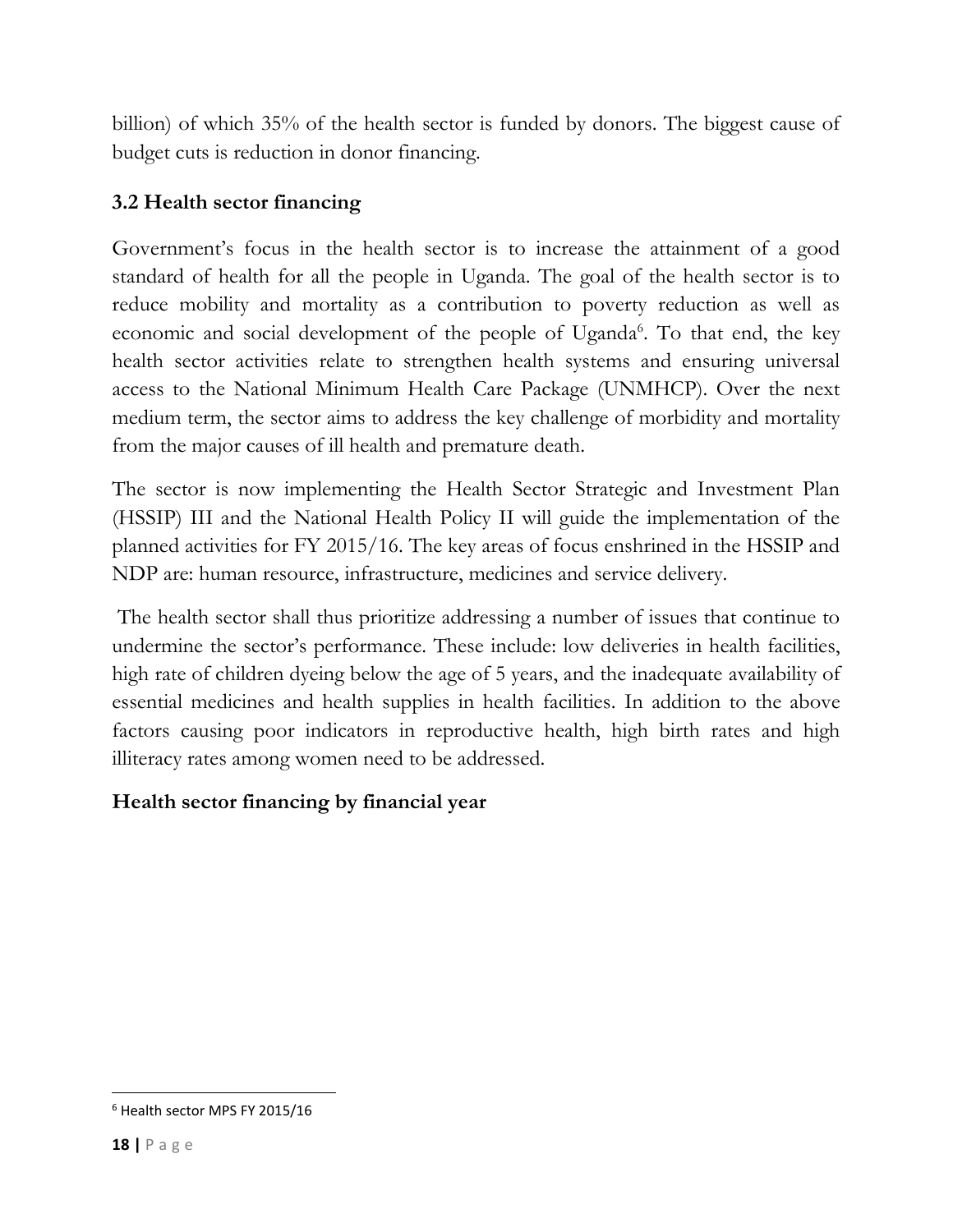billion) of which 35% of the health sector is funded by donors. The biggest cause of budget cuts is reduction in donor financing.

### 3.2 Health sector financing

Government's focus in the health sector is to increase the attainment of a good standard of health for all the people in Uganda. The goal of the health sector is to reduce mobility and mortality as a contribution to poverty reduction as well as economic and social development of the people of Uganda[6]. To that end, the key health sector activities relate to strengthen health systems and ensuring universal access to the National Minimum Health Care Package (UNMHCP). Over the next medium term, the sector aims to address the key challenge of morbidity and mortality from the major causes of ill health and premature death.

The sector is now implementing the Health Sector Strategic and Investment Plan (HSSIP) III and the National Health Policy II will guide the implementation of the planned activities for FY 2015/16. The key areas of focus enshrined in the HSSIP and NDP are: human resource, infrastructure, medicines and service delivery.

The health sector shall thus prioritize addressing a number of issues that continue to undermine the sector's performance. These include: low deliveries in health facilities, high rate of children dyeing below the age of 5 years, and the inadequate availability of essential medicines and health supplies in health facilities. In addition to the above factors causing poor indicators in reproductive health, high birth rates and high illiteracy rates among women need to be addressed.

**Health sector financing by financial year**

[6] Health sector MPS FY 2015/16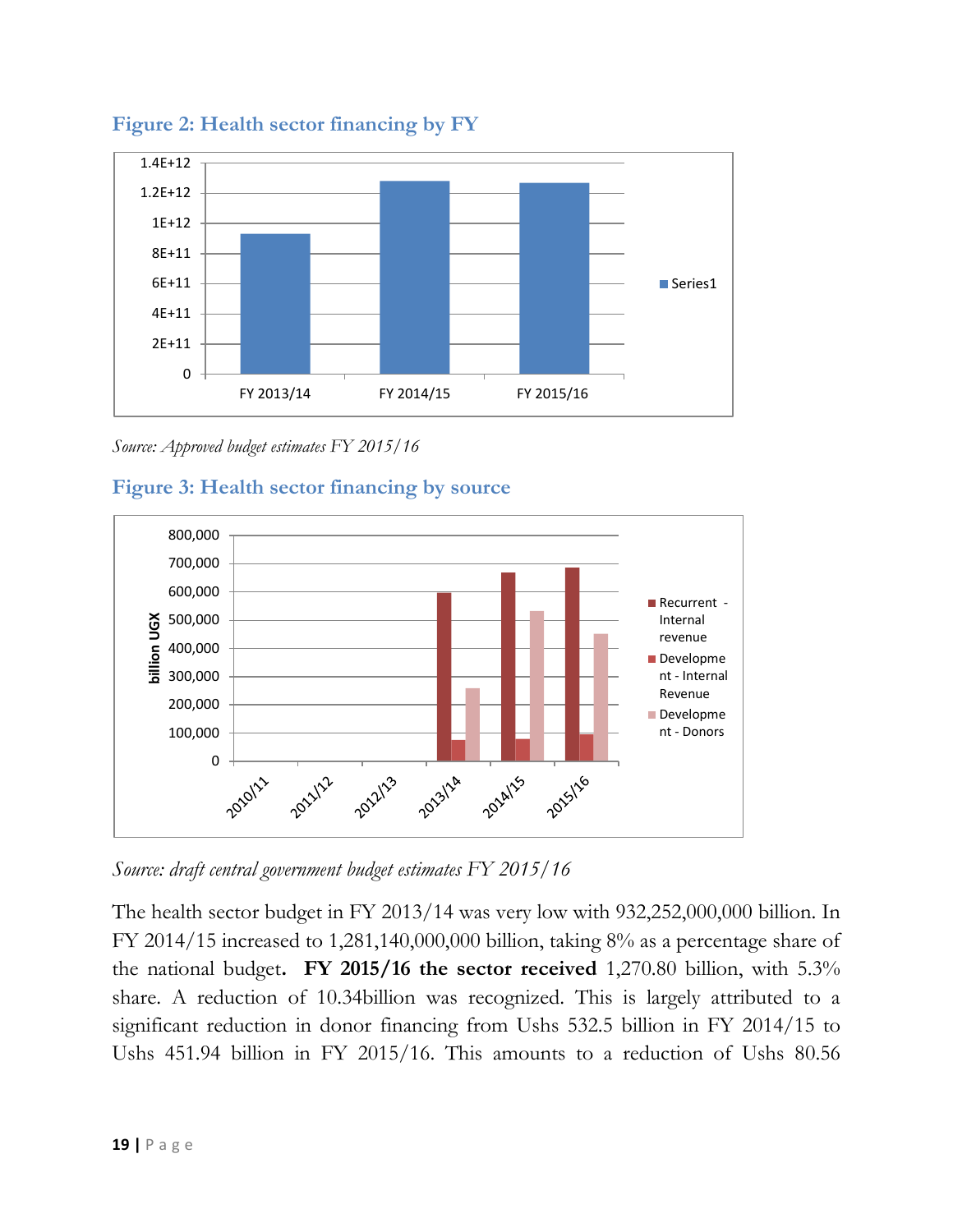### Figure 2: Health sector financing by FY

*Source: Approved budget estimates FY 2015/16*

### Figure 3: Health sector financing by source

*Source: draft central government budget estimates FY 2015/16*

The health sector budget in FY 2013/14 was very low with 932,252,000,000 billion. In FY 2014/15 increased to 1,281,140,000,000 billion, taking 8% as a percentage share of the national budget. **FY 2015/16 the sector received** 1,270.80 billion, with 5.3% share. A reduction of 10.34billion was recognized. This is largely attributed to a significant reduction in donor financing from Ushs 532.5 billion in FY 2014/15 to Ushs 451.94 billion in FY 2015/16. This amounts to a reduction of Ushs 80.56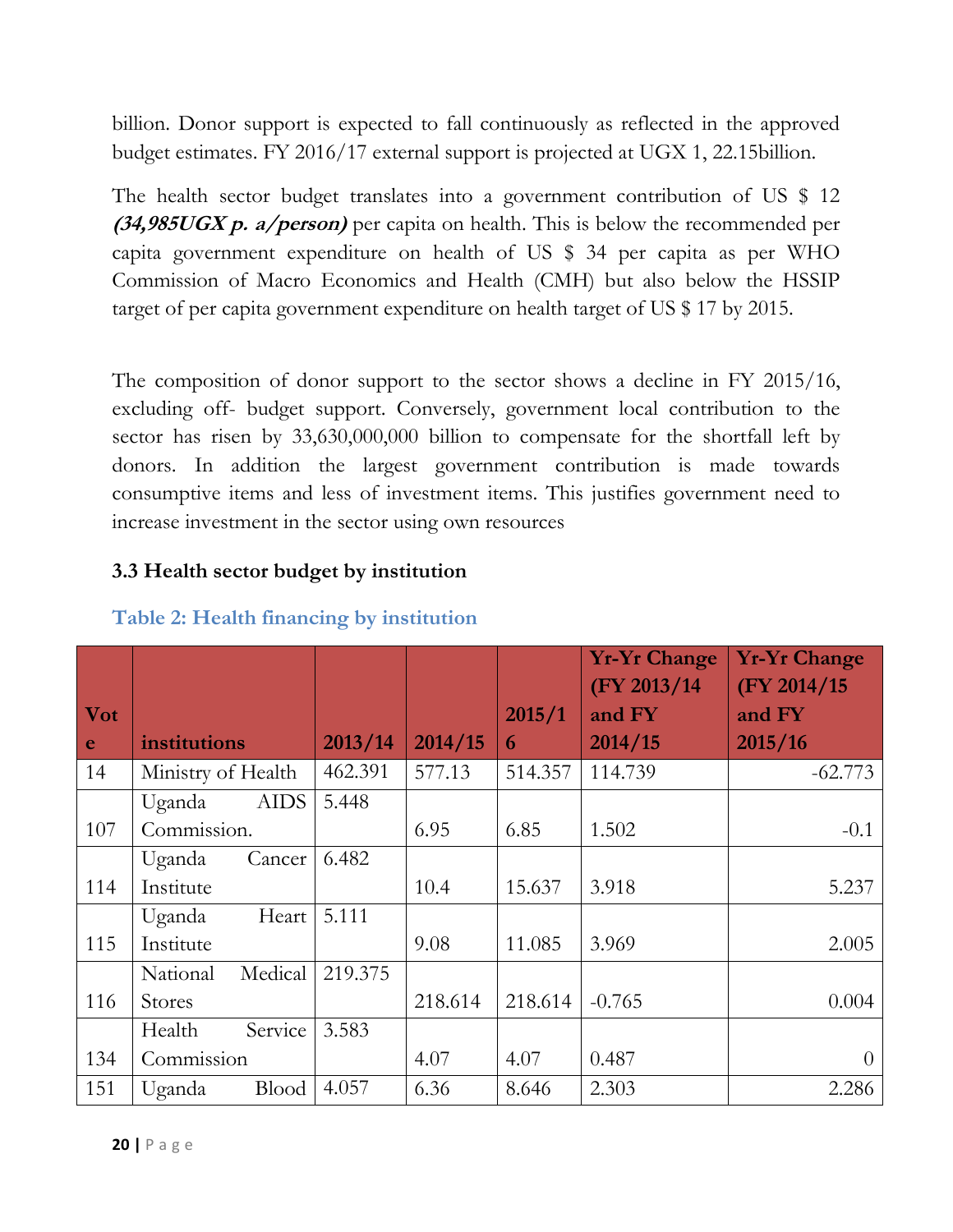billion. Donor support is expected to fall continuously as reflected in the approved budget estimates. FY 2016/17 external support is projected at UGX 1, 22.15billion.

The health sector budget translates into a government contribution of US $ 12 ***(34,985UGX p. a/person)*** per capita on health. This is below the recommended per capita government expenditure on health of US $ 34 per capita as per WHO Commission of Macro Economics and Health (CMH) but also below the HSSIP target of per capita government expenditure on health target of US $ 17 by 2015.

The composition of donor support to the sector shows a decline in FY 2015/16, excluding off- budget support. Conversely, government local contribution to the sector has risen by 33,630,000,000 billion to compensate for the shortfall left by donors. In addition the largest government contribution is made towards consumptive items and less of investment items. This justifies government need to increase investment in the sector using own resources

### 3.3 Health sector budget by institution

**Table 2: Health financing by institution**

| Vote | institutions | 2013/14 | 2014/15 | 2015/16 | Yr-Yr Change (FY 2013/14 and FY 2014/15 | Yr-Yr Change (FY 2014/15 and FY 2015/16 |
|---|---|---|---|---|---|---|
| 14 | Ministry of Health | 462.391 | 577.13 | 514.357 | 114.739 | -62.773 |
| 107 | Uganda AIDS Commission. | 5.448 | 6.95 | 6.85 | 1.502 | -0.1 |
| 114 | Uganda Cancer Institute | 6.482 | 10.4 | 15.637 | 3.918 | 5.237 |
| 115 | Uganda Heart Institute | 5.111 | 9.08 | 11.085 | 3.969 | 2.005 |
| 116 | National Medical Stores | 219.375 | 218.614 | 218.614 | -0.765 | 0.004 |
| 134 | Health Service Commission | 3.583 | 4.07 | 4.07 | 0.487 | 0 |
| 151 | Uganda Blood | 4.057 | 6.36 | 8.646 | 2.303 | 2.286 |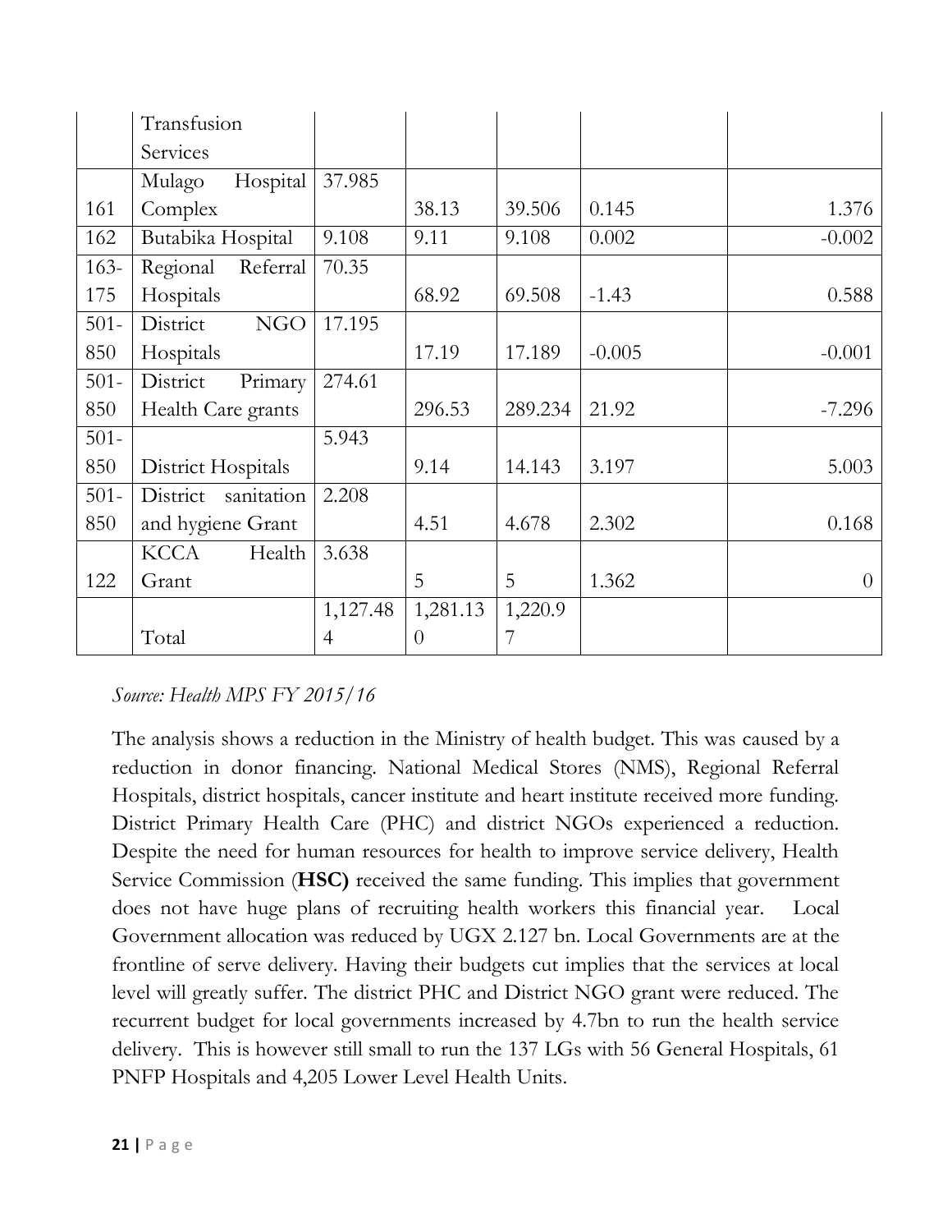|  |  |  |  |  |  |  |
|---|---|---|---|---|---|---|
|  | Transfusion Services |  |  |  |  |  |
| 161 | Mulago Hospital Complex | 37.985 | 38.13 | 39.506 | 0.145 | 1.376 |
| 162 | Butabika Hospital | 9.108 | 9.11 | 9.108 | 0.002 | -0.002 |
| 163-175 | Regional Referral Hospitals | 70.35 | 68.92 | 69.508 | -1.43 | 0.588 |
| 501-850 | District NGO Hospitals | 17.195 | 17.19 | 17.189 | -0.005 | -0.001 |
| 501-850 | District Primary Health Care grants | 274.61 | 296.53 | 289.234 | 21.92 | -7.296 |
| 501-850 | District Hospitals | 5.943 | 9.14 | 14.143 | 3.197 | 5.003 |
| 501-850 | District sanitation and hygiene Grant | 2.208 | 4.51 | 4.678 | 2.302 | 0.168 |
| 122 | KCCA Health Grant | 3.638 | 5 | 5 | 1.362 | 0 |
|  | Total | 1,127.484 | 1,281.130 | 1,220.97 |  |  |

*Source: Health MPS FY 2015/16*

The analysis shows a reduction in the Ministry of health budget. This was caused by a reduction in donor financing. National Medical Stores (NMS), Regional Referral Hospitals, district hospitals, cancer institute and heart institute received more funding. District Primary Health Care (PHC) and district NGOs experienced a reduction. Despite the need for human resources for health to improve service delivery, Health Service Commission (**HSC)** received the same funding. This implies that government does not have huge plans of recruiting health workers this financial year. Local Government allocation was reduced by UGX 2.127 bn. Local Governments are at the frontline of serve delivery. Having their budgets cut implies that the services at local level will greatly suffer. The district PHC and District NGO grant were reduced. The recurrent budget for local governments increased by 4.7bn to run the health service delivery. This is however still small to run the 137 LGs with 56 General Hospitals, 61 PNFP Hospitals and 4,205 Lower Level Health Units.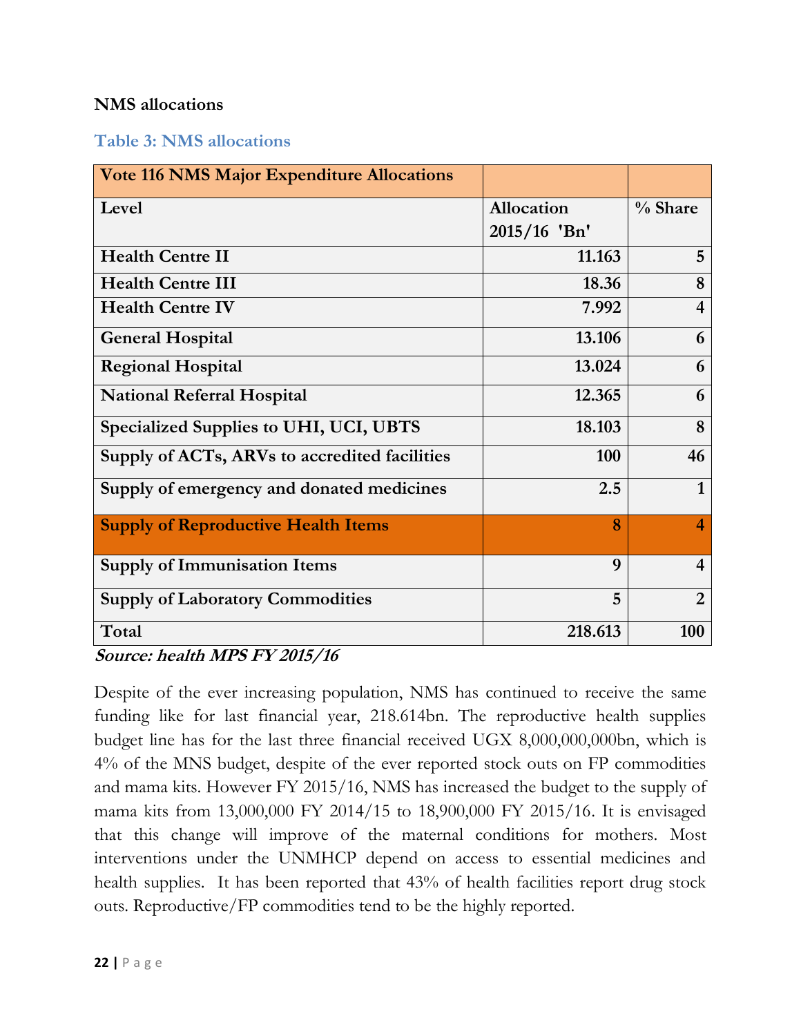**NMS allocations**

### Table 3: NMS allocations

| Vote 116 NMS Major Expenditure Allocations | | |
|---|---|---|
| **Level** | **Allocation 2015/16 'Bn'** | **% Share** |
| **Health Centre II** | **11.163** | **5** |
| **Health Centre III** | **18.36** | **8** |
| **Health Centre IV** | **7.992** | **4** |
| **General Hospital** | **13.106** | **6** |
| **Regional Hospital** | **13.024** | **6** |
| **National Referral Hospital** | **12.365** | **6** |
| **Specialized Supplies to UHI, UCI, UBTS** | **18.103** | **8** |
| **Supply of ACTs, ARVs to accredited facilities** | **100** | **46** |
| **Supply of emergency and donated medicines** | **2.5** | **1** |
| **Supply of Reproductive Health Items** | **8** | **4** |
| **Supply of Immunisation Items** | **9** | **4** |
| **Supply of Laboratory Commodities** | **5** | **2** |
| **Total** | **218.613** | **100** |

***Source: health MPS FY 2015/16***

Despite of the ever increasing population, NMS has continued to receive the same funding like for last financial year, 218.614bn. The reproductive health supplies budget line has for the last three financial received UGX 8,000,000,000bn, which is 4% of the MNS budget, despite of the ever reported stock outs on FP commodities and mama kits. However FY 2015/16, NMS has increased the budget to the supply of mama kits from 13,000,000 FY 2014/15 to 18,900,000 FY 2015/16. It is envisaged that this change will improve of the maternal conditions for mothers. Most interventions under the UNMHCP depend on access to essential medicines and health supplies. It has been reported that 43% of health facilities report drug stock outs. Reproductive/FP commodities tend to be the highly reported.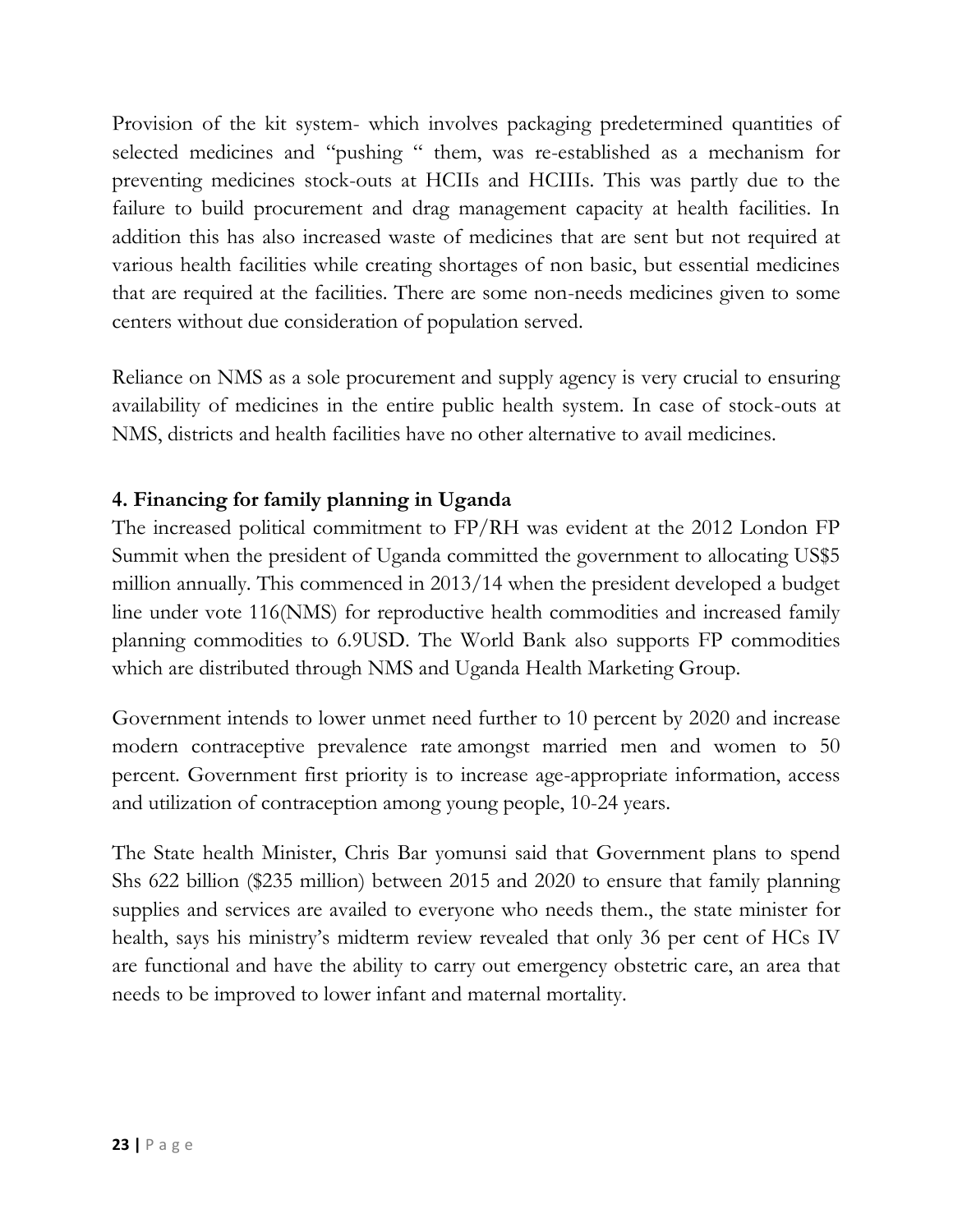Provision of the kit system- which involves packaging predetermined quantities of selected medicines and "pushing " them, was re-established as a mechanism for preventing medicines stock-outs at HCIIs and HCIIIs. This was partly due to the failure to build procurement and drag management capacity at health facilities. In addition this has also increased waste of medicines that are sent but not required at various health facilities while creating shortages of non basic, but essential medicines that are required at the facilities. There are some non-needs medicines given to some centers without due consideration of population served.

Reliance on NMS as a sole procurement and supply agency is very crucial to ensuring availability of medicines in the entire public health system. In case of stock-outs at NMS, districts and health facilities have no other alternative to avail medicines.

## 4. Financing for family planning in Uganda

The increased political commitment to FP/RH was evident at the 2012 London FP Summit when the president of Uganda committed the government to allocating US$5 million annually. This commenced in 2013/14 when the president developed a budget line under vote 116(NMS) for reproductive health commodities and increased family planning commodities to 6.9USD. The World Bank also supports FP commodities which are distributed through NMS and Uganda Health Marketing Group.

Government intends to lower unmet need further to 10 percent by 2020 and increase modern contraceptive prevalence rate amongst married men and women to 50 percent. Government first priority is to increase age-appropriate information, access and utilization of contraception among young people, 10-24 years.

The State health Minister, Chris Bar yomunsi said that Government plans to spend Shs 622 billion ($235 million) between 2015 and 2020 to ensure that family planning supplies and services are availed to everyone who needs them., the state minister for health, says his ministry's midterm review revealed that only 36 per cent of HCs IV are functional and have the ability to carry out emergency obstetric care, an area that needs to be improved to lower infant and maternal mortality.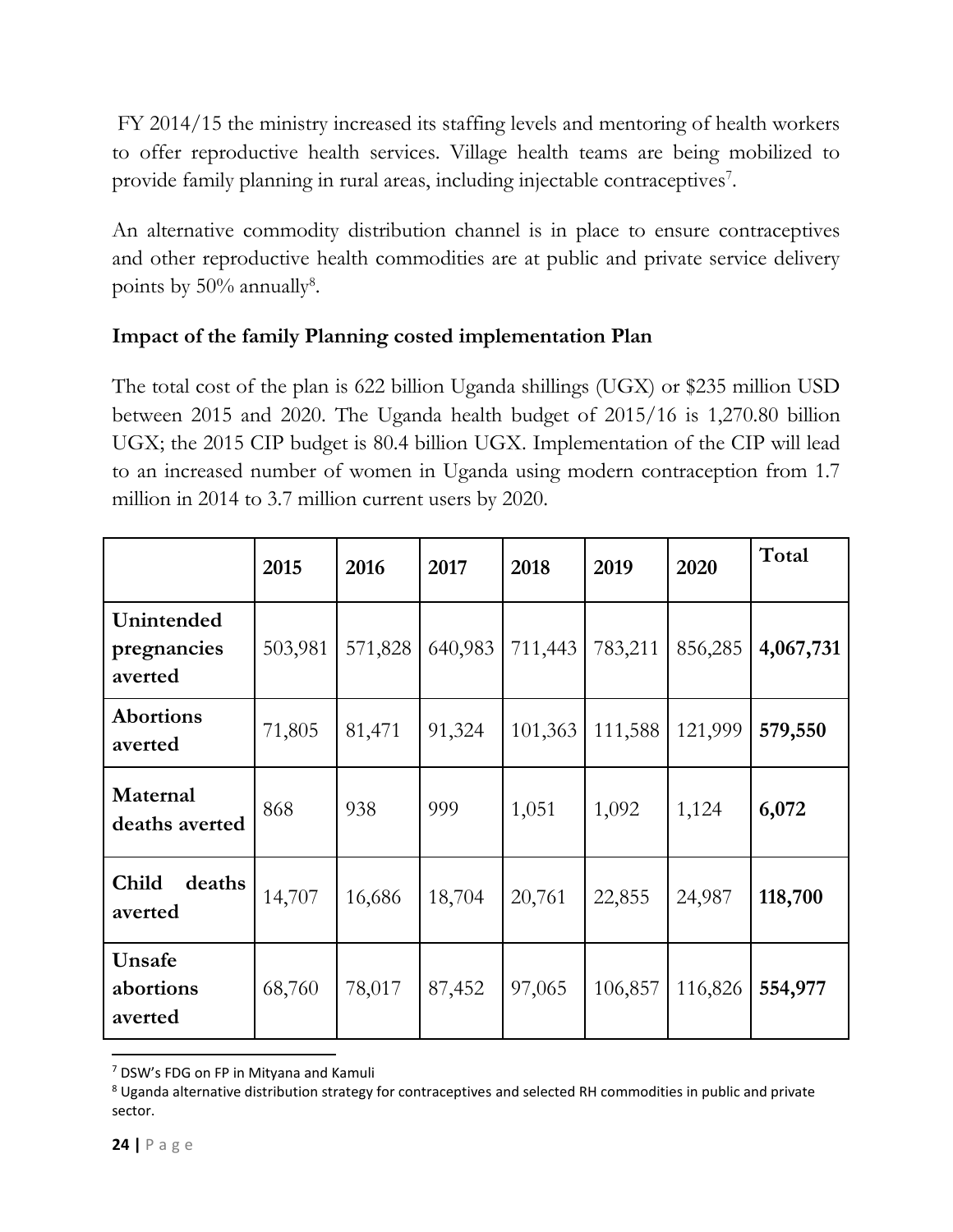FY 2014/15 the ministry increased its staffing levels and mentoring of health workers to offer reproductive health services. Village health teams are being mobilized to provide family planning in rural areas, including injectable contraceptives[7].

An alternative commodity distribution channel is in place to ensure contraceptives and other reproductive health commodities are at public and private service delivery points by 50% annually[8].

**Impact of the family Planning costed implementation Plan**

The total cost of the plan is 622 billion Uganda shillings (UGX) or $235 million USD between 2015 and 2020. The Uganda health budget of 2015/16 is 1,270.80 billion UGX; the 2015 CIP budget is 80.4 billion UGX. Implementation of the CIP will lead to an increased number of women in Uganda using modern contraception from 1.7 million in 2014 to 3.7 million current users by 2020.

| | **2015** | **2016** | **2017** | **2018** | **2019** | **2020** | **Total** |
|---|---|---|---|---|---|---|---|
| **Unintended pregnancies averted** | 503,981 | 571,828 | 640,983 | 711,443 | 783,211 | 856,285 | **4,067,731** |
| **Abortions averted** | 71,805 | 81,471 | 91,324 | 101,363 | 111,588 | 121,999 | **579,550** |
| **Maternal deaths averted** | 868 | 938 | 999 | 1,051 | 1,092 | 1,124 | **6,072** |
| **Child deaths averted** | 14,707 | 16,686 | 18,704 | 20,761 | 22,855 | 24,987 | **118,700** |
| **Unsafe abortions averted** | 68,760 | 78,017 | 87,452 | 97,065 | 106,857 | 116,826 | **554,977** |

[7] DSW's FDG on FP in Mityana and Kamuli

[8] Uganda alternative distribution strategy for contraceptives and selected RH commodities in public and private sector.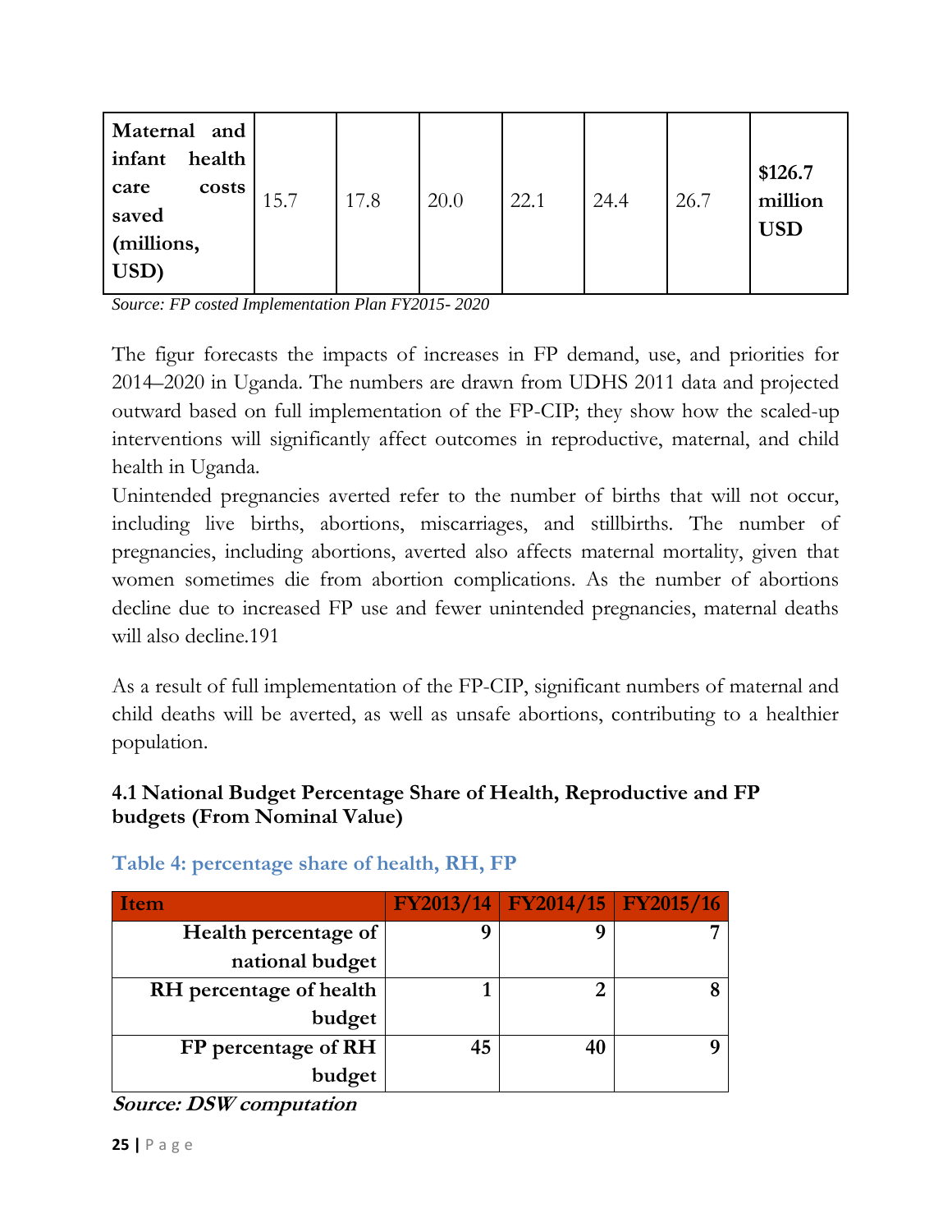| **Maternal and infant health care costs saved (millions, USD)** | 15.7 | 17.8 | 20.0 | 22.1 | 24.4 | 26.7 | **$126.7 million USD** |
|---|---|---|---|---|---|---|---|

*Source: FP costed Implementation Plan FY2015- 2020*

The figur forecasts the impacts of increases in FP demand, use, and priorities for 2014–2020 in Uganda. The numbers are drawn from UDHS 2011 data and projected outward based on full implementation of the FP-CIP; they show how the scaled-up interventions will significantly affect outcomes in reproductive, maternal, and child health in Uganda.

Unintended pregnancies averted refer to the number of births that will not occur, including live births, abortions, miscarriages, and stillbirths. The number of pregnancies, including abortions, averted also affects maternal mortality, given that women sometimes die from abortion complications. As the number of abortions decline due to increased FP use and fewer unintended pregnancies, maternal deaths will also decline.191

As a result of full implementation of the FP-CIP, significant numbers of maternal and child deaths will be averted, as well as unsafe abortions, contributing to a healthier population.

### 4.1 National Budget Percentage Share of Health, Reproductive and FP budgets (From Nominal Value)

**Table 4: percentage share of health, RH, FP**

| Item | FY2013/14 | FY2014/15 | FY2015/16 |
|---|---|---|---|
| **Health percentage of national budget** | **9** | **9** | **7** |
| **RH percentage of health budget** | **1** | **2** | **8** |
| **FP percentage of RH budget** | **45** | **40** | **9** |

***Source: DSW computation***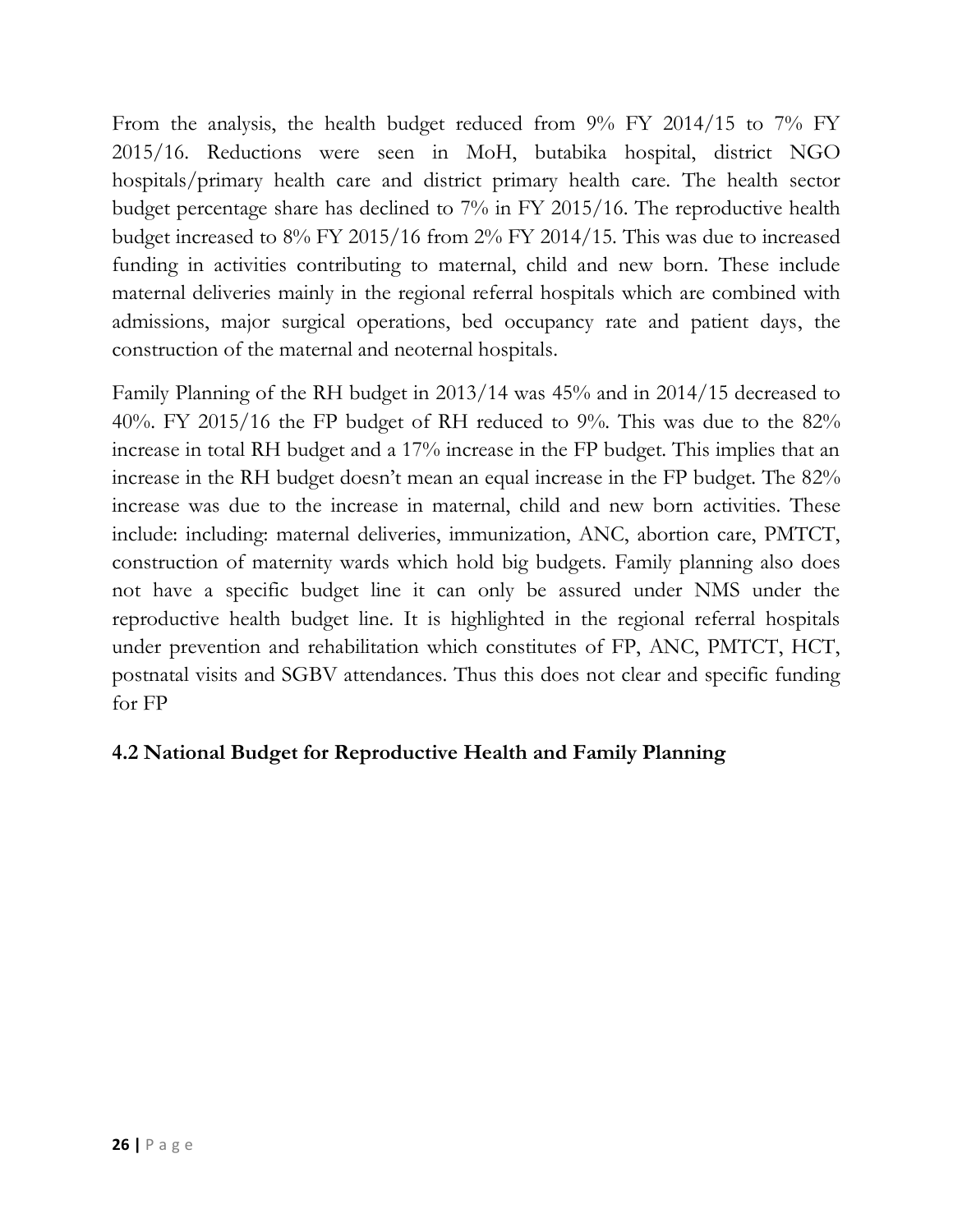From the analysis, the health budget reduced from 9% FY 2014/15 to 7% FY 2015/16. Reductions were seen in MoH, butabika hospital, district NGO hospitals/primary health care and district primary health care. The health sector budget percentage share has declined to 7% in FY 2015/16. The reproductive health budget increased to 8% FY 2015/16 from 2% FY 2014/15. This was due to increased funding in activities contributing to maternal, child and new born. These include maternal deliveries mainly in the regional referral hospitals which are combined with admissions, major surgical operations, bed occupancy rate and patient days, the construction of the maternal and neoternal hospitals.

Family Planning of the RH budget in 2013/14 was 45% and in 2014/15 decreased to 40%. FY 2015/16 the FP budget of RH reduced to 9%. This was due to the 82% increase in total RH budget and a 17% increase in the FP budget. This implies that an increase in the RH budget doesn't mean an equal increase in the FP budget. The 82% increase was due to the increase in maternal, child and new born activities. These include: including: maternal deliveries, immunization, ANC, abortion care, PMTCT, construction of maternity wards which hold big budgets. Family planning also does not have a specific budget line it can only be assured under NMS under the reproductive health budget line. It is highlighted in the regional referral hospitals under prevention and rehabilitation which constitutes of FP, ANC, PMTCT, HCT, postnatal visits and SGBV attendances. Thus this does not clear and specific funding for FP

## 4.2 National Budget for Reproductive Health and Family Planning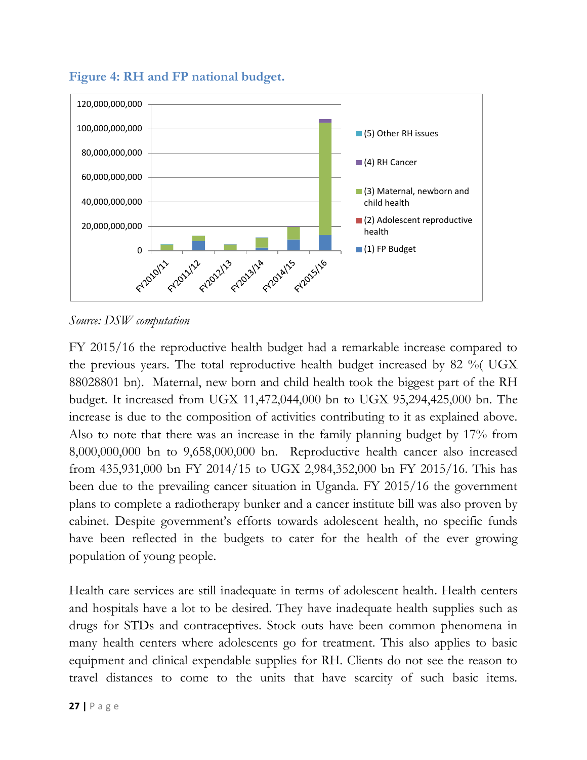**Figure 4: RH and FP national budget.**

*Source: DSW computation*

FY 2015/16 the reproductive health budget had a remarkable increase compared to the previous years. The total reproductive health budget increased by 82 %( UGX 88028801 bn). Maternal, new born and child health took the biggest part of the RH budget. It increased from UGX 11,472,044,000 bn to UGX 95,294,425,000 bn. The increase is due to the composition of activities contributing to it as explained above. Also to note that there was an increase in the family planning budget by 17% from 8,000,000,000 bn to 9,658,000,000 bn. Reproductive health cancer also increased from 435,931,000 bn FY 2014/15 to UGX 2,984,352,000 bn FY 2015/16. This has been due to the prevailing cancer situation in Uganda. FY 2015/16 the government plans to complete a radiotherapy bunker and a cancer institute bill was also proven by cabinet. Despite government's efforts towards adolescent health, no specific funds have been reflected in the budgets to cater for the health of the ever growing population of young people.

Health care services are still inadequate in terms of adolescent health. Health centers and hospitals have a lot to be desired. They have inadequate health supplies such as drugs for STDs and contraceptives. Stock outs have been common phenomena in many health centers where adolescents go for treatment. This also applies to basic equipment and clinical expendable supplies for RH. Clients do not see the reason to travel distances to come to the units that have scarcity of such basic items.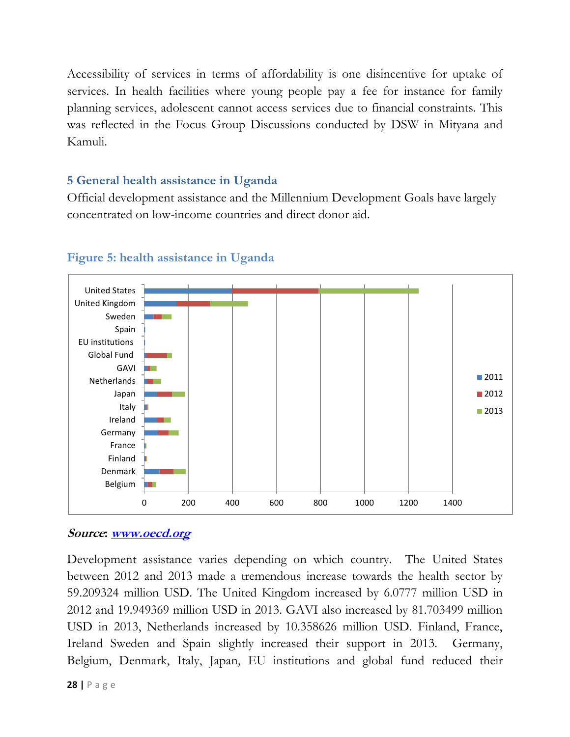Accessibility of services in terms of affordability is one disincentive for uptake of services. In health facilities where young people pay a fee for instance for family planning services, adolescent cannot access services due to financial constraints. This was reflected in the Focus Group Discussions conducted by DSW in Mityana and Kamuli.

## 5 General health assistance in Uganda

Official development assistance and the Millennium Development Goals have largely concentrated on low-income countries and direct donor aid.

### Figure 5: health assistance in Uganda

***Source*: *www.oecd.org***

Development assistance varies depending on which country. The United States between 2012 and 2013 made a tremendous increase towards the health sector by 59.209324 million USD. The United Kingdom increased by 6.0777 million USD in 2012 and 19.949369 million USD in 2013. GAVI also increased by 81.703499 million USD in 2013, Netherlands increased by 10.358626 million USD. Finland, France, Ireland Sweden and Spain slightly increased their support in 2013. Germany, Belgium, Denmark, Italy, Japan, EU institutions and global fund reduced their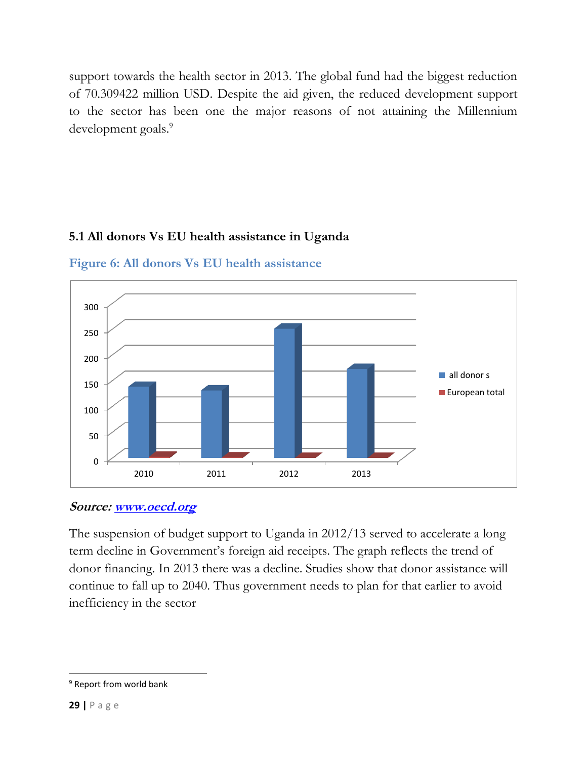support towards the health sector in 2013. The global fund had the biggest reduction of 70.309422 million USD. Despite the aid given, the reduced development support to the sector has been one the major reasons of not attaining the Millennium development goals.[9]

### 5.1 All donors Vs EU health assistance in Uganda

**Figure 6: All donors Vs EU health assistance**

***Source:*** ***[www.oecd.org](http://www.oecd.org)***

The suspension of budget support to Uganda in 2012/13 served to accelerate a long term decline in Government's foreign aid receipts. The graph reflects the trend of donor financing. In 2013 there was a decline. Studies show that donor assistance will continue to fall up to 2040. Thus government needs to plan for that earlier to avoid inefficiency in the sector

[9] Report from world bank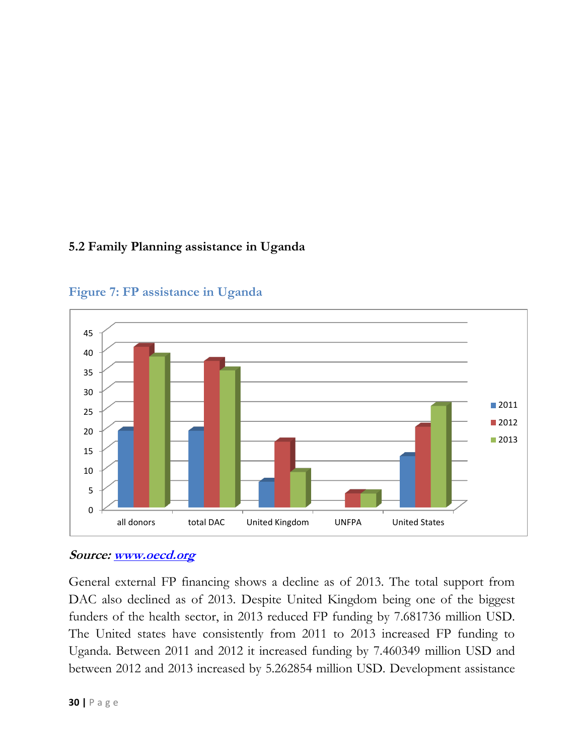## 5.2 Family Planning assistance in Uganda

**Figure 7: FP assistance in Uganda**

***Source:*** [*www.oecd.org*](http://www.oecd.org)

General external FP financing shows a decline as of 2013. The total support from DAC also declined as of 2013. Despite United Kingdom being one of the biggest funders of the health sector, in 2013 reduced FP funding by 7.681736 million USD. The United states have consistently from 2011 to 2013 increased FP funding to Uganda. Between 2011 and 2012 it increased funding by 7.460349 million USD and between 2012 and 2013 increased by 5.262854 million USD. Development assistance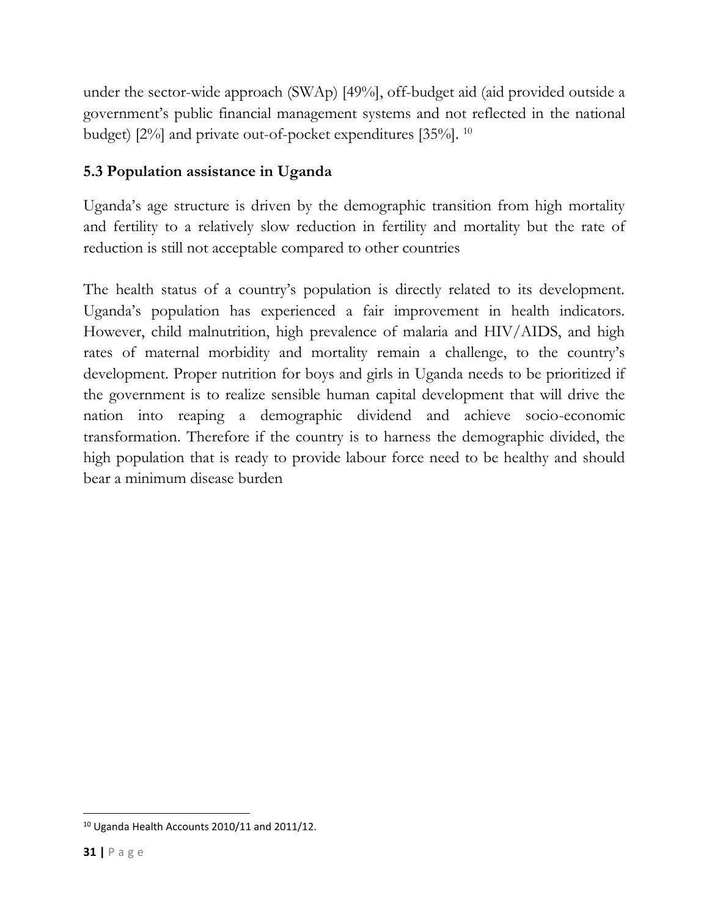under the sector-wide approach (SWAp) [49%], off-budget aid (aid provided outside a government's public financial management systems and not reflected in the national budget) [2%] and private out-of-pocket expenditures [35%]. [10]

## 5.3 Population assistance in Uganda

Uganda's age structure is driven by the demographic transition from high mortality and fertility to a relatively slow reduction in fertility and mortality but the rate of reduction is still not acceptable compared to other countries

The health status of a country's population is directly related to its development. Uganda's population has experienced a fair improvement in health indicators. However, child malnutrition, high prevalence of malaria and HIV/AIDS, and high rates of maternal morbidity and mortality remain a challenge, to the country's development. Proper nutrition for boys and girls in Uganda needs to be prioritized if the government is to realize sensible human capital development that will drive the nation into reaping a demographic dividend and achieve socio-economic transformation. Therefore if the country is to harness the demographic divided, the high population that is ready to provide labour force need to be healthy and should bear a minimum disease burden

---

[10] Uganda Health Accounts 2010/11 and 2011/12.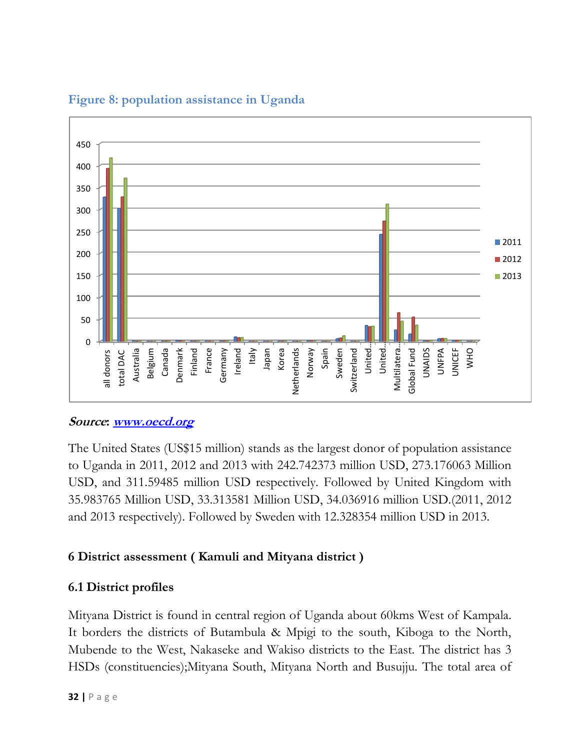**Figure 8: population assistance in Uginda**

***Source*: [www.oecd.org](http://www.oecd.org)**

The United States (US$15 million) stands as the largest donor of population assistance to Uganda in 2011, 2012 and 2013 with 242.742373 million USD, 273.176063 Million USD, and 311.59485 million USD respectively. Followed by United Kingdom with 35.983765 Million USD, 33.313581 Million USD, 34.036916 million USD.(2011, 2012 and 2013 respectively). Followed by Sweden with 12.328354 million USD in 2013.

## 6 District assessment ( Kamuli and Mityana district )

### 6.1 District profiles

Mityana District is found in central region of Uganda about 60kms West of Kampala. It borders the districts of Butambula & Mpigi to the south, Kiboga to the North, Mubende to the West, Nakaseke and Wakiso districts to the East. The district has 3 HSDs (constituencies);Mityana South, Mityana North and Busujju. The total area of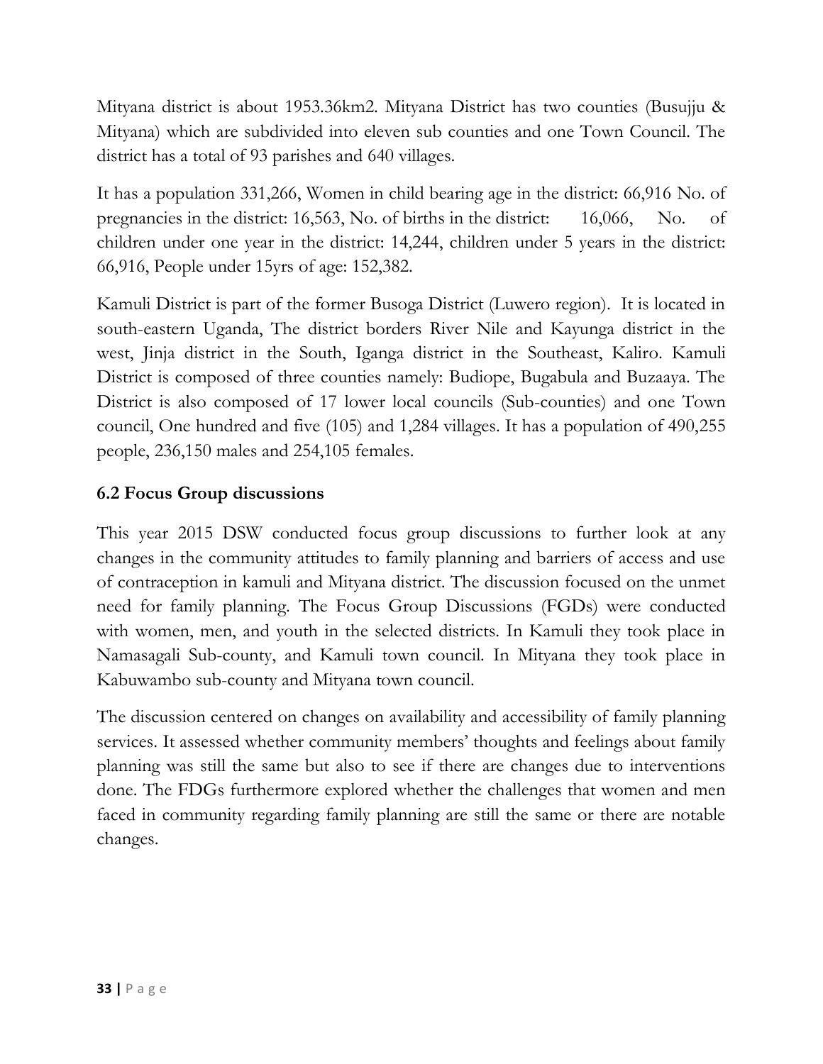Mityana district is about 1953.36km2. Mityana District has two counties (Busujju & Mityana) which are subdivided into eleven sub counties and one Town Council. The district has a total of 93 parishes and 640 villages.

It has a population 331,266, Women in child bearing age in the district: 66,916 No. of pregnancies in the district: 16,563, No. of births in the district: 16,066, No. of children under one year in the district: 14,244, children under 5 years in the district: 66,916, People under 15yrs of age: 152,382.

Kamuli District is part of the former Busoga District (Luwero region). It is located in south-eastern Uganda, The district borders River Nile and Kayunga district in the west, Jinja district in the South, Iganga district in the Southeast, Kaliro. Kamuli District is composed of three counties namely: Budiope, Bugabula and Buzaaya. The District is also composed of 17 lower local councils (Sub-counties) and one Town council, One hundred and five (105) and 1,284 villages. It has a population of 490,255 people, 236,150 males and 254,105 females.

### 6.2 Focus Group discussions

This year 2015 DSW conducted focus group discussions to further look at any changes in the community attitudes to family planning and barriers of access and use of contraception in kamuli and Mityana district. The discussion focused on the unmet need for family planning. The Focus Group Discussions (FGDs) were conducted with women, men, and youth in the selected districts. In Kamuli they took place in Namasagali Sub-county, and Kamuli town council. In Mityana they took place in Kabuwambo sub-county and Mityana town council.

The discussion centered on changes on availability and accessibility of family planning services. It assessed whether community members' thoughts and feelings about family planning was still the same but also to see if there are changes due to interventions done. The FDGs furthermore explored whether the challenges that women and men faced in community regarding family planning are still the same or there are notable changes.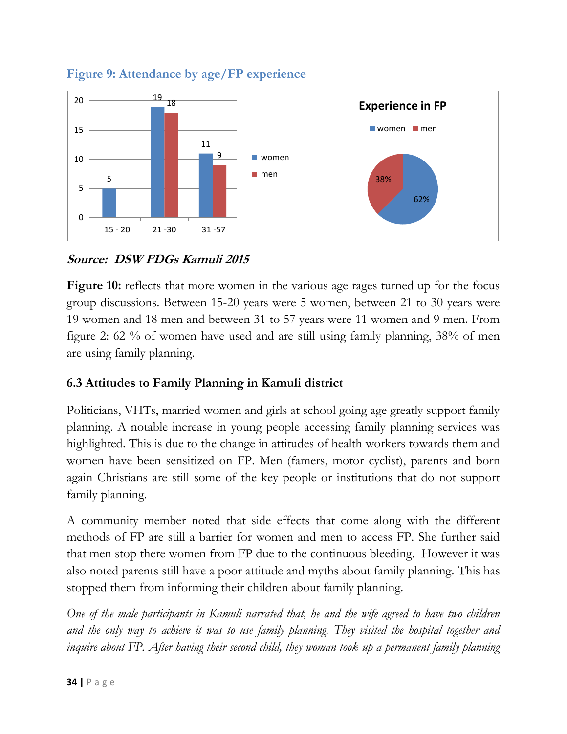**Figure 9: Attendance by age/FP experience**

*Source: DSW FDGs Kamuli 2015*

**Figure 10:** reflects that more women in the various age rages turned up for the focus group discussions. Between 15-20 years were 5 women, between 21 to 30 years were 19 women and 18 men and between 31 to 57 years were 11 women and 9 men. From figure 2: 62 % of women have used and are still using family planning, 38% of men are using family planning.

### 6.3 Attitudes to Family Planning in Kamuli district

Politicians, VHTs, married women and girls at school going age greatly support family planning. A notable increase in young people accessing family planning services was highlighted. This is due to the change in attitudes of health workers towards them and women have been sensitized on FP. Men (famers, motor cyclist), parents and born again Christians are still some of the key people or institutions that do not support family planning.

A community member noted that side effects that come along with the different methods of FP are still a barrier for women and men to access FP. She further said that men stop there women from FP due to the continuous bleeding. However it was also noted parents still have a poor attitude and myths about family planning. This has stopped them from informing their children about family planning.

*One of the male participants in Kamuli narrated that, he and the wife agreed to have two children and the only way to achieve it was to use family planning. They visited the hospital together and inquire about FP. After having their second child, they woman took up a permanent family planning*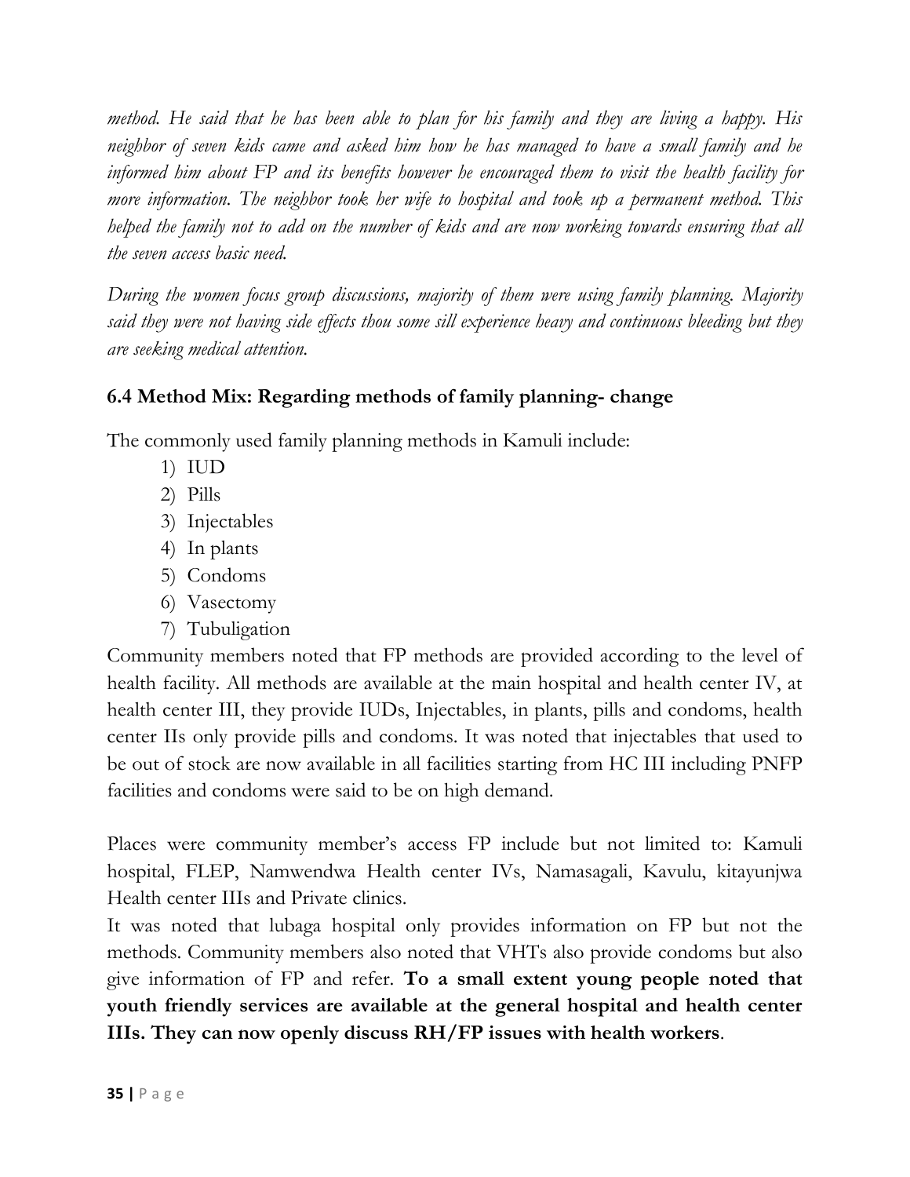*method. He said that he has been able to plan for his family and they are living a happy. His neighbor of seven kids came and asked him how he has managed to have a small family and he informed him about FP and its benefits however he encouraged them to visit the health facility for more information. The neighbor took her wife to hospital and took up a permanent method. This helped the family not to add on the number of kids and are now working towards ensuring that all the seven access basic need.*

*During the women focus group discussions, majority of them were using family planning. Majority said they were not having side effects thou some sill experience heavy and continuous bleeding but they are seeking medical attention.*

### 6.4 Method Mix: Regarding methods of family planning- change

The commonly used family planning methods in Kamuli include:

1) IUD
2) Pills
3) Injectables
4) In plants
5) Condoms
6) Vasectomy
7) Tubuligation

Community members noted that FP methods are provided according to the level of health facility. All methods are available at the main hospital and health center IV, at health center III, they provide IUDs, Injectables, in plants, pills and condoms, health center IIs only provide pills and condoms. It was noted that injectables that used to be out of stock are now available in all facilities starting from HC III including PNFP facilities and condoms were said to be on high demand.

Places were community member's access FP include but not limited to: Kamuli hospital, FLEP, Namwendwa Health center IVs, Namasagali, Kavulu, kitayunjwa Health center IIIs and Private clinics.

It was noted that lubaga hospital only provides information on FP but not the methods. Community members also noted that VHTs also provide condoms but also give information of FP and refer. **To a small extent young people noted that youth friendly services are available at the general hospital and health center IIIs. They can now openly discuss RH/FP issues with health workers**.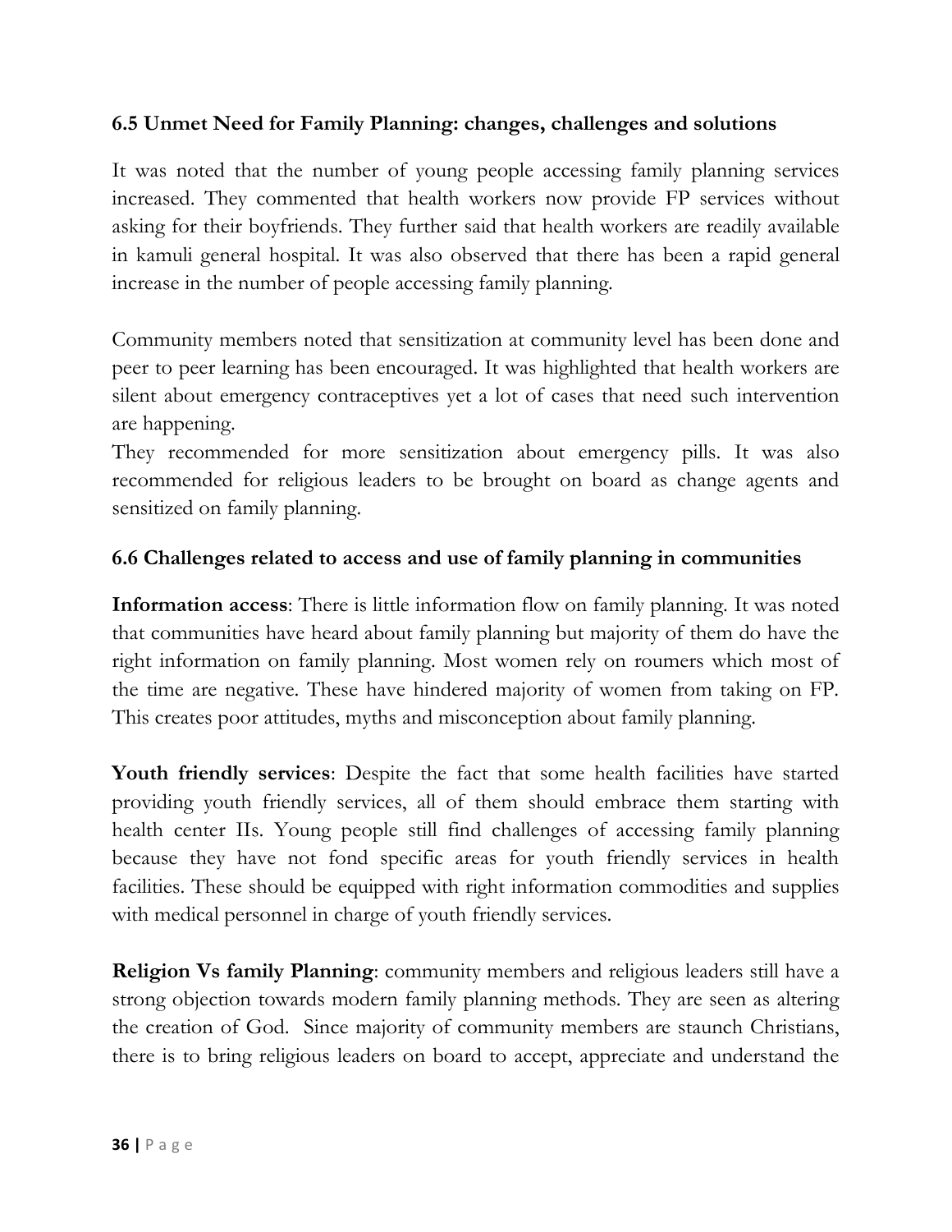### 6.5 Unmet Need for Family Planning: changes, challenges and solutions

It was noted that the number of young people accessing family planning services increased. They commented that health workers now provide FP services without asking for their boyfriends. They further said that health workers are readily available in kamuli general hospital. It was also observed that there has been a rapid general increase in the number of people accessing family planning.

Community members noted that sensitization at community level has been done and peer to peer learning has been encouraged. It was highlighted that health workers are silent about emergency contraceptives yet a lot of cases that need such intervention are happening.
They recommended for more sensitization about emergency pills. It was also recommended for religious leaders to be brought on board as change agents and sensitized on family planning.

### 6.6 Challenges related to access and use of family planning in communities

**Information access**: There is little information flow on family planning. It was noted that communities have heard about family planning but majority of them do have the right information on family planning. Most women rely on roumers which most of the time are negative. These have hindered majority of women from taking on FP. This creates poor attitudes, myths and misconception about family planning.

**Youth friendly services**: Despite the fact that some health facilities have started providing youth friendly services, all of them should embrace them starting with health center IIs. Young people still find challenges of accessing family planning because they have not fond specific areas for youth friendly services in health facilities. These should be equipped with right information commodities and supplies with medical personnel in charge of youth friendly services.

**Religion Vs family Planning**: community members and religious leaders still have a strong objection towards modern family planning methods. They are seen as altering the creation of God. Since majority of community members are staunch Christians, there is to bring religious leaders on board to accept, appreciate and understand the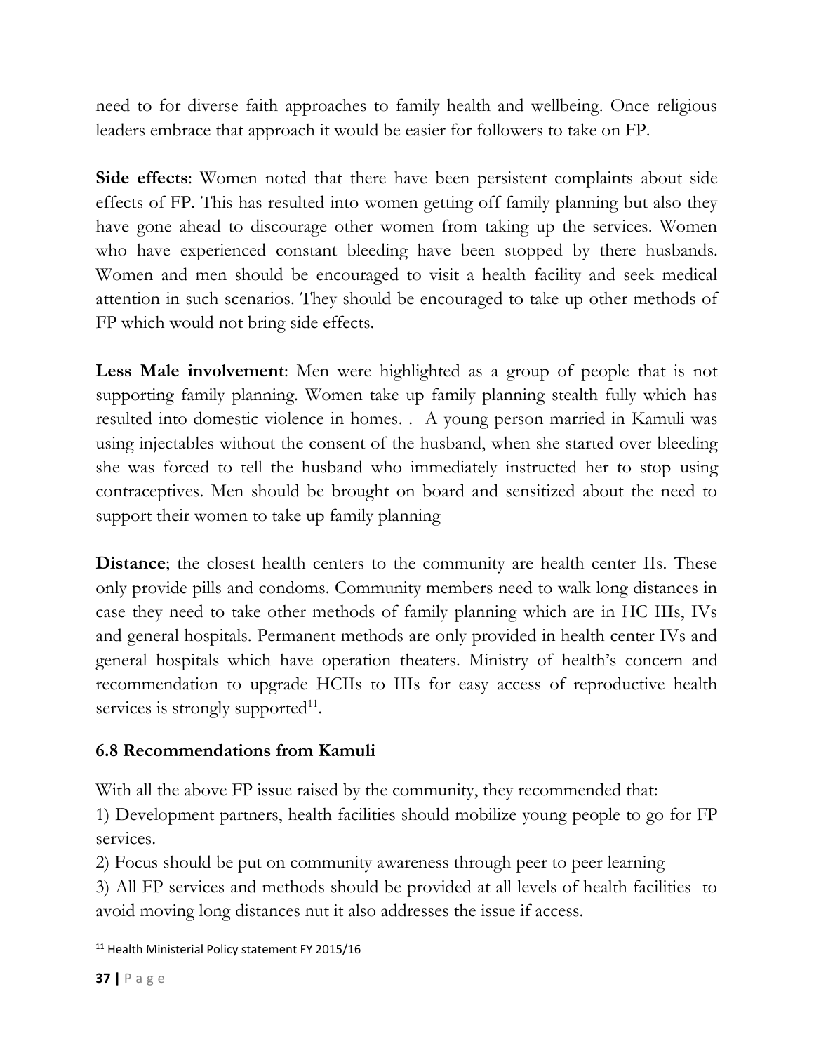need to for diverse faith approaches to family health and wellbeing. Once religious leaders embrace that approach it would be easier for followers to take on FP.

**Side effects**: Women noted that there have been persistent complaints about side effects of FP. This has resulted into women getting off family planning but also they have gone ahead to discourage other women from taking up the services. Women who have experienced constant bleeding have been stopped by there husbands. Women and men should be encouraged to visit a health facility and seek medical attention in such scenarios. They should be encouraged to take up other methods of FP which would not bring side effects.

**Less Male involvement**: Men were highlighted as a group of people that is not supporting family planning. Women take up family planning stealth fully which has resulted into domestic violence in homes. . A young person married in Kamuli was using injectables without the consent of the husband, when she started over bleeding she was forced to tell the husband who immediately instructed her to stop using contraceptives. Men should be brought on board and sensitized about the need to support their women to take up family planning

**Distance**; the closest health centers to the community are health center IIs. These only provide pills and condoms. Community members need to walk long distances in case they need to take other methods of family planning which are in HC IIIs, IVs and general hospitals. Permanent methods are only provided in health center IVs and general hospitals which have operation theaters. Ministry of health's concern and recommendation to upgrade HCIIs to IIIs for easy access of reproductive health services is strongly supported[11].

### 6.8 Recommendations from Kamuli

With all the above FP issue raised by the community, they recommended that:

1) Development partners, health facilities should mobilize young people to go for FP services.
2) Focus should be put on community awareness through peer to peer learning
3) All FP services and methods should be provided at all levels of health facilities to avoid moving long distances nut it also addresses the issue if access.

[11] Health Ministerial Policy statement FY 2015/16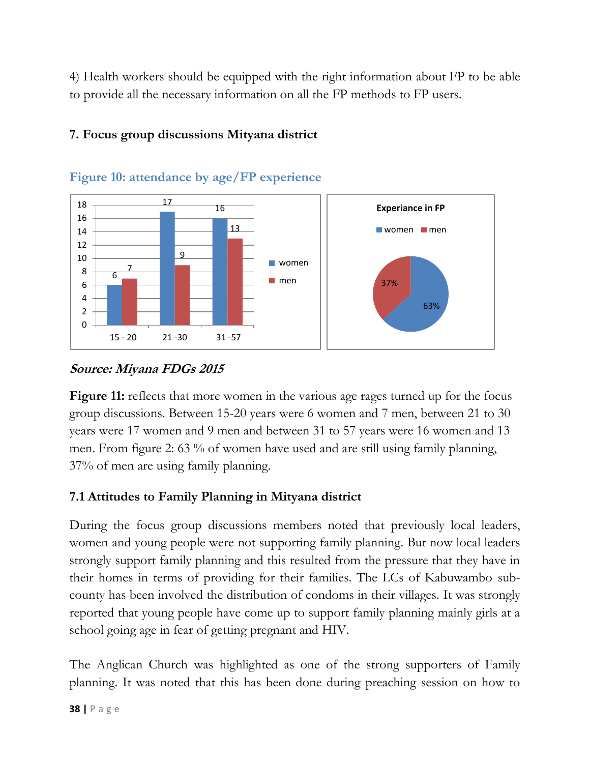4) Health workers should be equipped with the right information about FP to be able to provide all the necessary information on all the FP methods to FP users.

## 7. Focus group discussions Mityana district

### Figure 10: attendance by age/FP experience

| Age group | women | men |
|---|---|---|
| 15 - 20 | 6 | 7 |
| 21 -30 | 17 | 9 |
| 31 -57 | 16 | 13 |

Experiance in FP

| women | men |
|---|---|
| 63% | 37% |

***Source: Miyana FDGs 2015***

**Figure 11:** reflects that more women in the various age rages turned up for the focus group discussions. Between 15-20 years were 6 women and 7 men, between 21 to 30 years were 17 women and 9 men and between 31 to 57 years were 16 women and 13 men. From figure 2: 63 % of women have used and are still using family planning, 37% of men are using family planning.

### 7.1 Attitudes to Family Planning in Mityana district

During the focus group discussions members noted that previously local leaders, women and young people were not supporting family planning. But now local leaders strongly support family planning and this resulted from the pressure that they have in their homes in terms of providing for their families. The LCs of Kabuwambo sub-county has been involved the distribution of condoms in their villages. It was strongly reported that young people have come up to support family planning mainly girls at a school going age in fear of getting pregnant and HIV.

The Anglican Church was highlighted as one of the strong supporters of Family planning. It was noted that this has been done during preaching session on how to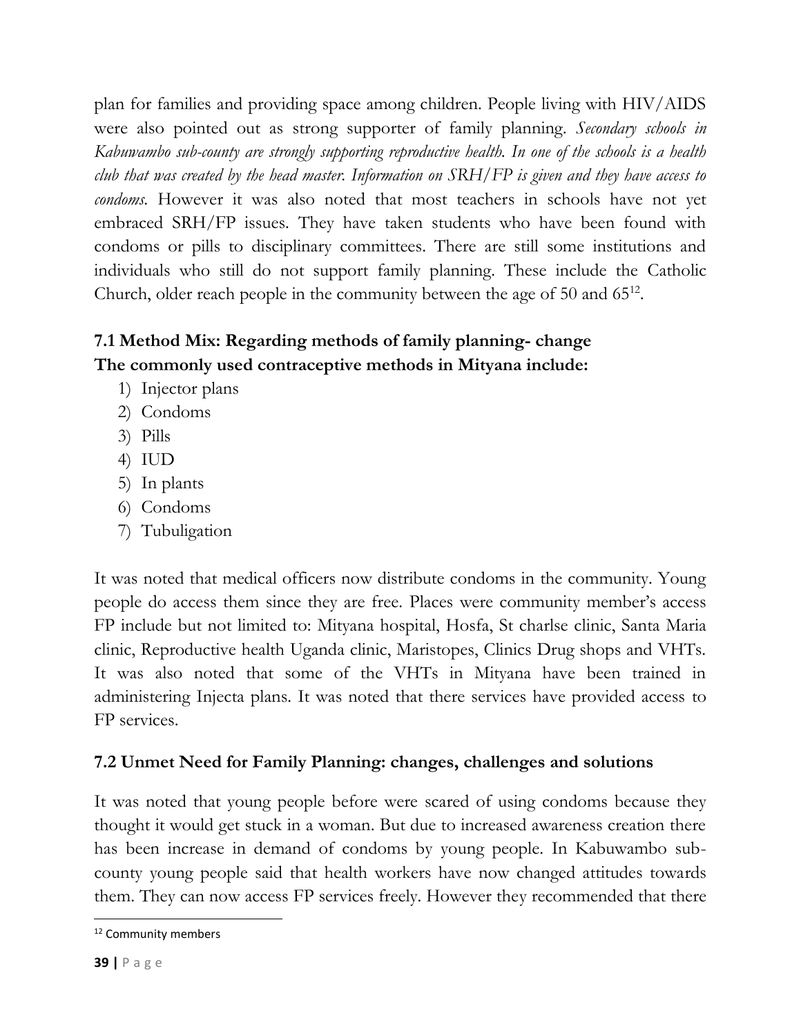plan for families and providing space among children. People living with HIV/AIDS were also pointed out as strong supporter of family planning. *Secondary schools in Kabuwambo sub-county are strongly supporting reproductive health. In one of the schools is a health club that was created by the head master. Information on SRH/FP is given and they have access to condoms.* However it was also noted that most teachers in schools have not yet embraced SRH/FP issues. They have taken students who have been found with condoms or pills to disciplinary committees. There are still some institutions and individuals who still do not support family planning. These include the Catholic Church, older reach people in the community between the age of 50 and 65[12].

### 7.1 Method Mix: Regarding methods of family planning- change

**The commonly used contraceptive methods in Mityana include:**

1) Injector plans
2) Condoms
3) Pills
4) IUD
5) In plants
6) Condoms
7) Tubuligation

It was noted that medical officers now distribute condoms in the community. Young people do access them since they are free. Places were community member's access FP include but not limited to: Mityana hospital, Hosfa, St charlse clinic, Santa Maria clinic, Reproductive health Uganda clinic, Maristopes, Clinics Drug shops and VHTs. It was also noted that some of the VHTs in Mityana have been trained in administering Injecta plans. It was noted that there services have provided access to FP services.

### 7.2 Unmet Need for Family Planning: changes, challenges and solutions

It was noted that young people before were scared of using condoms because they thought it would get stuck in a woman. But due to increased awareness creation there has been increase in demand of condoms by young people. In Kabuwambo sub-county young people said that health workers have now changed attitudes towards them. They can now access FP services freely. However they recommended that there

[12] Community members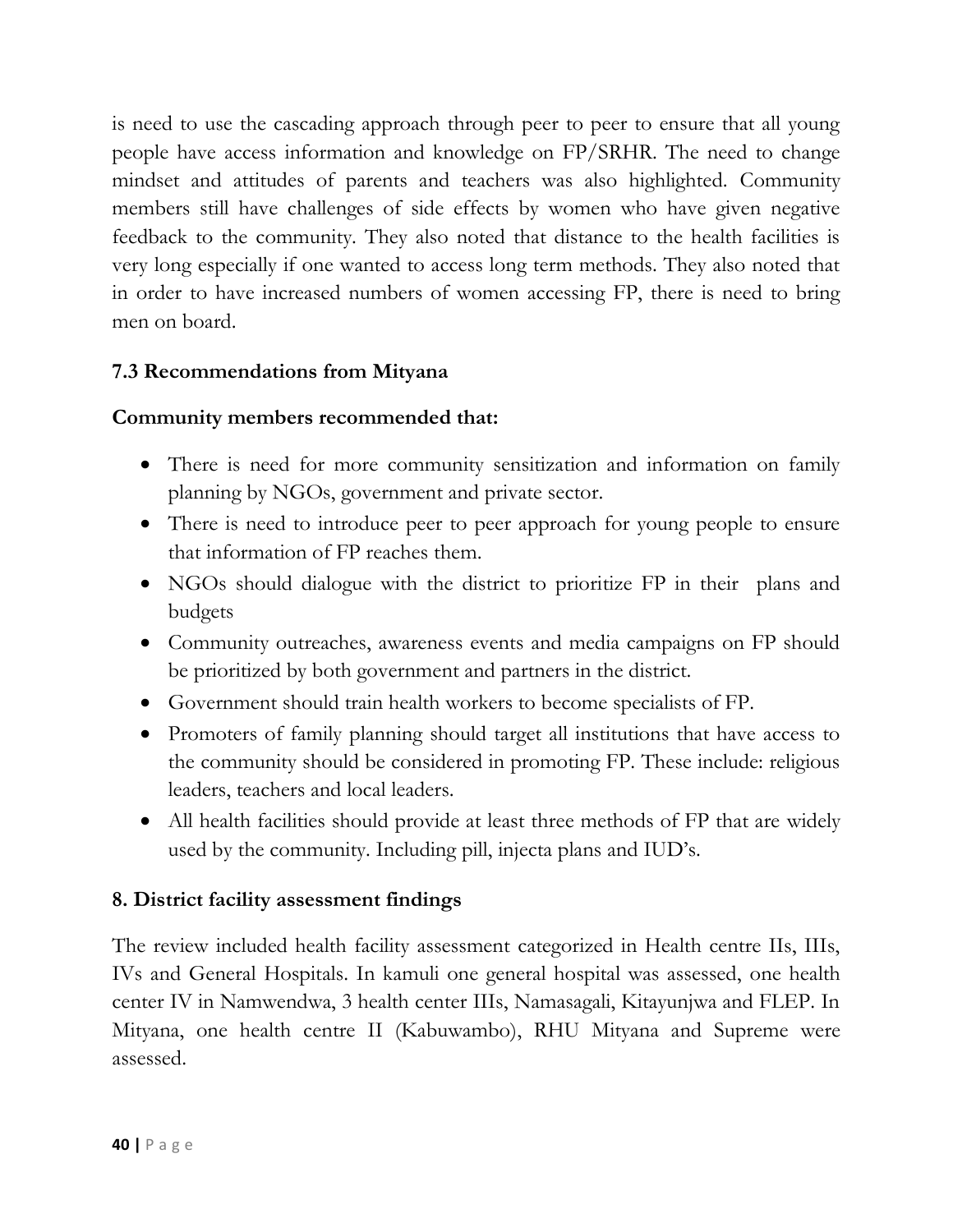is need to use the cascading approach through peer to peer to ensure that all young people have access information and knowledge on FP/SRHR. The need to change mindset and attitudes of parents and teachers was also highlighted. Community members still have challenges of side effects by women who have given negative feedback to the community. They also noted that distance to the health facilities is very long especially if one wanted to access long term methods. They also noted that in order to have increased numbers of women accessing FP, there is need to bring men on board.

### 7.3 Recommendations from Mityana

**Community members recommended that:**

- There is need for more community sensitization and information on family planning by NGOs, government and private sector.
- There is need to introduce peer to peer approach for young people to ensure that information of FP reaches them.
- NGOs should dialogue with the district to prioritize FP in their plans and budgets
- Community outreaches, awareness events and media campaigns on FP should be prioritized by both government and partners in the district.
- Government should train health workers to become specialists of FP.
- Promoters of family planning should target all institutions that have access to the community should be considered in promoting FP. These include: religious leaders, teachers and local leaders.
- All health facilities should provide at least three methods of FP that are widely used by the community. Including pill, injecta plans and IUD's.

## 8. District facility assessment findings

The review included health facility assessment categorized in Health centre IIs, IIIs, IVs and General Hospitals. In kamuli one general hospital was assessed, one health center IV in Namwendwa, 3 health center IIIs, Namasagali, Kitayunjwa and FLEP. In Mityana, one health centre II (Kabuwambo), RHU Mityana and Supreme were assessed.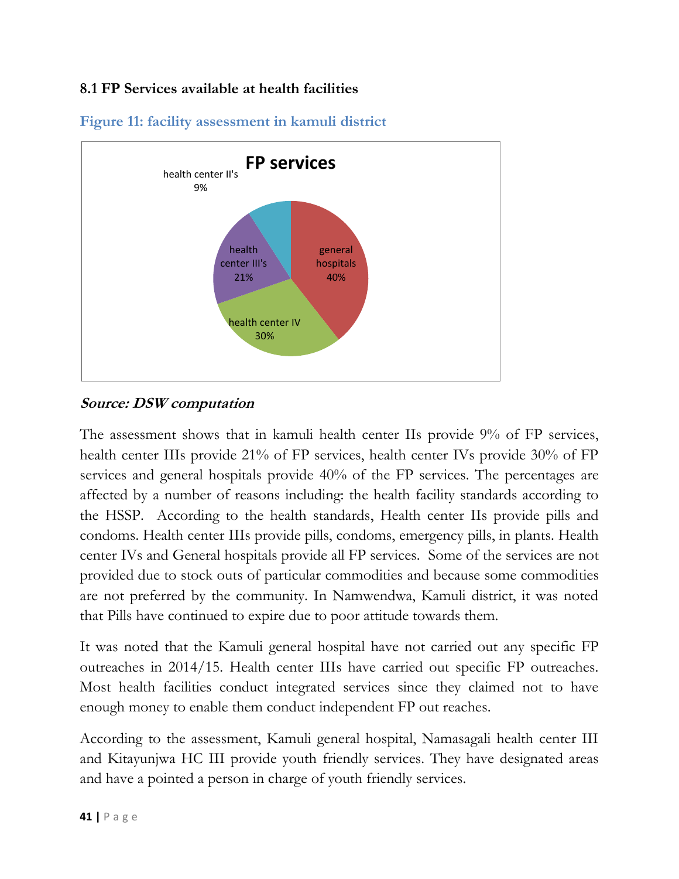## 8.1 FP Services available at health facilities

**Figure 11: facility assessment in kamuli district**

*Source: DSW computation*

The assessment shows that in kamuli health center IIs provide 9% of FP services, health center IIIs provide 21% of FP services, health center IVs provide 30% of FP services and general hospitals provide 40% of the FP services. The percentages are affected by a number of reasons including: the health facility standards according to the HSSP. According to the health standards, Health center IIs provide pills and condoms. Health center IIIs provide pills, condoms, emergency pills, in plants. Health center IVs and General hospitals provide all FP services. Some of the services are not provided due to stock outs of particular commodities and because some commodities are not preferred by the community. In Namwendwa, Kamuli district, it was noted that Pills have continued to expire due to poor attitude towards them.

It was noted that the Kamuli general hospital have not carried out any specific FP outreaches in 2014/15. Health center IIIs have carried out specific FP outreaches. Most health facilities conduct integrated services since they claimed not to have enough money to enable them conduct independent FP out reaches.

According to the assessment, Kamuli general hospital, Namasagali health center III and Kitayunjwa HC III provide youth friendly services. They have designated areas and have a pointed a person in charge of youth friendly services.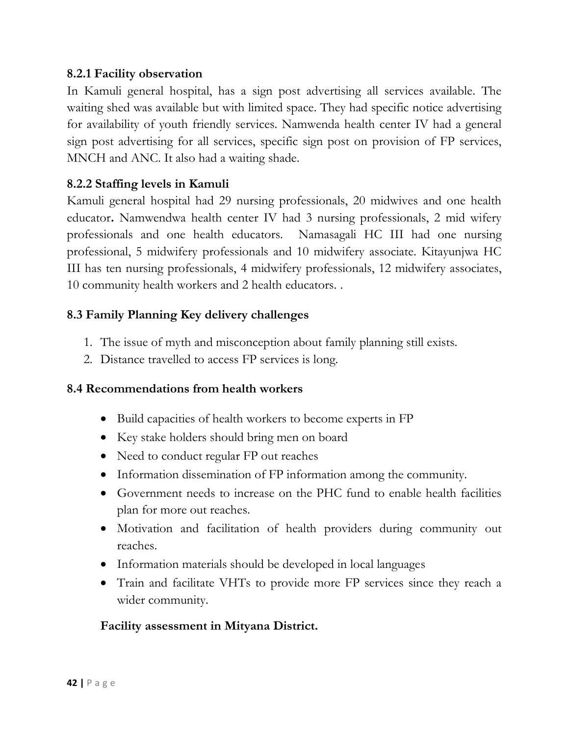### 8.2.1 Facility observation

In Kamuli general hospital, has a sign post advertising all services available. The waiting shed was available but with limited space. They had specific notice advertising for availability of youth friendly services. Namwenda health center IV had a general sign post advertising for all services, specific sign post on provision of FP services, MNCH and ANC. It also had a waiting shade.

### 8.2.2 Staffing levels in Kamuli

Kamuli general hospital had 29 nursing professionals, 20 midwives and one health educator**.** Namwendwa health center IV had 3 nursing professionals, 2 mid wifery professionals and one health educators. Namasagali HC III had one nursing professional, 5 midwifery professionals and 10 midwifery associate. Kitayunjwa HC III has ten nursing professionals, 4 midwifery professionals, 12 midwifery associates, 10 community health workers and 2 health educators. .

## 8.3 Family Planning Key delivery challenges

1. The issue of myth and misconception about family planning still exists.
2. Distance travelled to access FP services is long.

## 8.4 Recommendations from health workers

- Build capacities of health workers to become experts in FP
- Key stake holders should bring men on board
- Need to conduct regular FP out reaches
- Information dissemination of FP information among the community.
- Government needs to increase on the PHC fund to enable health facilities plan for more out reaches.
- Motivation and facilitation of health providers during community out reaches.
- Information materials should be developed in local languages
- Train and facilitate VHTs to provide more FP services since they reach a wider community.

**Facility assessment in Mityana District.**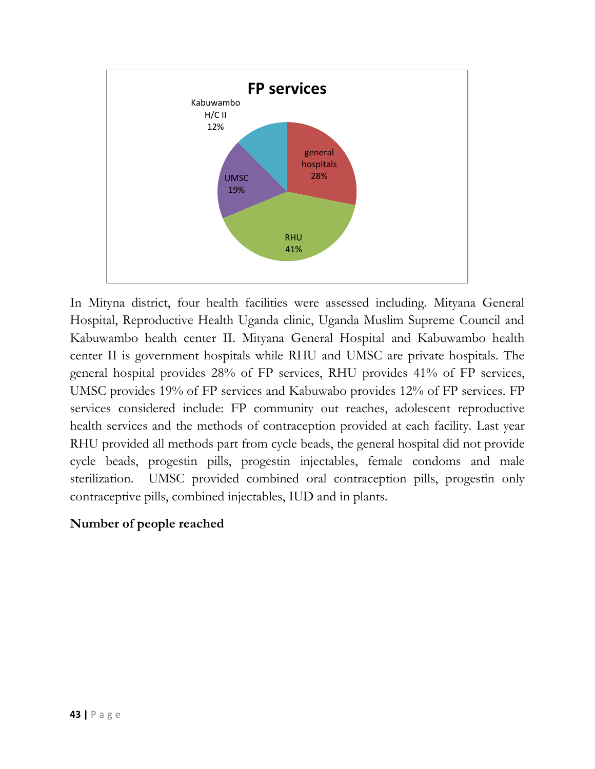**FP services**

| Facility | Share |
| --- | --- |
| general hospitals | 28% |
| RHU | 41% |
| UMSC | 19% |
| Kabuwambo H/C II | 12% |

In Mityna district, four health facilities were assessed including. Mityana General Hospital, Reproductive Health Uganda clinic, Uganda Muslim Supreme Council and Kabuwambo health center II. Mityana General Hospital and Kabuwambo health center II is government hospitals while RHU and UMSC are private hospitals. The general hospital provides 28% of FP services, RHU provides 41% of FP services, UMSC provides 19% of FP services and Kabuwabo provides 12% of FP services. FP services considered include: FP community out reaches, adolescent reproductive health services and the methods of contraception provided at each facility. Last year RHU provided all methods part from cycle beads, the general hospital did not provide cycle beads, progestin pills, progestin injectables, female condoms and male sterilization. UMSC provided combined oral contraception pills, progestin only contraceptive pills, combined injectables, IUD and in plants.

**Number of people reached**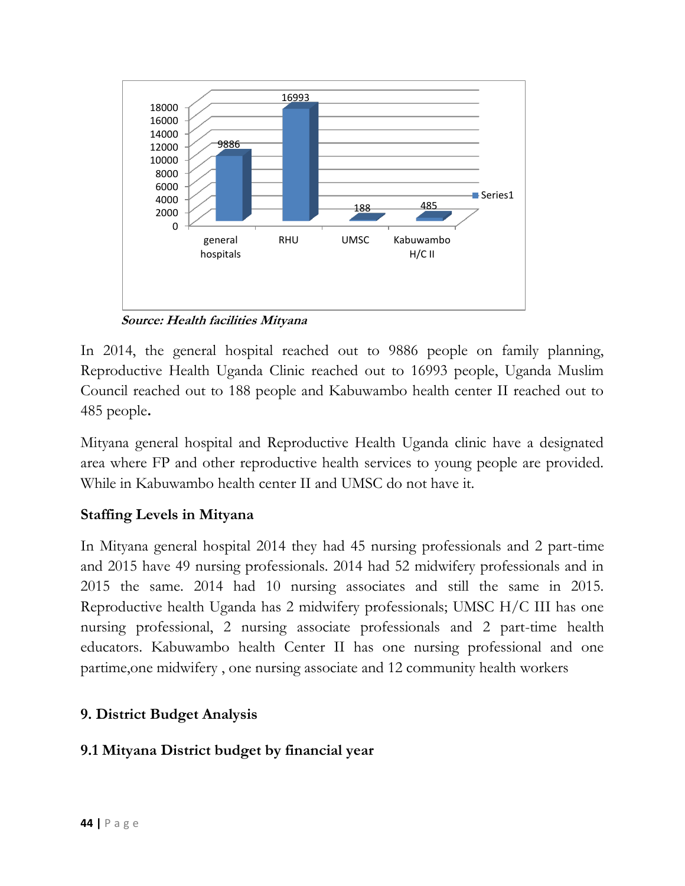| | general hospitals | RHU | UMSC | Kabuwambo H/C II |
|---|---|---|---|---|
| Series1 | 9886 | 16993 | 188 | 485 |

***Source: Health facilities Mityana***

In 2014, the general hospital reached out to 9886 people on family planning, Reproductive Health Uganda Clinic reached out to 16993 people, Uganda Muslim Council reached out to 188 people and Kabuwambo health center II reached out to 485 people.

Mityana general hospital and Reproductive Health Uganda clinic have a designated area where FP and other reproductive health services to young people are provided. While in Kabuwambo health center II and UMSC do not have it.

**Staffing Levels in Mityana**

In Mityana general hospital 2014 they had 45 nursing professionals and 2 part-time and 2015 have 49 nursing professionals. 2014 had 52 midwifery professionals and in 2015 the same. 2014 had 10 nursing associates and still the same in 2015. Reproductive health Uganda has 2 midwifery professionals; UMSC H/C III has one nursing professional, 2 nursing associate professionals and 2 part-time health educators. Kabuwambo health Center II has one nursing professional and one partime,one midwifery , one nursing associate and 12 community health workers

## 9. District Budget Analysis

### 9.1 Mityana District budget by financial year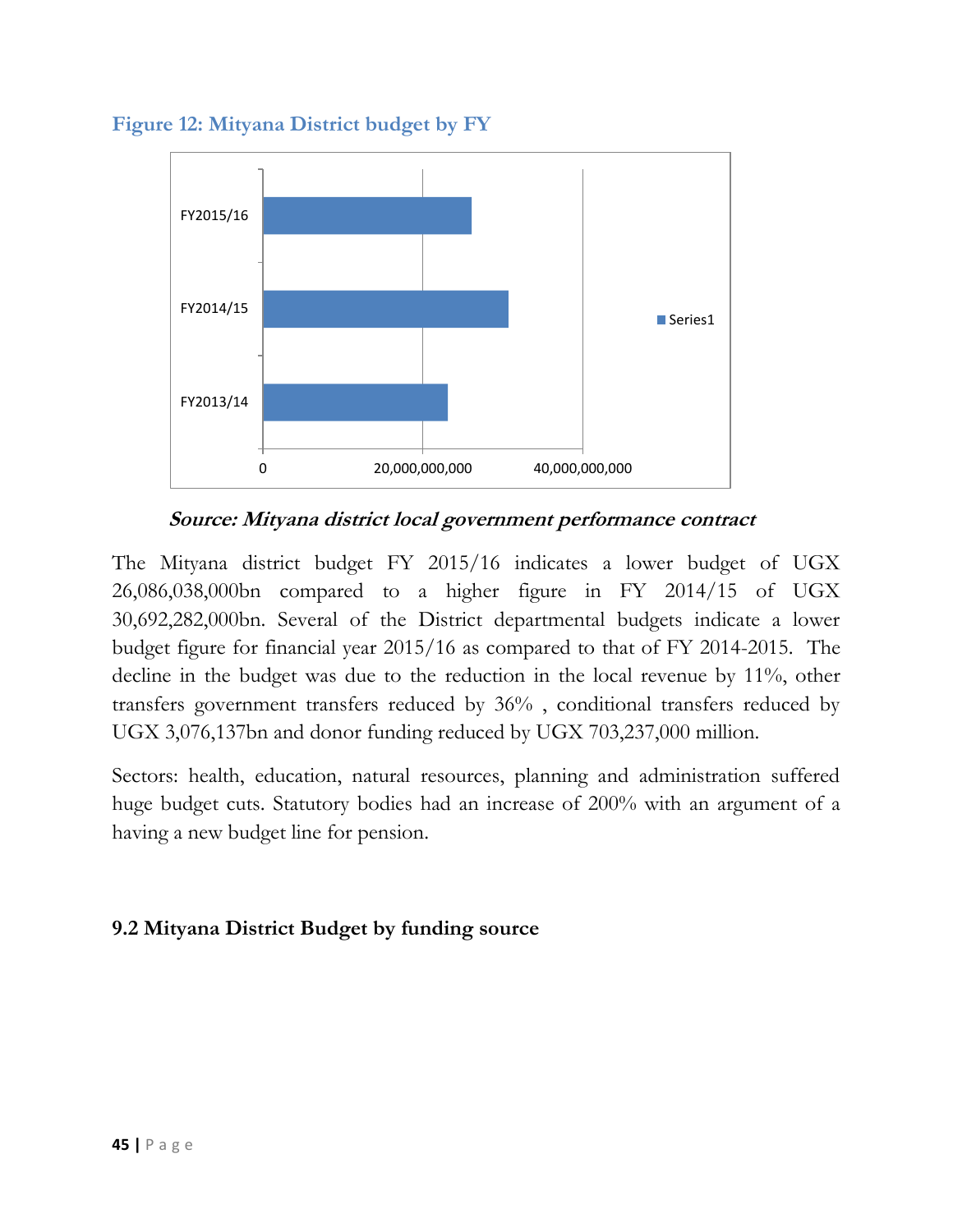### Figure 12: Mityana District budget by FY

*Source: Mityana district local government performance contract*

The Mityana district budget FY 2015/16 indicates a lower budget of UGX 26,086,038,000bn compared to a higher figure in FY 2014/15 of UGX 30,692,282,000bn. Several of the District departmental budgets indicate a lower budget figure for financial year 2015/16 as compared to that of FY 2014-2015. The decline in the budget was due to the reduction in the local revenue by 11%, other transfers government transfers reduced by 36% , conditional transfers reduced by UGX 3,076,137bn and donor funding reduced by UGX 703,237,000 million.

Sectors: health, education, natural resources, planning and administration suffered huge budget cuts. Statutory bodies had an increase of 200% with an argument of a having a new budget line for pension.

## 9.2 Mityana District Budget by funding source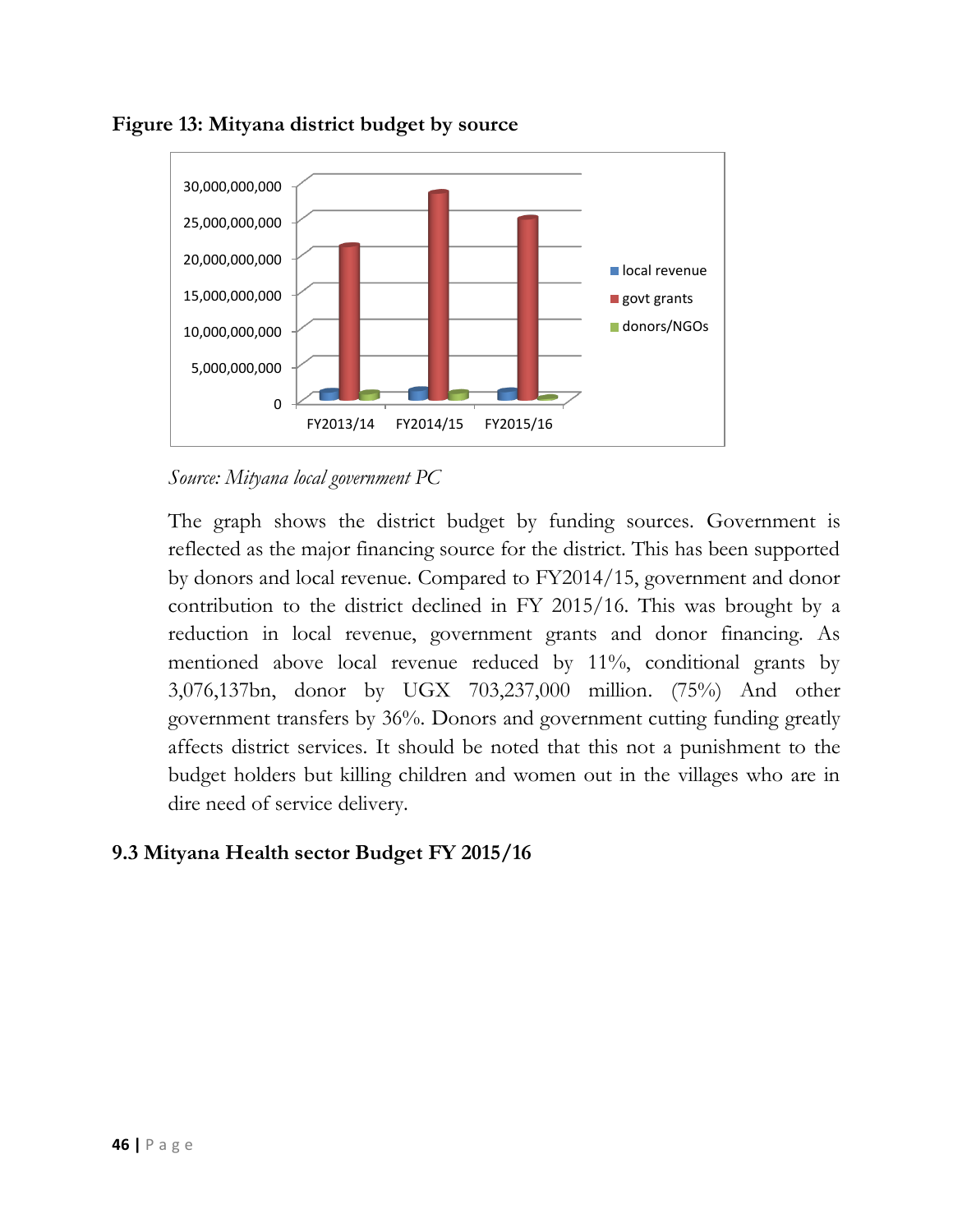**Figure 13: Mityana district budget by source**

*Source: Mityana local government PC*

The graph shows the district budget by funding sources. Government is reflected as the major financing source for the district. This has been supported by donors and local revenue. Compared to FY2014/15, government and donor contribution to the district declined in FY 2015/16. This was brought by a reduction in local revenue, government grants and donor financing. As mentioned above local revenue reduced by 11%, conditional grants by 3,076,137bn, donor by UGX 703,237,000 million. (75%) And other government transfers by 36%. Donors and government cutting funding greatly affects district services. It should be noted that this not a punishment to the budget holders but killing children and women out in the villages who are in dire need of service delivery.

## 9.3 Mityana Health sector Budget FY 2015/16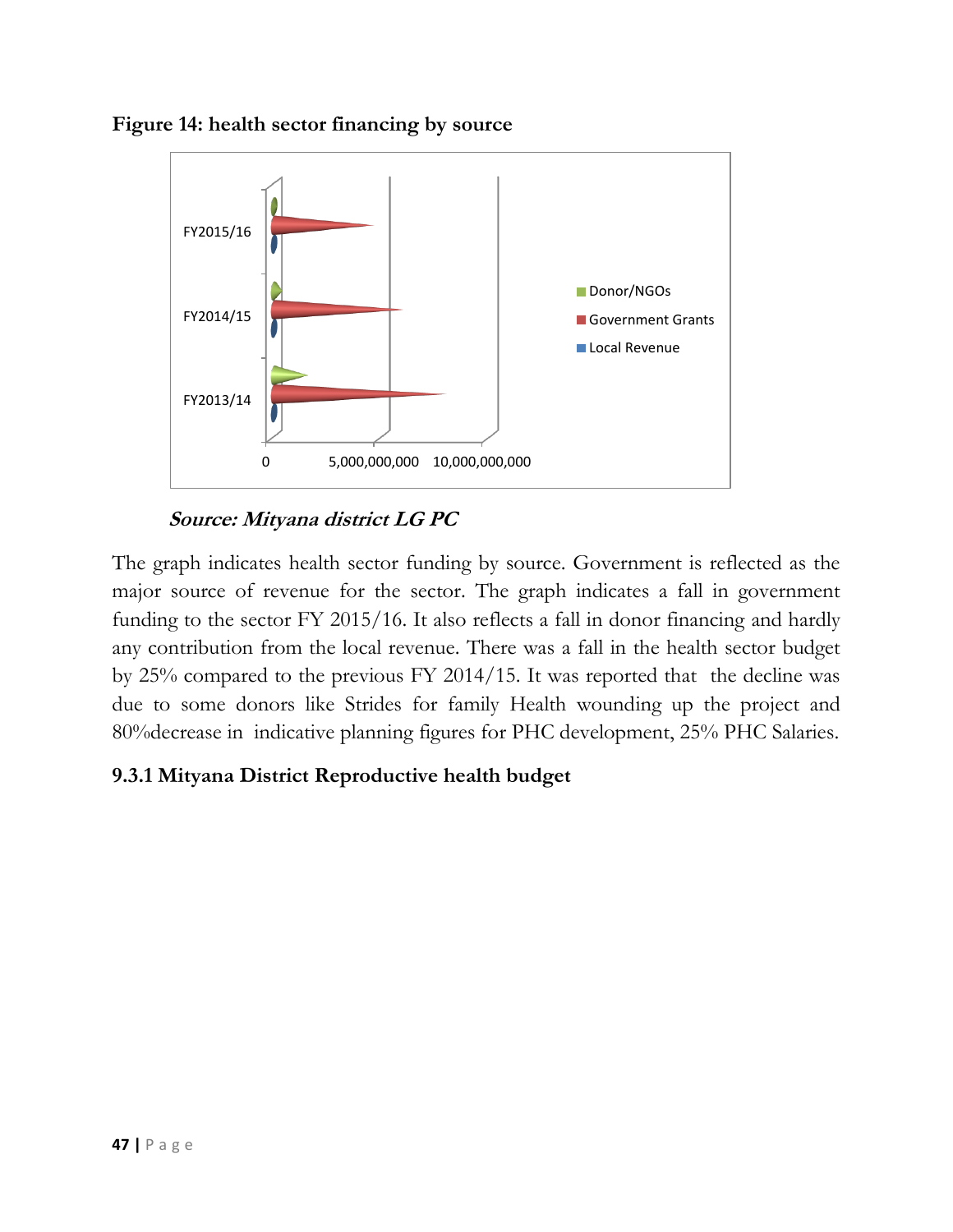**Figure 14: health sector financing by source**

***Source: Mityana district LG PC***

The graph indicates health sector funding by source. Government is reflected as the major source of revenue for the sector. The graph indicates a fall in government funding to the sector FY 2015/16. It also reflects a fall in donor financing and hardly any contribution from the local revenue. There was a fall in the health sector budget by 25% compared to the previous FY 2014/15. It was reported that the decline was due to some donors like Strides for family Health wounding up the project and 80%decrease in indicative planning figures for PHC development, 25% PHC Salaries.

### 9.3.1 Mityana District Reproductive health budget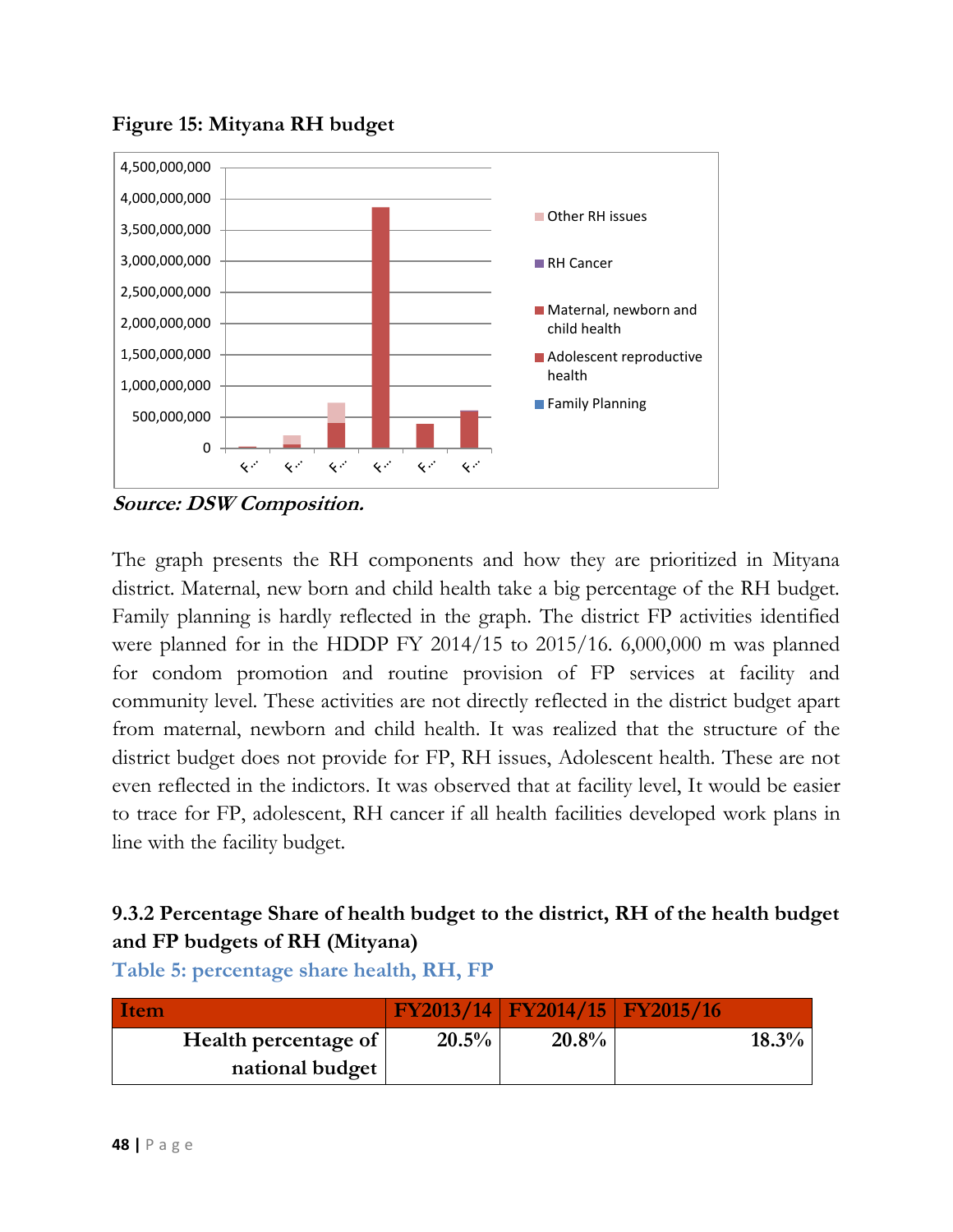**Figure 15: Mityana RH budget**

*Source: DSW Composition.*

The graph presents the RH components and how they are prioritized in Mityana district. Maternal, new born and child health take a big percentage of the RH budget. Family planning is hardly reflected in the graph. The district FP activities identified were planned for in the HDDP FY 2014/15 to 2015/16. 6,000,000 m was planned for condom promotion and routine provision of FP services at facility and community level. These activities are not directly reflected in the district budget apart from maternal, newborn and child health. It was realized that the structure of the district budget does not provide for FP, RH issues, Adolescent health. These are not even reflected in the indictors. It was observed that at facility level, It would be easier to trace for FP, adolescent, RH cancer if all health facilities developed work plans in line with the facility budget.

### 9.3.2 Percentage Share of health budget to the district, RH of the health budget and FP budgets of RH (Mityana)

**Table 5: percentage share health, RH, FP**

| Item | FY2013/14 | FY2014/15 | FY2015/16 |
|---|---|---|---|
| Health percentage of national budget | 20.5% | 20.8% | 18.3% |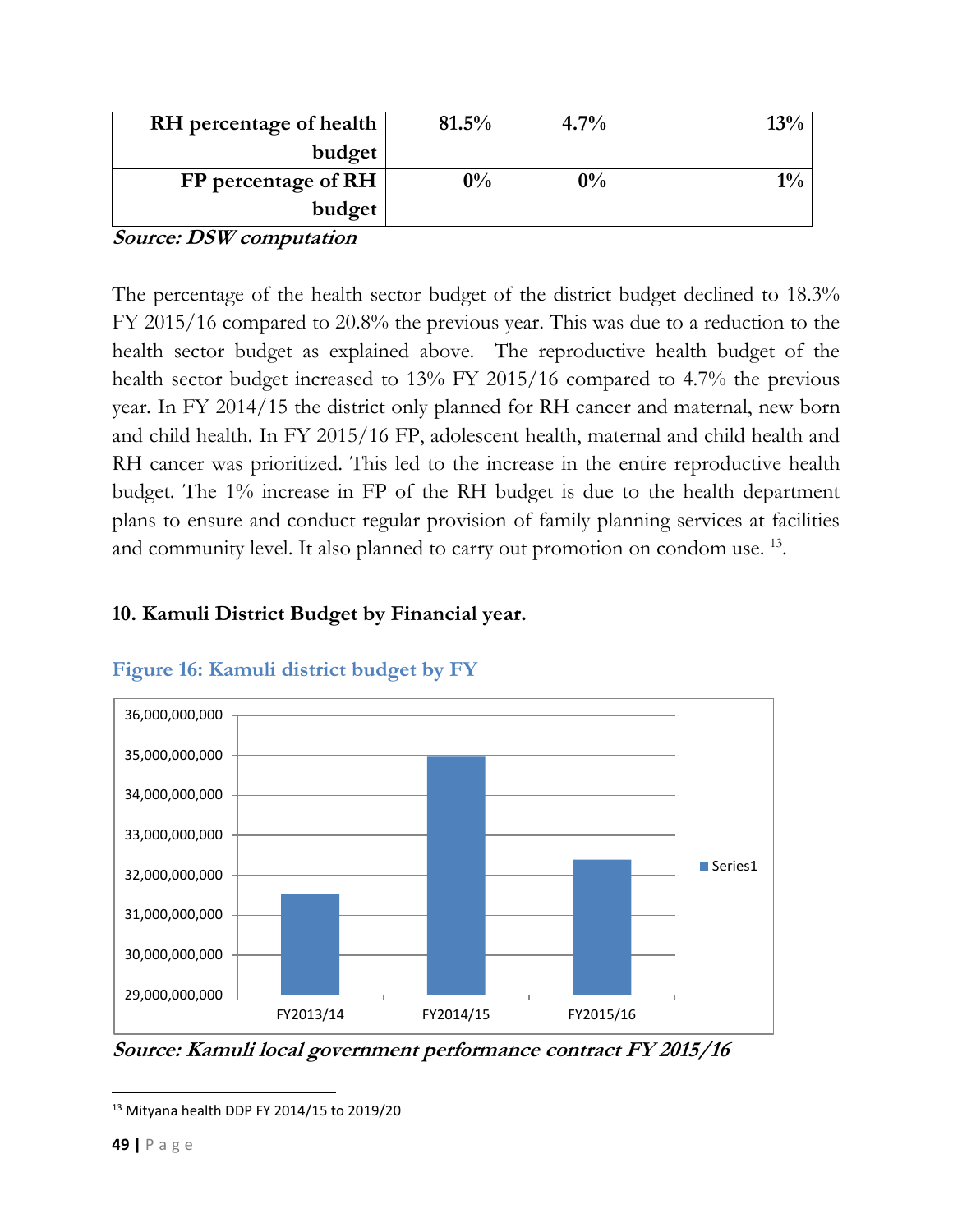| RH percentage of health budget | 81.5% | 4.7% | 13% |
|---|---|---|---|
| FP percentage of RH budget | 0% | 0% | 1% |

***Source: DSW computation***

The percentage of the health sector budget of the district budget declined to 18.3% FY 2015/16 compared to 20.8% the previous year. This was due to a reduction to the health sector budget as explained above. The reproductive health budget of the health sector budget increased to 13% FY 2015/16 compared to 4.7% the previous year. In FY 2014/15 the district only planned for RH cancer and maternal, new born and child health. In FY 2015/16 FP, adolescent health, maternal and child health and RH cancer was prioritized. This led to the increase in the entire reproductive health budget. The 1% increase in FP of the RH budget is due to the health department plans to ensure and conduct regular provision of family planning services at facilities and community level. It also planned to carry out promotion on condom use. [13].

## 10. Kamuli District Budget by Financial year.

### Figure 16: Kamuli district budget by FY

***Source: Kamuli local government performance contract FY 2015/16***

[13] Mityana health DDP FY 2014/15 to 2019/20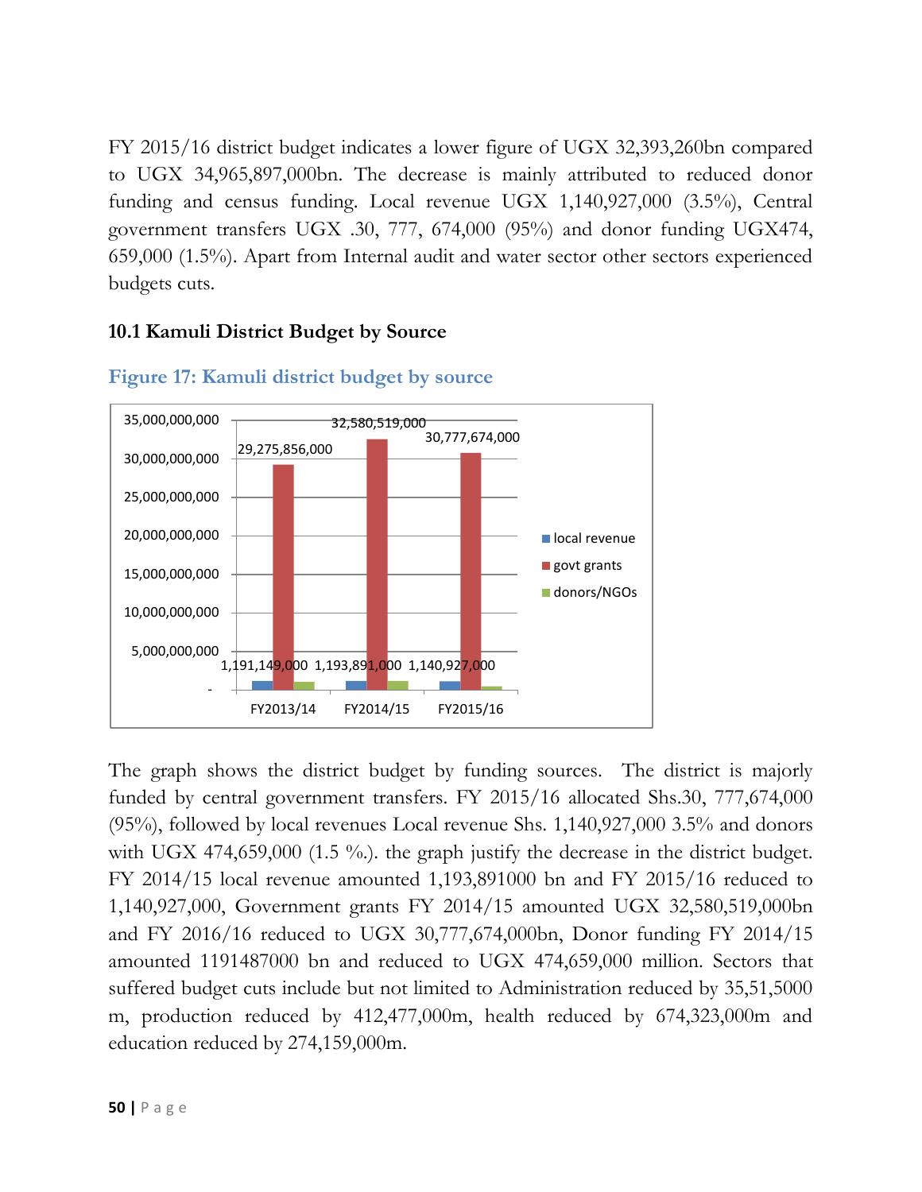FY 2015/16 district budget indicates a lower figure of UGX 32,393,260bn compared to UGX 34,965,897,000bn. The decrease is mainly attributed to reduced donor funding and census funding. Local revenue UGX 1,140,927,000 (3.5%), Central government transfers UGX .30, 777, 674,000 (95%) and donor funding UGX474, 659,000 (1.5%). Apart from Internal audit and water sector other sectors experienced budgets cuts.

### 10.1 Kamuli District Budget by Source

**Figure 17: Kamuli district budget by source**

| | FY2013/14 | FY2014/15 | FY2015/16 |
|---|---|---|---|
| local revenue | 1,191,149,000 | 1,193,891,000 | 1,140,927,000 |
| govt grants | 29,275,856,000 | 32,580,519,000 | 30,777,674,000 |
| donors/NGOs | | | |

The graph shows the district budget by funding sources. The district is majorly funded by central government transfers. FY 2015/16 allocated Shs.30, 777,674,000 (95%), followed by local revenues Local revenue Shs. 1,140,927,000 3.5% and donors with UGX 474,659,000 (1.5 %.). the graph justify the decrease in the district budget. FY 2014/15 local revenue amounted 1,193,891000 bn and FY 2015/16 reduced to 1,140,927,000, Government grants FY 2014/15 amounted UGX 32,580,519,000bn and FY 2016/16 reduced to UGX 30,777,674,000bn, Donor funding FY 2014/15 amounted 1191487000 bn and reduced to UGX 474,659,000 million. Sectors that suffered budget cuts include but not limited to Administration reduced by 35,51,5000 m, production reduced by 412,477,000m, health reduced by 674,323,000m and education reduced by 274,159,000m.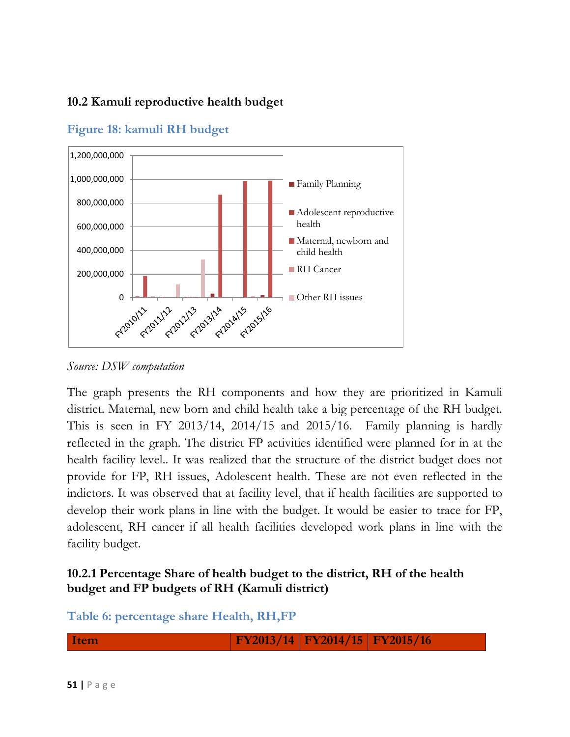### 10.2 Kamuli reproductive health budget

Figure 18: kamuli RH budget

Source: DSW computation

The graph presents the RH components and how they are prioritized in Kamuli district. Maternal, new born and child health take a big percentage of the RH budget. This is seen in FY 2013/14, 2014/15 and 2015/16. Family planning is hardly reflected in the graph. The district FP activities identified were planned for in at the health facility level.. It was realized that the structure of the district budget does not provide for FP, RH issues, Adolescent health. These are not even reflected in the indictors. It was observed that at facility level, that if health facilities are supported to develop their work plans in line with the budget. It would be easier to trace for FP, adolescent, RH cancer if all health facilities developed work plans in line with the facility budget.

#### 10.2.1 Percentage Share of health budget to the district, RH of the health budget and FP budgets of RH (Kamuli district)

Table 6: percentage share Health, RH,FP

| Item | FY2013/14 | FY2014/15 | FY2015/16 |
|---|---|---|---|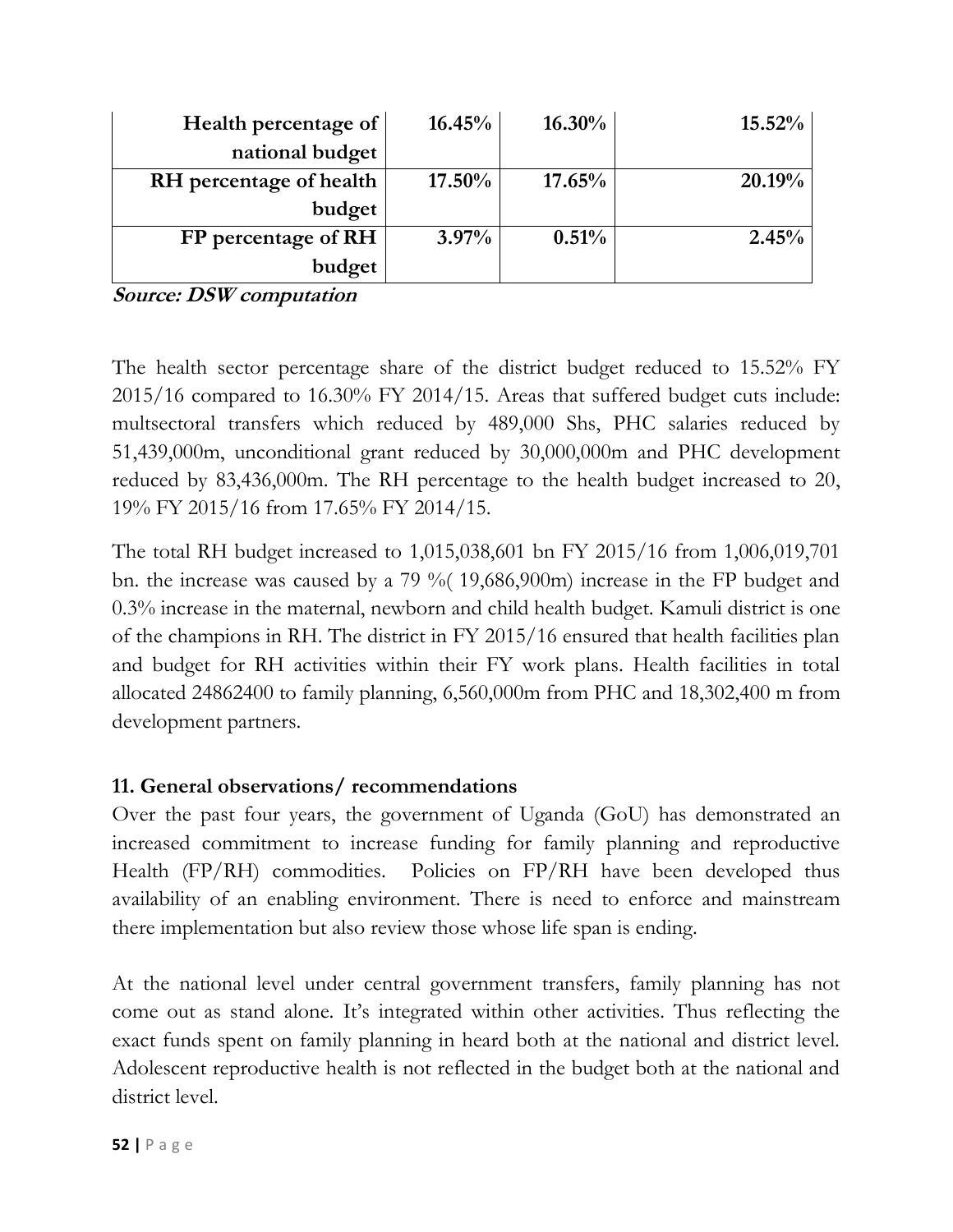| Health percentage of national budget | 16.45% | 16.30% | 15.52% |
|---|---|---|---|
| RH percentage of health budget | 17.50% | 17.65% | 20.19% |
| FP percentage of RH budget | 3.97% | 0.51% | 2.45% |

***Source: DSW computation***

The health sector percentage share of the district budget reduced to 15.52% FY 2015/16 compared to 16.30% FY 2014/15. Areas that suffered budget cuts include: multsectoral transfers which reduced by 489,000 Shs, PHC salaries reduced by 51,439,000m, unconditional grant reduced by 30,000,000m and PHC development reduced by 83,436,000m. The RH percentage to the health budget increased to 20, 19% FY 2015/16 from 17.65% FY 2014/15.

The total RH budget increased to 1,015,038,601 bn FY 2015/16 from 1,006,019,701 bn. the increase was caused by a 79 %( 19,686,900m) increase in the FP budget and 0.3% increase in the maternal, newborn and child health budget. Kamuli district is one of the champions in RH. The district in FY 2015/16 ensured that health facilities plan and budget for RH activities within their FY work plans. Health facilities in total allocated 24862400 to family planning, 6,560,000m from PHC and 18,302,400 m from development partners.

## 11. General observations/ recommendations

Over the past four years, the government of Uganda (GoU) has demonstrated an increased commitment to increase funding for family planning and reproductive Health (FP/RH) commodities. Policies on FP/RH have been developed thus availability of an enabling environment. There is need to enforce and mainstream there implementation but also review those whose life span is ending.

At the national level under central government transfers, family planning has not come out as stand alone. It's integrated within other activities. Thus reflecting the exact funds spent on family planning in heard both at the national and district level. Adolescent reproductive health is not reflected in the budget both at the national and district level.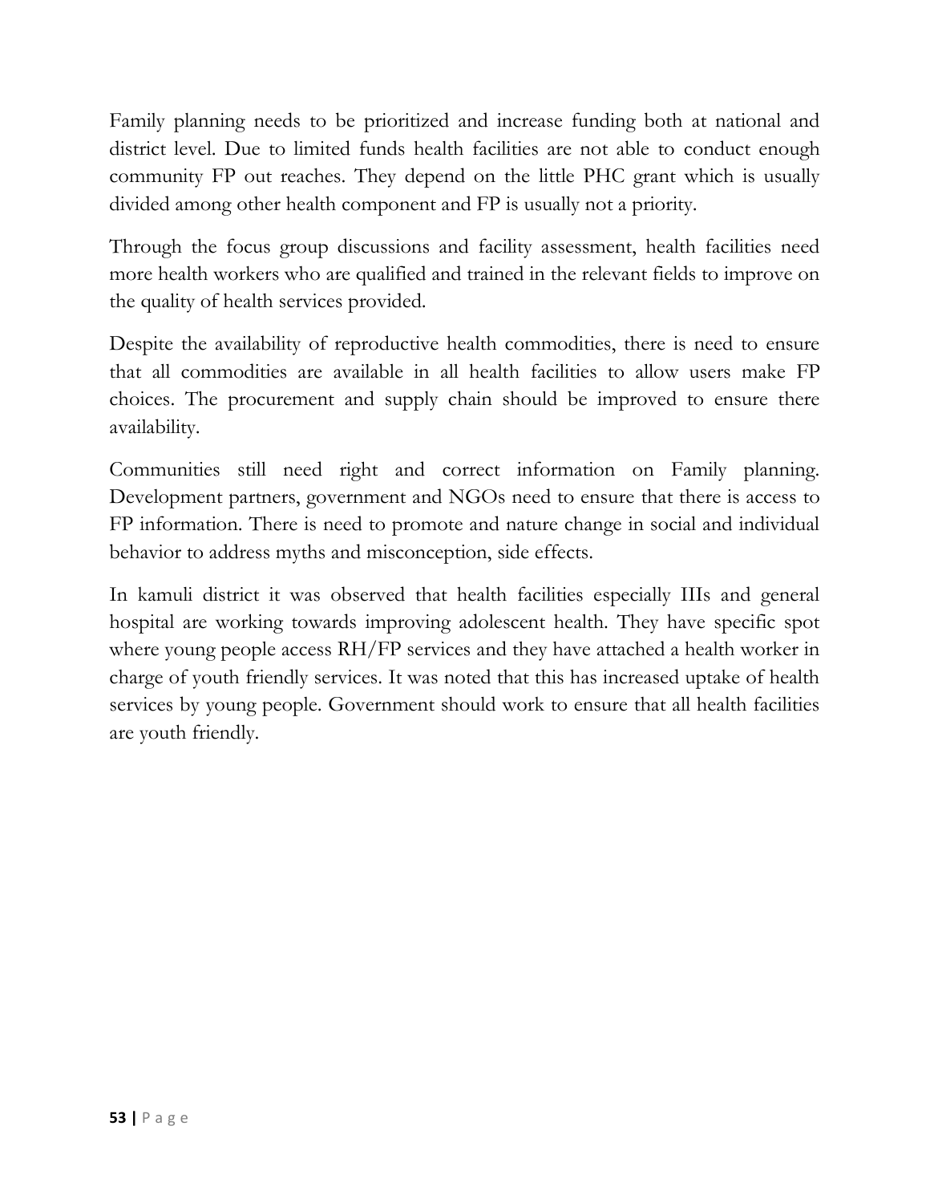Family planning needs to be prioritized and increase funding both at national and district level. Due to limited funds health facilities are not able to conduct enough community FP out reaches. They depend on the little PHC grant which is usually divided among other health component and FP is usually not a priority.

Through the focus group discussions and facility assessment, health facilities need more health workers who are qualified and trained in the relevant fields to improve on the quality of health services provided.

Despite the availability of reproductive health commodities, there is need to ensure that all commodities are available in all health facilities to allow users make FP choices. The procurement and supply chain should be improved to ensure there availability.

Communities still need right and correct information on Family planning. Development partners, government and NGOs need to ensure that there is access to FP information. There is need to promote and nature change in social and individual behavior to address myths and misconception, side effects.

In kamuli district it was observed that health facilities especially IIIs and general hospital are working towards improving adolescent health. They have specific spot where young people access RH/FP services and they have attached a health worker in charge of youth friendly services. It was noted that this has increased uptake of health services by young people. Government should work to ensure that all health facilities are youth friendly.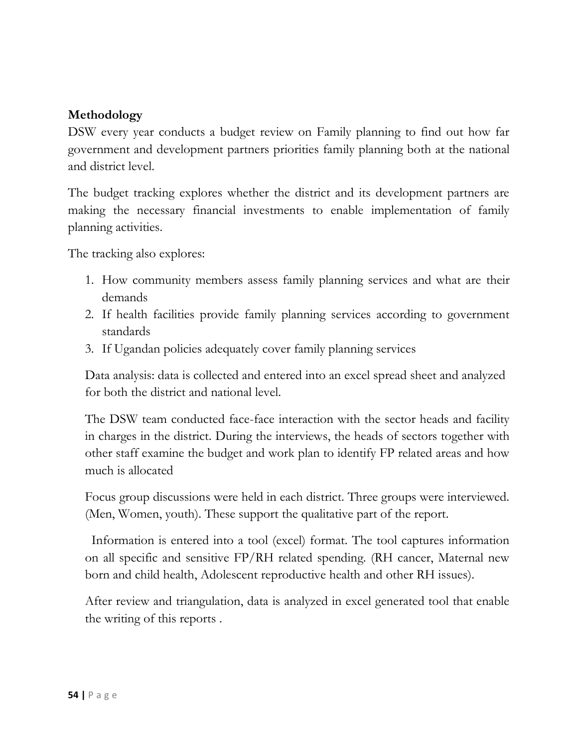**Methodology**

DSW every year conducts a budget review on Family planning to find out how far government and development partners priorities family planning both at the national and district level.

The budget tracking explores whether the district and its development partners are making the necessary financial investments to enable implementation of family planning activities.

The tracking also explores:

1. How community members assess family planning services and what are their demands
2. If health facilities provide family planning services according to government standards
3. If Ugandan policies adequately cover family planning services

Data analysis: data is collected and entered into an excel spread sheet and analyzed for both the district and national level.

The DSW team conducted face-face interaction with the sector heads and facility in charges in the district. During the interviews, the heads of sectors together with other staff examine the budget and work plan to identify FP related areas and how much is allocated

Focus group discussions were held in each district. Three groups were interviewed. (Men, Women, youth). These support the qualitative part of the report.

Information is entered into a tool (excel) format. The tool captures information on all specific and sensitive FP/RH related spending. (RH cancer, Maternal new born and child health, Adolescent reproductive health and other RH issues).

After review and triangulation, data is analyzed in excel generated tool that enable the writing of this reports .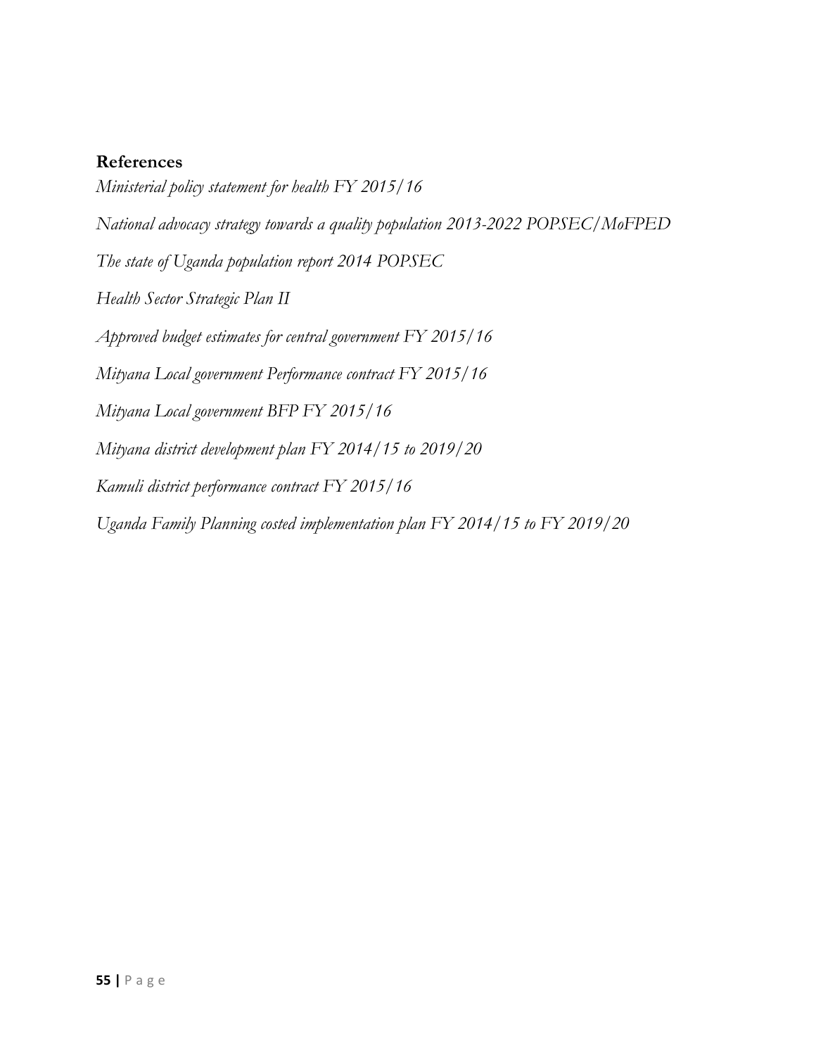## References

*Ministerial policy statement for health FY 2015/16*

*National advocacy strategy towards a quality population 2013-2022 POPSEC/MoFPED*

*The state of Uganda population report 2014 POPSEC*

*Health Sector Strategic Plan II*

*Approved budget estimates for central government FY 2015/16*

*Mityana Local government Performance contract FY 2015/16*

*Mityana Local government BFP FY 2015/16*

*Mityana district development plan FY 2014/15 to 2019/20*

*Kamuli district performance contract FY 2015/16*

*Uganda Family Planning costed implementation plan FY 2014/15 to FY 2019/20*